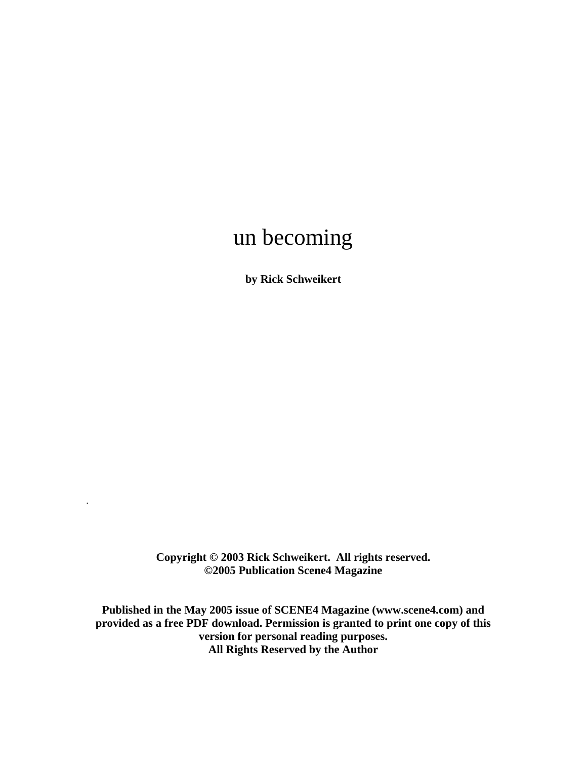# un becoming

**by Rick Schweikert**

.

**Copyright © 2003 Rick Schweikert. All rights reserved.**
**©2005 Publication Scene4 Magazine**

**Published in the May 2005 issue of SCENE4 Magazine (www.scene4.com) and provided as a free PDF download. Permission is granted to print one copy of this version for personal reading purposes.**
**All Rights Reserved by the Author**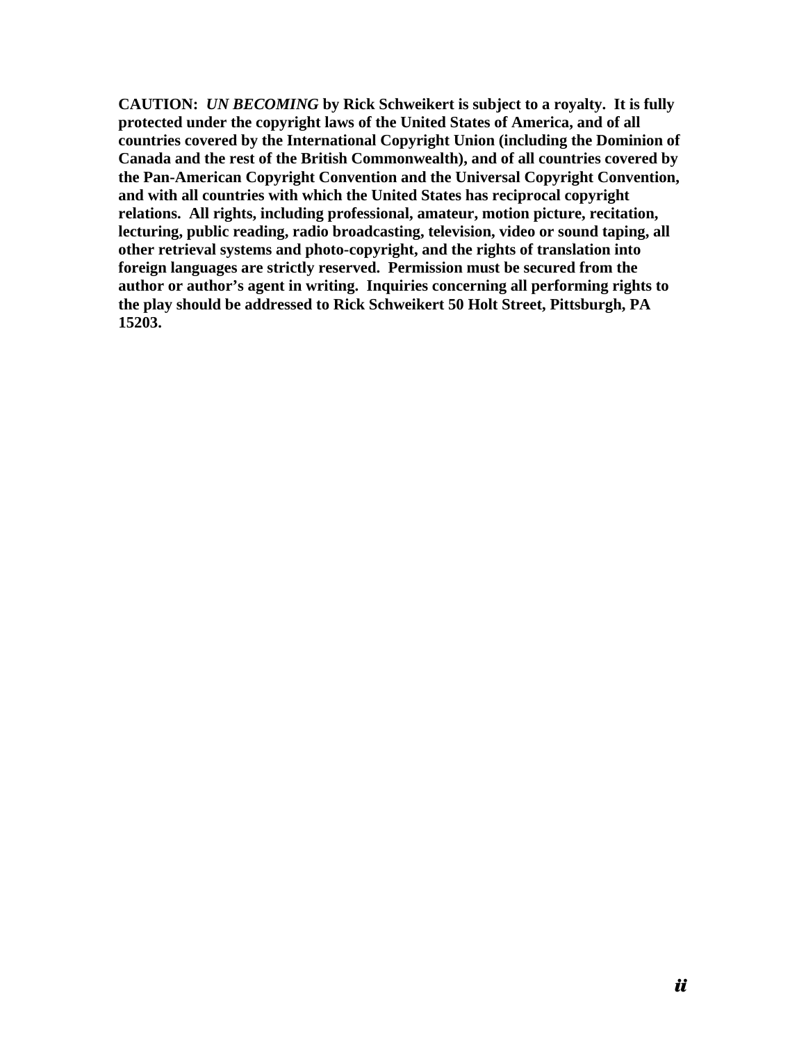**CAUTION:** ***UN BECOMING*** **by Rick Schweikert is subject to a royalty. It is fully protected under the copyright laws of the United States of America, and of all countries covered by the International Copyright Union (including the Dominion of Canada and the rest of the British Commonwealth), and of all countries covered by the Pan-American Copyright Convention and the Universal Copyright Convention, and with all countries with which the United States has reciprocal copyright relations. All rights, including professional, amateur, motion picture, recitation, lecturing, public reading, radio broadcasting, television, video or sound taping, all other retrieval systems and photo-copyright, and the rights of translation into foreign languages are strictly reserved. Permission must be secured from the author or author's agent in writing. Inquiries concerning all performing rights to the play should be addressed to Rick Schweikert 50 Holt Street, Pittsburgh, PA 15203.**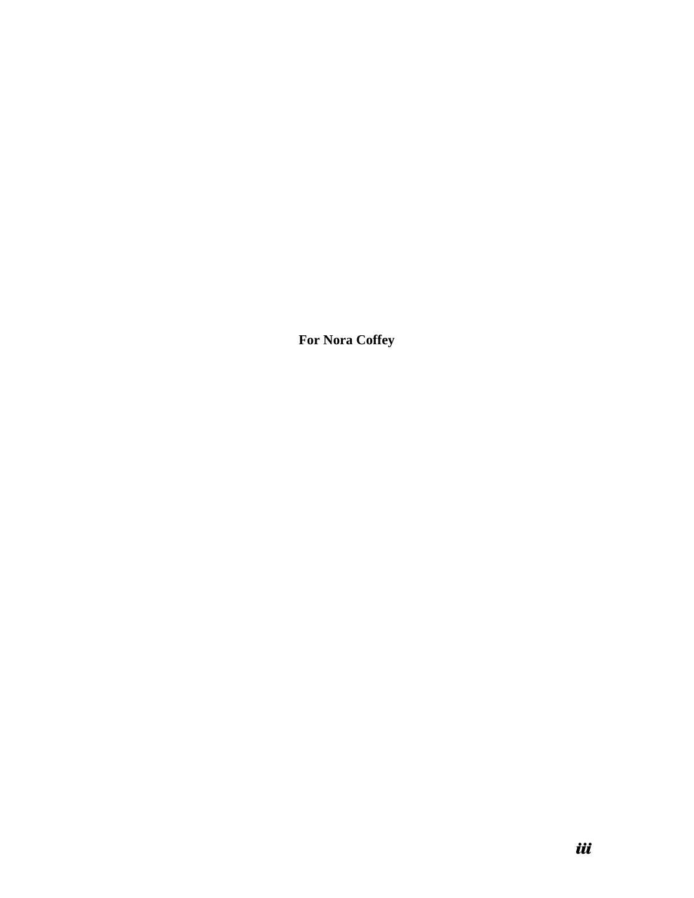**For Nora Coffey**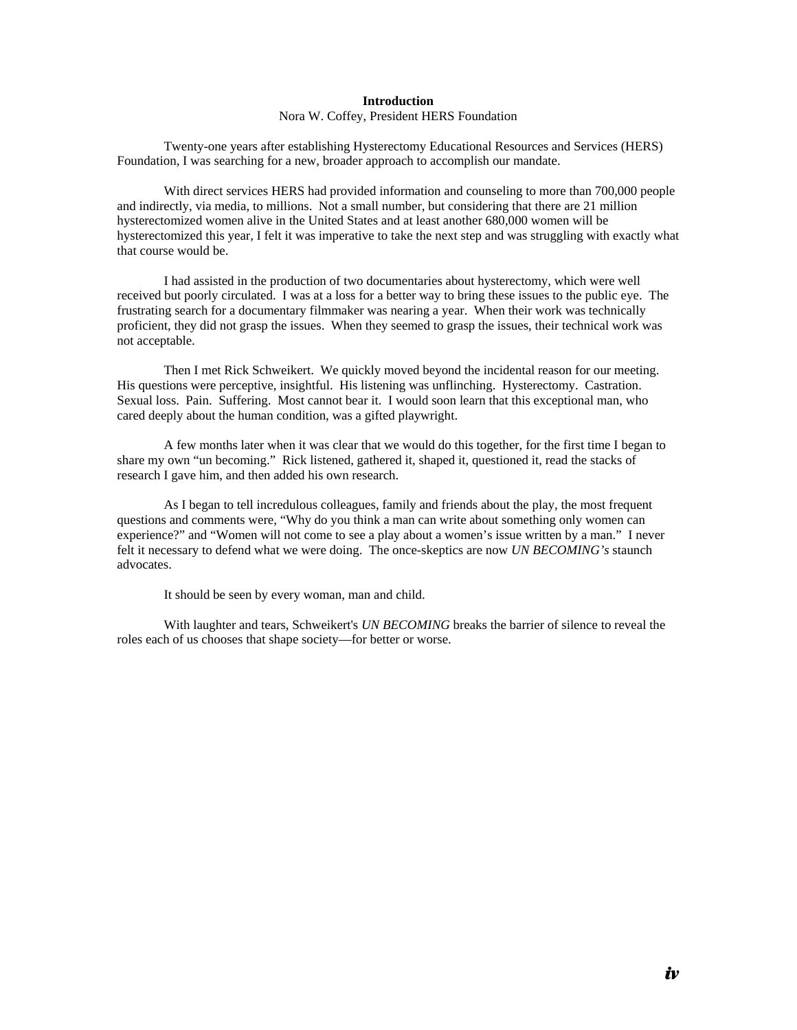# Introduction

Nora W. Coffey, President HERS Foundation

Twenty-one years after establishing Hysterectomy Educational Resources and Services (HERS) Foundation, I was searching for a new, broader approach to accomplish our mandate.

With direct services HERS had provided information and counseling to more than 700,000 people and indirectly, via media, to millions. Not a small number, but considering that there are 21 million hysterectomized women alive in the United States and at least another 680,000 women will be hysterectomized this year, I felt it was imperative to take the next step and was struggling with exactly what that course would be.

I had assisted in the production of two documentaries about hysterectomy, which were well received but poorly circulated. I was at a loss for a better way to bring these issues to the public eye. The frustrating search for a documentary filmmaker was nearing a year. When their work was technically proficient, they did not grasp the issues. When they seemed to grasp the issues, their technical work was not acceptable.

Then I met Rick Schweikert. We quickly moved beyond the incidental reason for our meeting. His questions were perceptive, insightful. His listening was unflinching. Hysterectomy. Castration. Sexual loss. Pain. Suffering. Most cannot bear it. I would soon learn that this exceptional man, who cared deeply about the human condition, was a gifted playwright.

A few months later when it was clear that we would do this together, for the first time I began to share my own "un becoming." Rick listened, gathered it, shaped it, questioned it, read the stacks of research I gave him, and then added his own research.

As I began to tell incredulous colleagues, family and friends about the play, the most frequent questions and comments were, "Why do you think a man can write about something only women can experience?" and "Women will not come to see a play about a women's issue written by a man." I never felt it necessary to defend what we were doing. The once-skeptics are now *UN BECOMING's* staunch advocates.

It should be seen by every woman, man and child.

With laughter and tears, Schweikert's *UN BECOMING* breaks the barrier of silence to reveal the roles each of us chooses that shape society—for better or worse.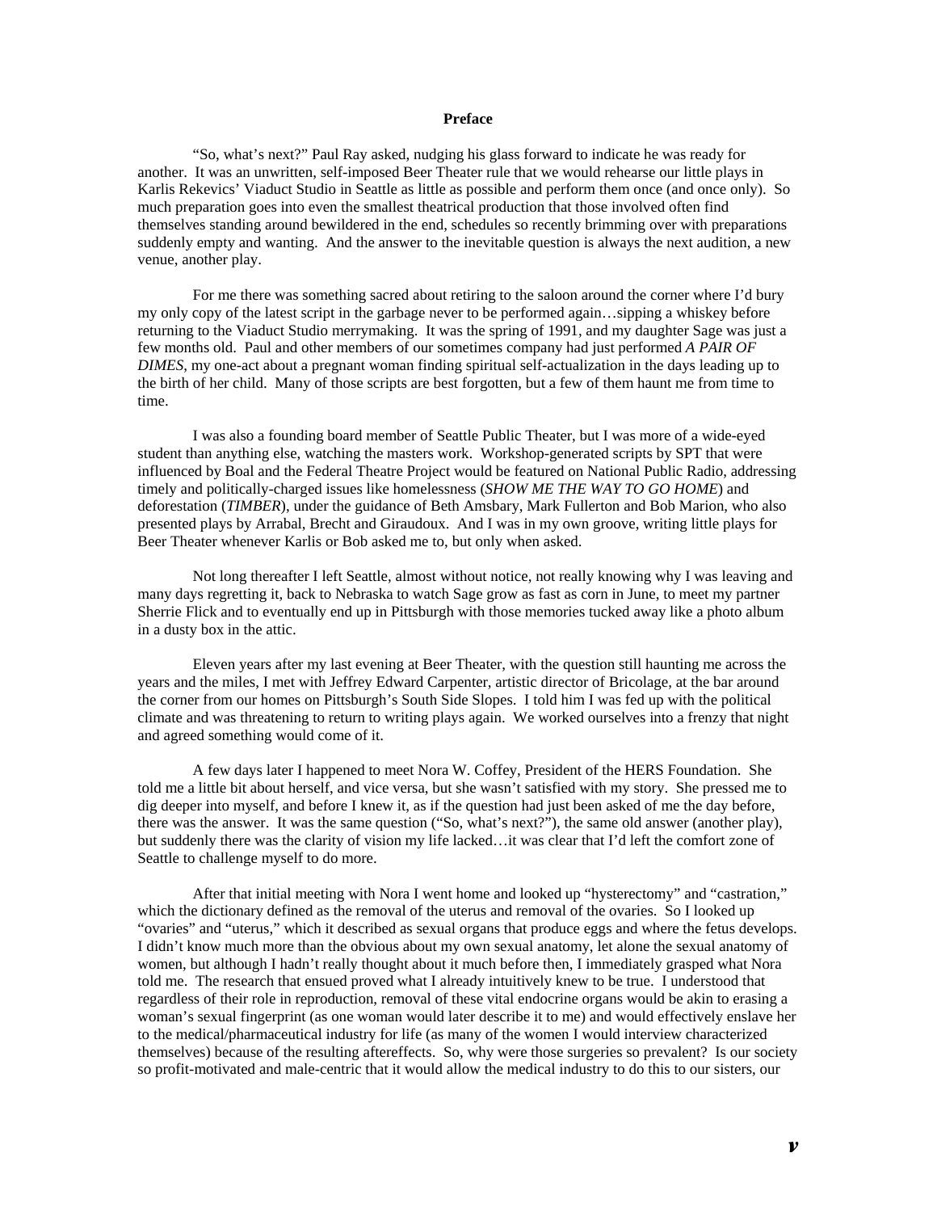**Preface**

"So, what's next?" Paul Ray asked, nudging his glass forward to indicate he was ready for another. It was an unwritten, self-imposed Beer Theater rule that we would rehearse our little plays in Karlis Rekevics' Viaduct Studio in Seattle as little as possible and perform them once (and once only). So much preparation goes into even the smallest theatrical production that those involved often find themselves standing around bewildered in the end, schedules so recently brimming over with preparations suddenly empty and wanting. And the answer to the inevitable question is always the next audition, a new venue, another play.

For me there was something sacred about retiring to the saloon around the corner where I'd bury my only copy of the latest script in the garbage never to be performed again…sipping a whiskey before returning to the Viaduct Studio merrymaking. It was the spring of 1991, and my daughter Sage was just a few months old. Paul and other members of our sometimes company had just performed *A PAIR OF DIMES*, my one-act about a pregnant woman finding spiritual self-actualization in the days leading up to the birth of her child. Many of those scripts are best forgotten, but a few of them haunt me from time to time.

I was also a founding board member of Seattle Public Theater, but I was more of a wide-eyed student than anything else, watching the masters work. Workshop-generated scripts by SPT that were influenced by Boal and the Federal Theatre Project would be featured on National Public Radio, addressing timely and politically-charged issues like homelessness (*SHOW ME THE WAY TO GO HOME*) and deforestation (*TIMBER*), under the guidance of Beth Amsbary, Mark Fullerton and Bob Marion, who also presented plays by Arrabal, Brecht and Giraudoux. And I was in my own groove, writing little plays for Beer Theater whenever Karlis or Bob asked me to, but only when asked.

Not long thereafter I left Seattle, almost without notice, not really knowing why I was leaving and many days regretting it, back to Nebraska to watch Sage grow as fast as corn in June, to meet my partner Sherrie Flick and to eventually end up in Pittsburgh with those memories tucked away like a photo album in a dusty box in the attic.

Eleven years after my last evening at Beer Theater, with the question still haunting me across the years and the miles, I met with Jeffrey Edward Carpenter, artistic director of Bricolage, at the bar around the corner from our homes on Pittsburgh's South Side Slopes. I told him I was fed up with the political climate and was threatening to return to writing plays again. We worked ourselves into a frenzy that night and agreed something would come of it.

A few days later I happened to meet Nora W. Coffey, President of the HERS Foundation. She told me a little bit about herself, and vice versa, but she wasn't satisfied with my story. She pressed me to dig deeper into myself, and before I knew it, as if the question had just been asked of me the day before, there was the answer. It was the same question ("So, what's next?"), the same old answer (another play), but suddenly there was the clarity of vision my life lacked…it was clear that I'd left the comfort zone of Seattle to challenge myself to do more.

After that initial meeting with Nora I went home and looked up "hysterectomy" and "castration," which the dictionary defined as the removal of the uterus and removal of the ovaries. So I looked up "ovaries" and "uterus," which it described as sexual organs that produce eggs and where the fetus develops. I didn't know much more than the obvious about my own sexual anatomy, let alone the sexual anatomy of women, but although I hadn't really thought about it much before then, I immediately grasped what Nora told me. The research that ensued proved what I already intuitively knew to be true. I understood that regardless of their role in reproduction, removal of these vital endocrine organs would be akin to erasing a woman's sexual fingerprint (as one woman would later describe it to me) and would effectively enslave her to the medical/pharmaceutical industry for life (as many of the women I would interview characterized themselves) because of the resulting aftereffects. So, why were those surgeries so prevalent? Is our society so profit-motivated and male-centric that it would allow the medical industry to do this to our sisters, our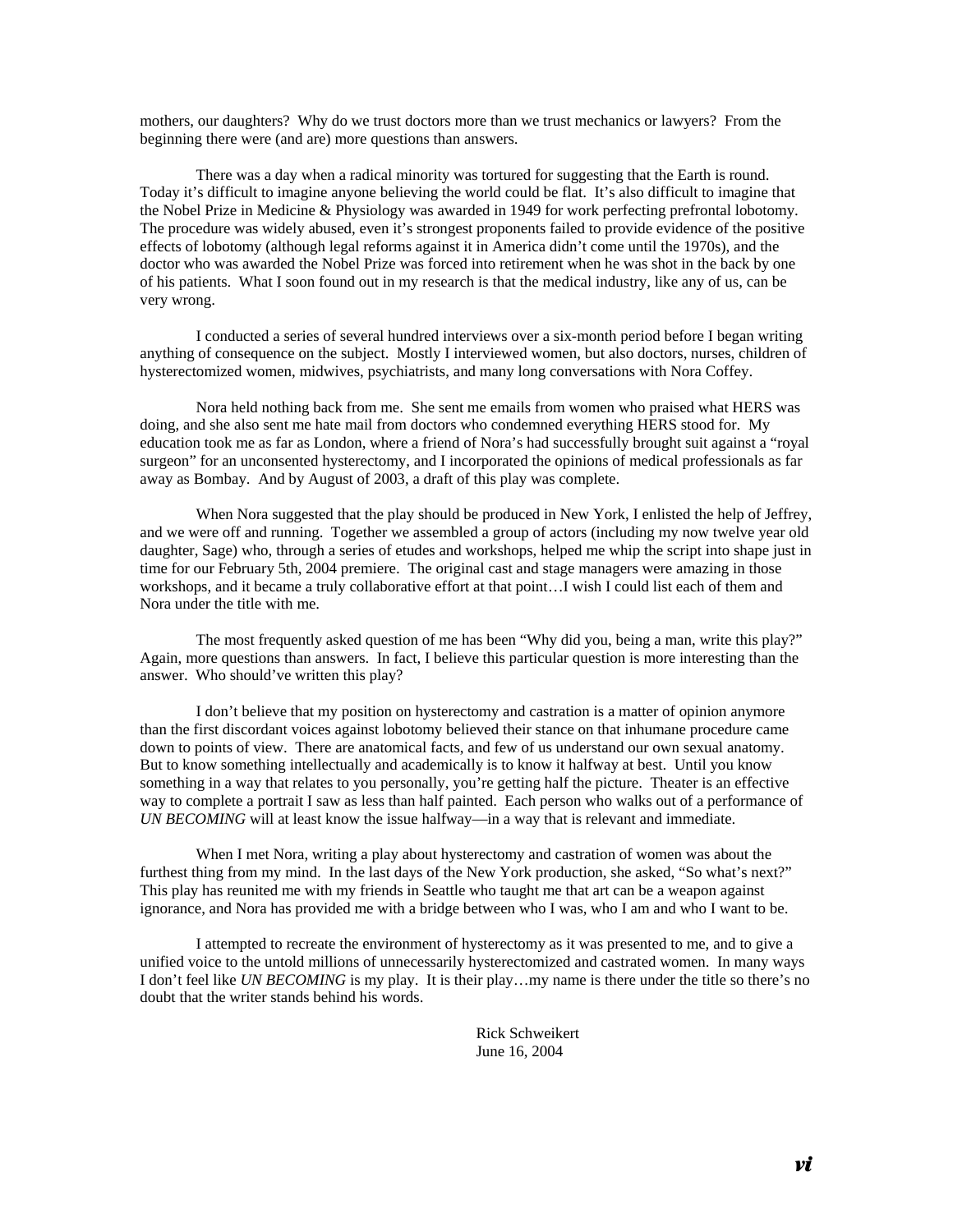mothers, our daughters? Why do we trust doctors more than we trust mechanics or lawyers? From the beginning there were (and are) more questions than answers.

There was a day when a radical minority was tortured for suggesting that the Earth is round. Today it's difficult to imagine anyone believing the world could be flat. It's also difficult to imagine that the Nobel Prize in Medicine & Physiology was awarded in 1949 for work perfecting prefrontal lobotomy. The procedure was widely abused, even it's strongest proponents failed to provide evidence of the positive effects of lobotomy (although legal reforms against it in America didn't come until the 1970s), and the doctor who was awarded the Nobel Prize was forced into retirement when he was shot in the back by one of his patients. What I soon found out in my research is that the medical industry, like any of us, can be very wrong.

I conducted a series of several hundred interviews over a six-month period before I began writing anything of consequence on the subject. Mostly I interviewed women, but also doctors, nurses, children of hysterectomized women, midwives, psychiatrists, and many long conversations with Nora Coffey.

Nora held nothing back from me. She sent me emails from women who praised what HERS was doing, and she also sent me hate mail from doctors who condemned everything HERS stood for. My education took me as far as London, where a friend of Nora's had successfully brought suit against a "royal surgeon" for an unconsented hysterectomy, and I incorporated the opinions of medical professionals as far away as Bombay. And by August of 2003, a draft of this play was complete.

When Nora suggested that the play should be produced in New York, I enlisted the help of Jeffrey, and we were off and running. Together we assembled a group of actors (including my now twelve year old daughter, Sage) who, through a series of etudes and workshops, helped me whip the script into shape just in time for our February 5th, 2004 premiere. The original cast and stage managers were amazing in those workshops, and it became a truly collaborative effort at that point…I wish I could list each of them and Nora under the title with me.

The most frequently asked question of me has been "Why did you, being a man, write this play?" Again, more questions than answers. In fact, I believe this particular question is more interesting than the answer. Who should've written this play?

I don't believe that my position on hysterectomy and castration is a matter of opinion anymore than the first discordant voices against lobotomy believed their stance on that inhumane procedure came down to points of view. There are anatomical facts, and few of us understand our own sexual anatomy. But to know something intellectually and academically is to know it halfway at best. Until you know something in a way that relates to you personally, you're getting half the picture. Theater is an effective way to complete a portrait I saw as less than half painted. Each person who walks out of a performance of *UN BECOMING* will at least know the issue halfway—in a way that is relevant and immediate.

When I met Nora, writing a play about hysterectomy and castration of women was about the furthest thing from my mind. In the last days of the New York production, she asked, "So what's next?" This play has reunited me with my friends in Seattle who taught me that art can be a weapon against ignorance, and Nora has provided me with a bridge between who I was, who I am and who I want to be.

I attempted to recreate the environment of hysterectomy as it was presented to me, and to give a unified voice to the untold millions of unnecessarily hysterectomized and castrated women. In many ways I don't feel like *UN BECOMING* is my play. It is their play…my name is there under the title so there's no doubt that the writer stands behind his words.

Rick Schweikert
June 16, 2004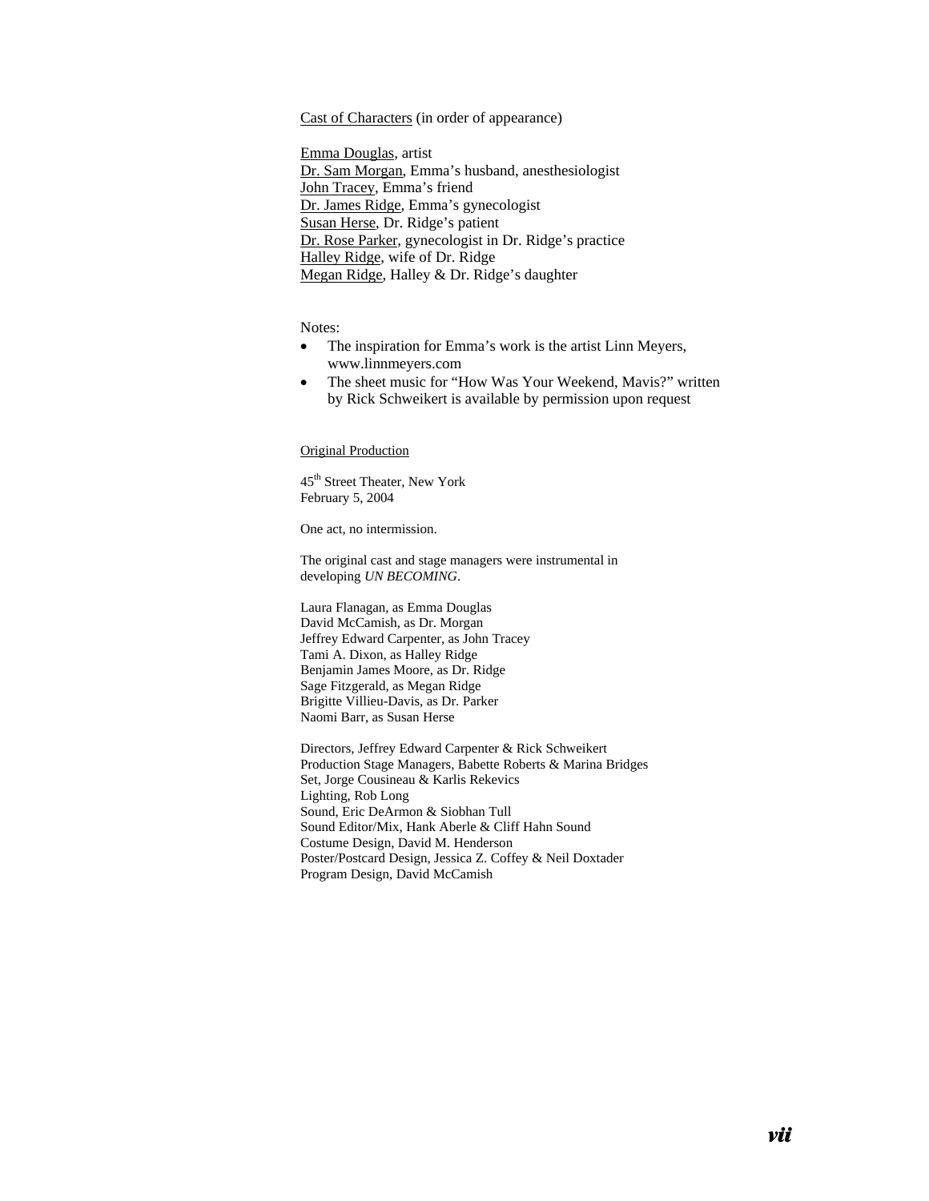Cast of Characters (in order of appearance)

Emma Douglas, artist
Dr. Sam Morgan, Emma's husband, anesthesiologist
John Tracey, Emma's friend
Dr. James Ridge, Emma's gynecologist
Susan Herse, Dr. Ridge's patient
Dr. Rose Parker, gynecologist in Dr. Ridge's practice
Halley Ridge, wife of Dr. Ridge
Megan Ridge, Halley & Dr. Ridge's daughter

Notes:

- The inspiration for Emma's work is the artist Linn Meyers, www.linnmeyers.com
- The sheet music for "How Was Your Weekend, Mavis?" written by Rick Schweikert is available by permission upon request

Original Production

45th Street Theater, New York
February 5, 2004

One act, no intermission.

The original cast and stage managers were instrumental in developing *UN BECOMING*.

Laura Flanagan, as Emma Douglas
David McCamish, as Dr. Morgan
Jeffrey Edward Carpenter, as John Tracey
Tami A. Dixon, as Halley Ridge
Benjamin James Moore, as Dr. Ridge
Sage Fitzgerald, as Megan Ridge
Brigitte Villieu-Davis, as Dr. Parker
Naomi Barr, as Susan Herse

Directors, Jeffrey Edward Carpenter & Rick Schweikert
Production Stage Managers, Babette Roberts & Marina Bridges
Set, Jorge Cousineau & Karlis Rekevics
Lighting, Rob Long
Sound, Eric DeArmon & Siobhan Tull
Sound Editor/Mix, Hank Aberle & Cliff Hahn Sound
Costume Design, David M. Henderson
Poster/Postcard Design, Jessica Z. Coffey & Neil Doxtader
Program Design, David McCamish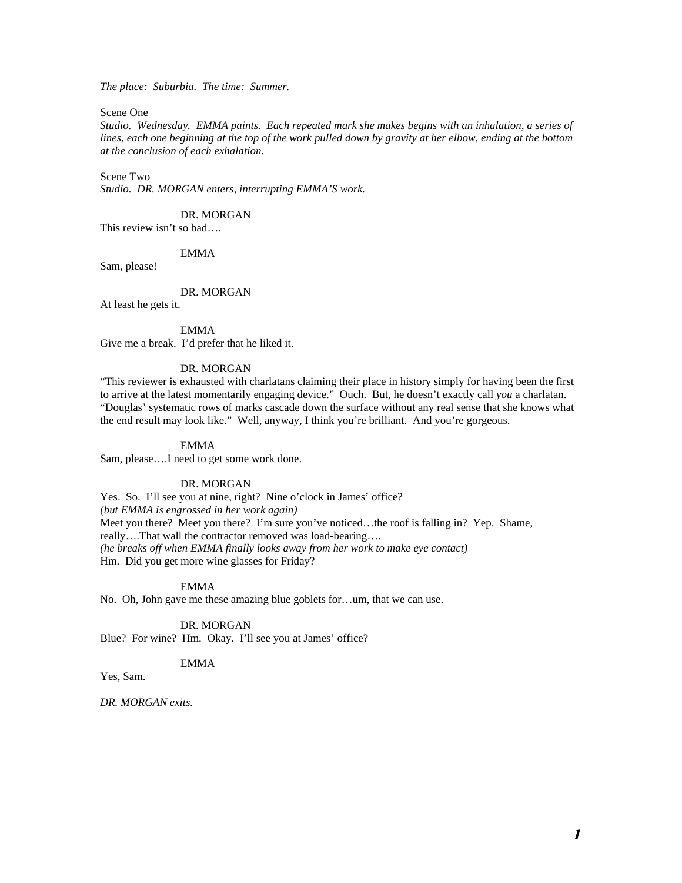*The place: Suburbia. The time: Summer.*

Scene One

*Studio. Wednesday. EMMA paints. Each repeated mark she makes begins with an inhalation, a series of lines, each one beginning at the top of the work pulled down by gravity at her elbow, ending at the bottom at the conclusion of each exhalation.*

Scene Two

*Studio. DR. MORGAN enters, interrupting EMMA'S work.*

DR. MORGAN

This review isn't so bad….

EMMA

Sam, please!

DR. MORGAN

At least he gets it.

EMMA

Give me a break. I'd prefer that he liked it.

DR. MORGAN

"This reviewer is exhausted with charlatans claiming their place in history simply for having been the first to arrive at the latest momentarily engaging device." Ouch. But, he doesn't exactly call *you* a charlatan. "Douglas' systematic rows of marks cascade down the surface without any real sense that she knows what the end result may look like." Well, anyway, I think you're brilliant. And you're gorgeous.

EMMA

Sam, please….I need to get some work done.

DR. MORGAN

Yes. So. I'll see you at nine, right? Nine o'clock in James' office?
*(but EMMA is engrossed in her work again)*
Meet you there? Meet you there? I'm sure you've noticed…the roof is falling in? Yep. Shame, really….That wall the contractor removed was load-bearing….
*(he breaks off when EMMA finally looks away from her work to make eye contact)*
Hm. Did you get more wine glasses for Friday?

EMMA

No. Oh, John gave me these amazing blue goblets for…um, that we can use.

DR. MORGAN

Blue? For wine? Hm. Okay. I'll see you at James' office?

EMMA

Yes, Sam.

*DR. MORGAN exits.*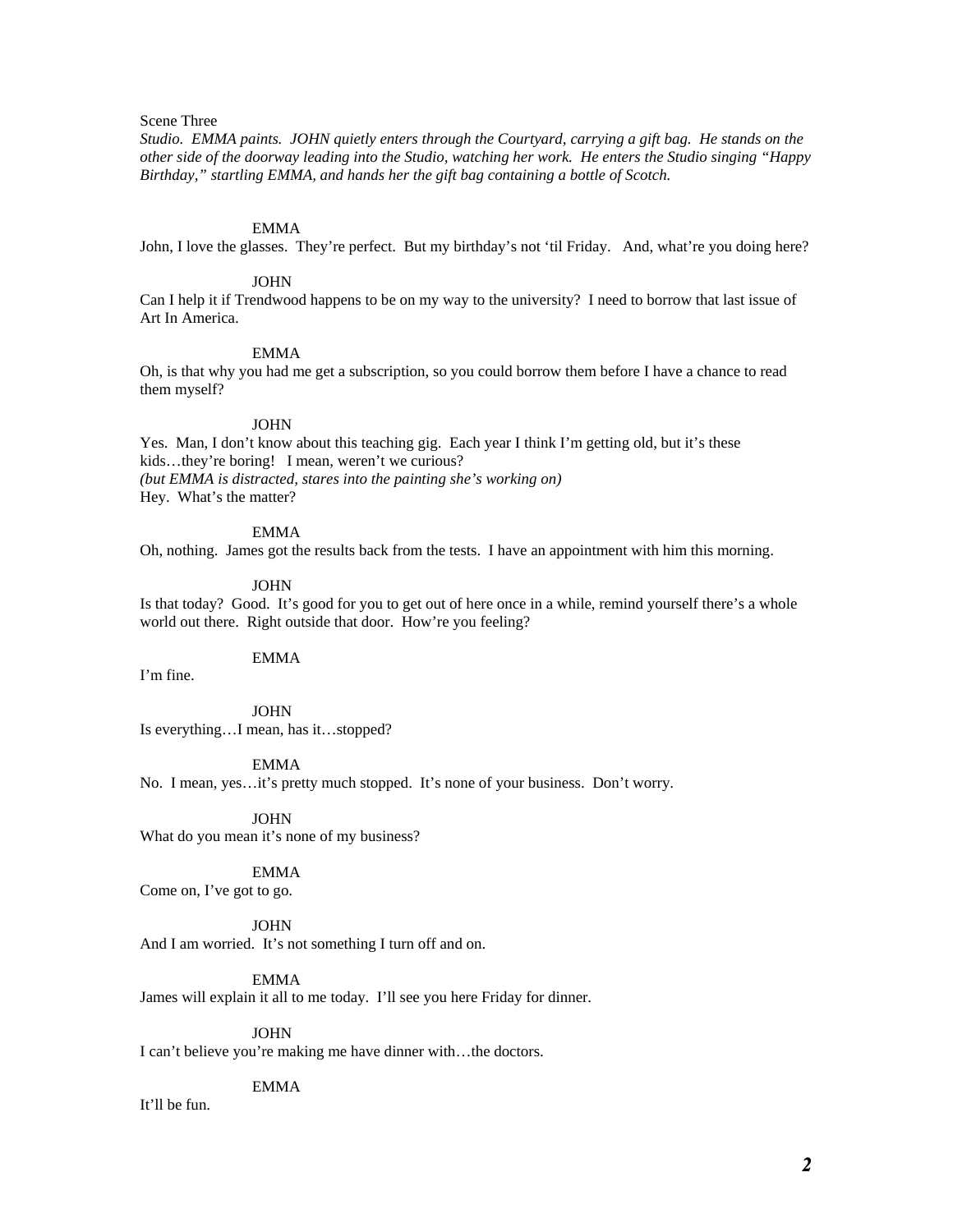Scene Three

*Studio. EMMA paints. JOHN quietly enters through the Courtyard, carrying a gift bag. He stands on the other side of the doorway leading into the Studio, watching her work. He enters the Studio singing "Happy Birthday," startling EMMA, and hands her the gift bag containing a bottle of Scotch.*

EMMA

John, I love the glasses. They're perfect. But my birthday's not 'til Friday. And, what're you doing here?

JOHN

Can I help it if Trendwood happens to be on my way to the university? I need to borrow that last issue of Art In America.

EMMA

Oh, is that why you had me get a subscription, so you could borrow them before I have a chance to read them myself?

JOHN

Yes. Man, I don't know about this teaching gig. Each year I think I'm getting old, but it's these kids…they're boring! I mean, weren't we curious?
*(but EMMA is distracted, stares into the painting she's working on)*
Hey. What's the matter?

EMMA

Oh, nothing. James got the results back from the tests. I have an appointment with him this morning.

JOHN

Is that today? Good. It's good for you to get out of here once in a while, remind yourself there's a whole world out there. Right outside that door. How're you feeling?

EMMA

I'm fine.

JOHN

Is everything…I mean, has it…stopped?

EMMA

No. I mean, yes…it's pretty much stopped. It's none of your business. Don't worry.

JOHN

What do you mean it's none of my business?

EMMA

Come on, I've got to go.

JOHN

And I am worried. It's not something I turn off and on.

EMMA

James will explain it all to me today. I'll see you here Friday for dinner.

JOHN

I can't believe you're making me have dinner with…the doctors.

EMMA

It'll be fun.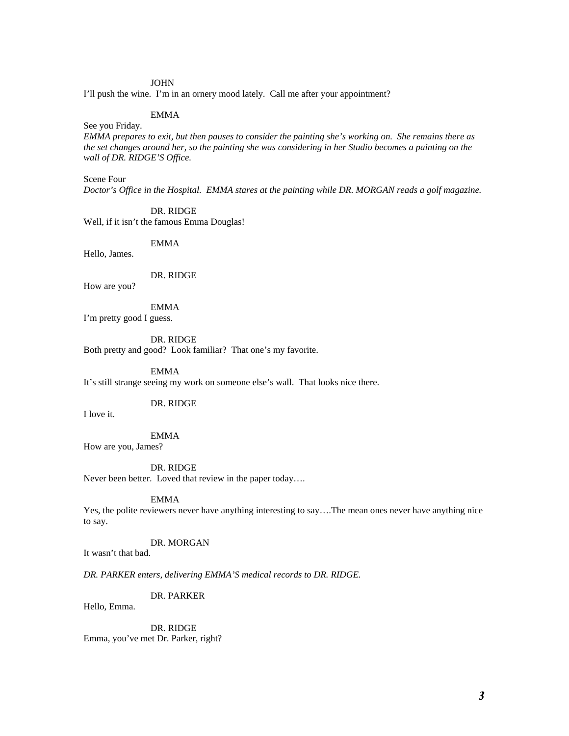JOHN

I'll push the wine. I'm in an ornery mood lately. Call me after your appointment?

EMMA

See you Friday.

*EMMA prepares to exit, but then pauses to consider the painting she's working on. She remains there as the set changes around her, so the painting she was considering in her Studio becomes a painting on the wall of DR. RIDGE'S Office.*

Scene Four

*Doctor's Office in the Hospital. EMMA stares at the painting while DR. MORGAN reads a golf magazine.*

DR. RIDGE

Well, if it isn't the famous Emma Douglas!

EMMA

Hello, James.

DR. RIDGE

How are you?

EMMA

I'm pretty good I guess.

DR. RIDGE

Both pretty and good? Look familiar? That one's my favorite.

EMMA

It's still strange seeing my work on someone else's wall. That looks nice there.

DR. RIDGE

I love it.

EMMA

How are you, James?

DR. RIDGE

Never been better. Loved that review in the paper today….

EMMA

Yes, the polite reviewers never have anything interesting to say….The mean ones never have anything nice to say.

DR. MORGAN

It wasn't that bad.

*DR. PARKER enters, delivering EMMA'S medical records to DR. RIDGE.*

DR. PARKER

Hello, Emma.

DR. RIDGE

Emma, you've met Dr. Parker, right?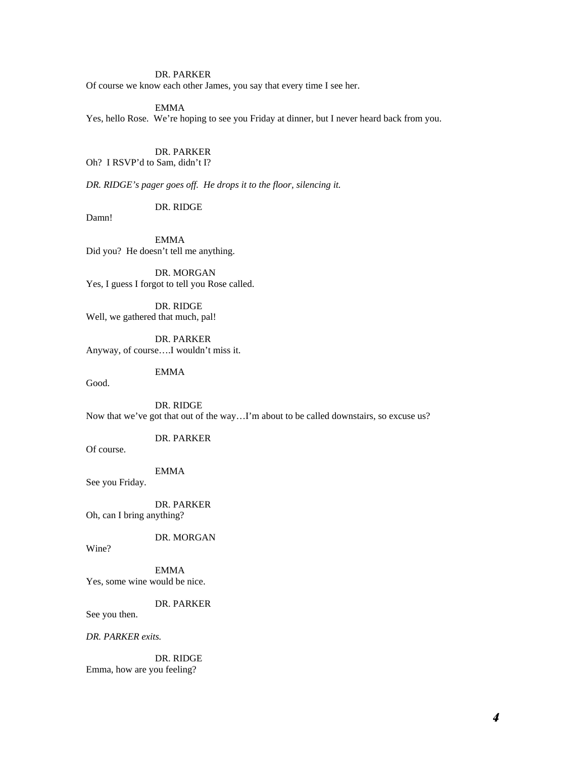DR. PARKER
Of course we know each other James, you say that every time I see her.

EMMA
Yes, hello Rose. We're hoping to see you Friday at dinner, but I never heard back from you.

DR. PARKER
Oh? I RSVP'd to Sam, didn't I?

*DR. RIDGE's pager goes off. He drops it to the floor, silencing it.*

DR. RIDGE
Damn!

EMMA
Did you? He doesn't tell me anything.

DR. MORGAN
Yes, I guess I forgot to tell you Rose called.

DR. RIDGE
Well, we gathered that much, pal!

DR. PARKER
Anyway, of course….I wouldn't miss it.

EMMA
Good.

DR. RIDGE
Now that we've got that out of the way…I'm about to be called downstairs, so excuse us?

DR. PARKER
Of course.

EMMA
See you Friday.

DR. PARKER
Oh, can I bring anything?

DR. MORGAN
Wine?

EMMA
Yes, some wine would be nice.

DR. PARKER
See you then.

*DR. PARKER exits.*

DR. RIDGE
Emma, how are you feeling?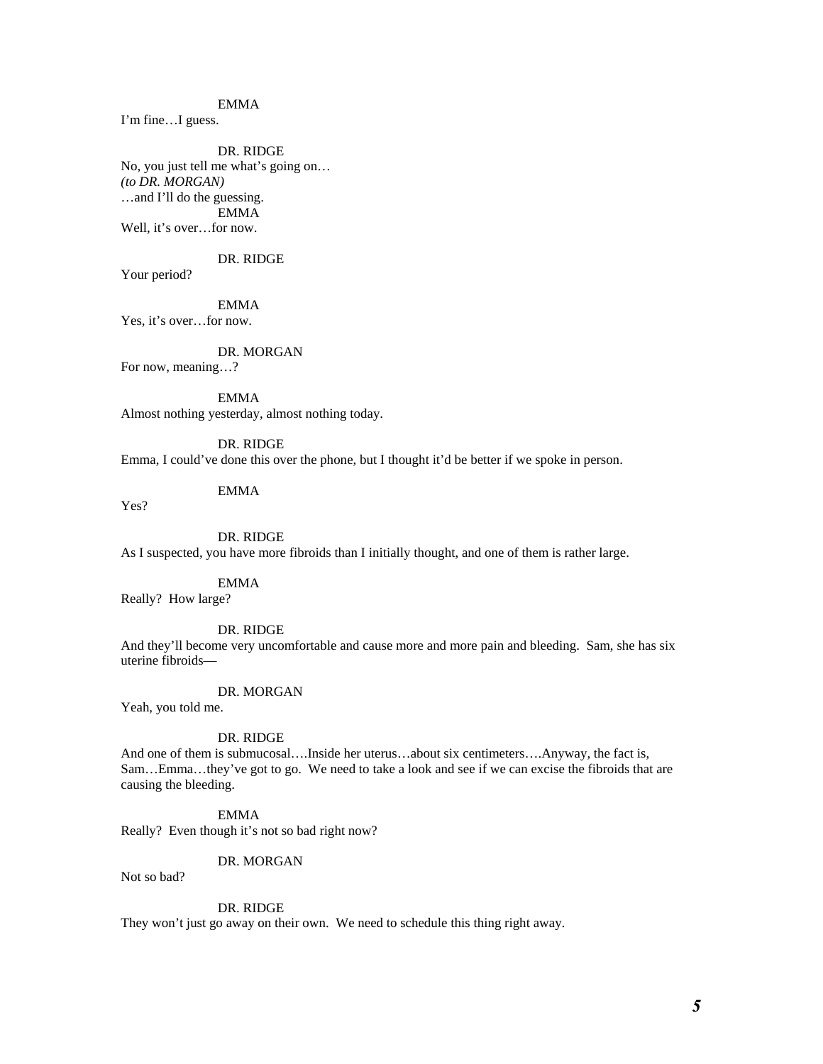EMMA

I'm fine…I guess.

DR. RIDGE

No, you just tell me what's going on…

*(to DR. MORGAN)*

…and I'll do the guessing.

EMMA

Well, it's over…for now.

DR. RIDGE

Your period?

EMMA

Yes, it's over…for now.

DR. MORGAN

For now, meaning…?

EMMA

Almost nothing yesterday, almost nothing today.

DR. RIDGE

Emma, I could've done this over the phone, but I thought it'd be better if we spoke in person.

EMMA

Yes?

DR. RIDGE

As I suspected, you have more fibroids than I initially thought, and one of them is rather large.

EMMA

Really? How large?

DR. RIDGE

And they'll become very uncomfortable and cause more and more pain and bleeding. Sam, she has six uterine fibroids—

DR. MORGAN

Yeah, you told me.

DR. RIDGE

And one of them is submucosal….Inside her uterus…about six centimeters….Anyway, the fact is, Sam…Emma…they've got to go. We need to take a look and see if we can excise the fibroids that are causing the bleeding.

EMMA

Really? Even though it's not so bad right now?

DR. MORGAN

Not so bad?

DR. RIDGE

They won't just go away on their own. We need to schedule this thing right away.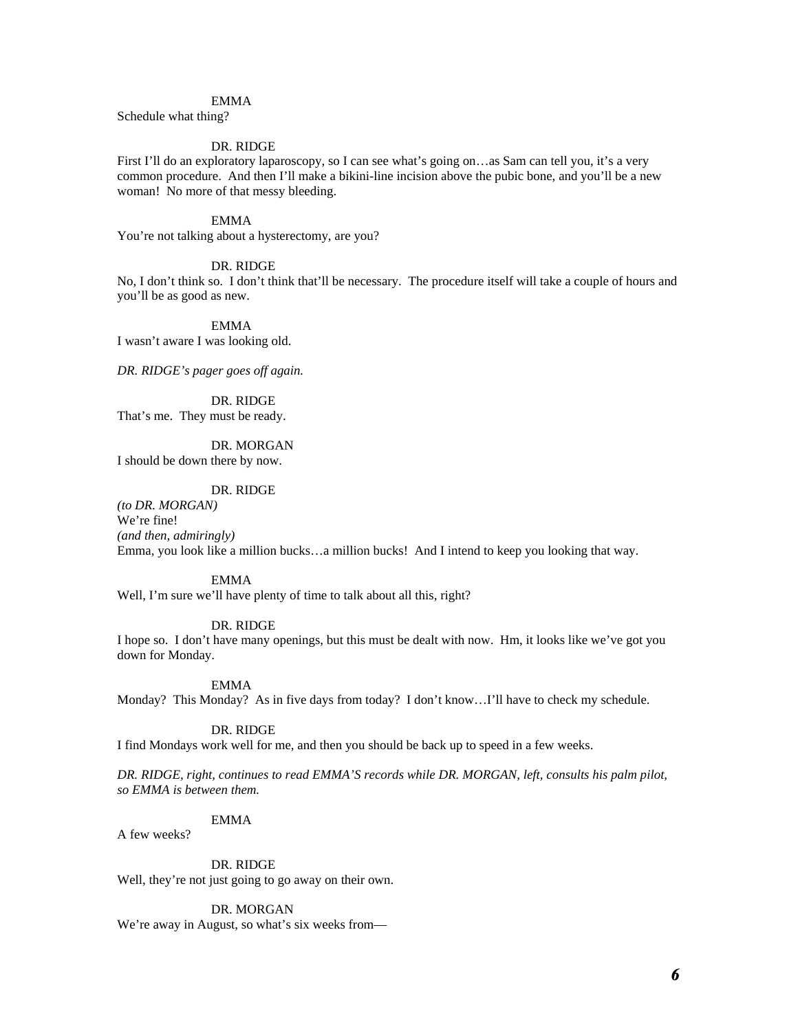EMMA

Schedule what thing?

DR. RIDGE

First I'll do an exploratory laparoscopy, so I can see what's going on…as Sam can tell you, it's a very common procedure. And then I'll make a bikini-line incision above the pubic bone, and you'll be a new woman! No more of that messy bleeding.

EMMA

You're not talking about a hysterectomy, are you?

DR. RIDGE

No, I don't think so. I don't think that'll be necessary. The procedure itself will take a couple of hours and you'll be as good as new.

EMMA

I wasn't aware I was looking old.

*DR. RIDGE's pager goes off again.*

DR. RIDGE

That's me. They must be ready.

DR. MORGAN

I should be down there by now.

DR. RIDGE

*(to DR. MORGAN)*

We're fine!

*(and then, admiringly)*

Emma, you look like a million bucks…a million bucks! And I intend to keep you looking that way.

EMMA

Well, I'm sure we'll have plenty of time to talk about all this, right?

DR. RIDGE

I hope so. I don't have many openings, but this must be dealt with now. Hm, it looks like we've got you down for Monday.

EMMA

Monday? This Monday? As in five days from today? I don't know…I'll have to check my schedule.

DR. RIDGE

I find Mondays work well for me, and then you should be back up to speed in a few weeks.

*DR. RIDGE, right, continues to read EMMA'S records while DR. MORGAN, left, consults his palm pilot, so EMMA is between them.*

EMMA

A few weeks?

DR. RIDGE

Well, they're not just going to go away on their own.

DR. MORGAN

We're away in August, so what's six weeks from—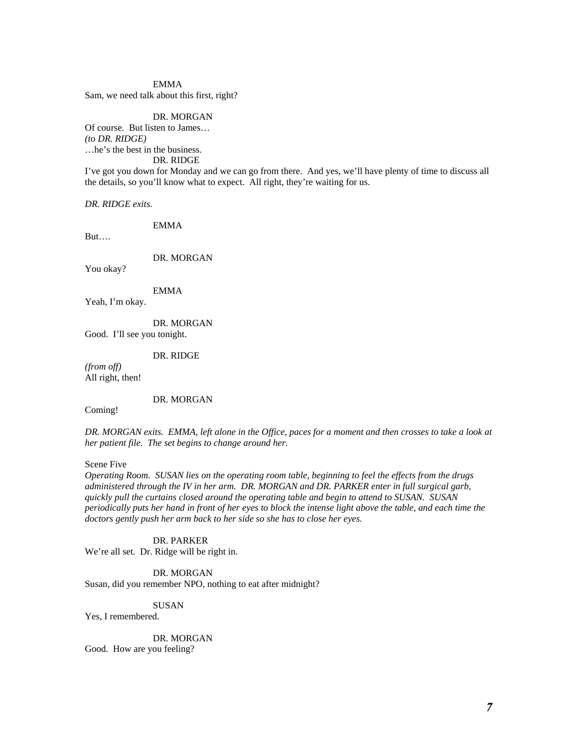EMMA

Sam, we need talk about this first, right?

DR. MORGAN

Of course. But listen to James…
*(to DR. RIDGE)*
…he's the best in the business.

DR. RIDGE

I've got you down for Monday and we can go from there. And yes, we'll have plenty of time to discuss all the details, so you'll know what to expect. All right, they're waiting for us.

*DR. RIDGE exits.*

EMMA

But….

DR. MORGAN

You okay?

EMMA

Yeah, I'm okay.

DR. MORGAN

Good. I'll see you tonight.

DR. RIDGE

*(from off)*
All right, then!

DR. MORGAN

Coming!

*DR. MORGAN exits. EMMA, left alone in the Office, paces for a moment and then crosses to take a look at her patient file. The set begins to change around her.*

Scene Five

*Operating Room. SUSAN lies on the operating room table, beginning to feel the effects from the drugs administered through the IV in her arm. DR. MORGAN and DR. PARKER enter in full surgical garb, quickly pull the curtains closed around the operating table and begin to attend to SUSAN. SUSAN periodically puts her hand in front of her eyes to block the intense light above the table, and each time the doctors gently push her arm back to her side so she has to close her eyes.*

DR. PARKER

We're all set. Dr. Ridge will be right in.

DR. MORGAN

Susan, did you remember NPO, nothing to eat after midnight?

SUSAN

Yes, I remembered.

DR. MORGAN

Good. How are you feeling?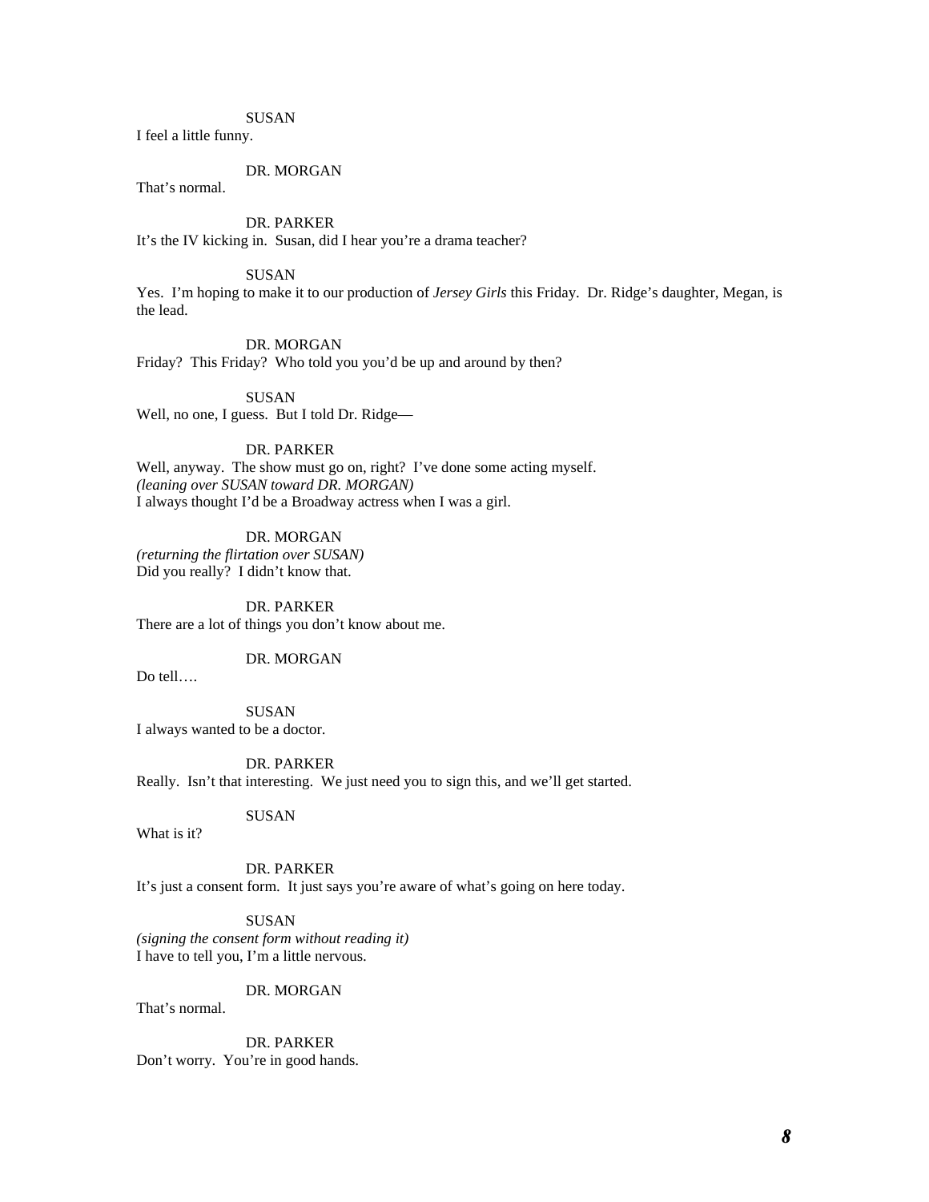SUSAN

I feel a little funny.

DR. MORGAN

That's normal.

DR. PARKER

It's the IV kicking in. Susan, did I hear you're a drama teacher?

SUSAN

Yes. I'm hoping to make it to our production of *Jersey Girls* this Friday. Dr. Ridge's daughter, Megan, is the lead.

DR. MORGAN

Friday? This Friday? Who told you you'd be up and around by then?

SUSAN

Well, no one, I guess. But I told Dr. Ridge—

DR. PARKER

Well, anyway. The show must go on, right? I've done some acting myself.
*(leaning over SUSAN toward DR. MORGAN)*
I always thought I'd be a Broadway actress when I was a girl.

DR. MORGAN

*(returning the flirtation over SUSAN)*
Did you really? I didn't know that.

DR. PARKER

There are a lot of things you don't know about me.

DR. MORGAN

Do tell….

SUSAN

I always wanted to be a doctor.

DR. PARKER

Really. Isn't that interesting. We just need you to sign this, and we'll get started.

SUSAN

What is it?

DR. PARKER

It's just a consent form. It just says you're aware of what's going on here today.

SUSAN

*(signing the consent form without reading it)*
I have to tell you, I'm a little nervous.

DR. MORGAN

That's normal.

DR. PARKER

Don't worry. You're in good hands.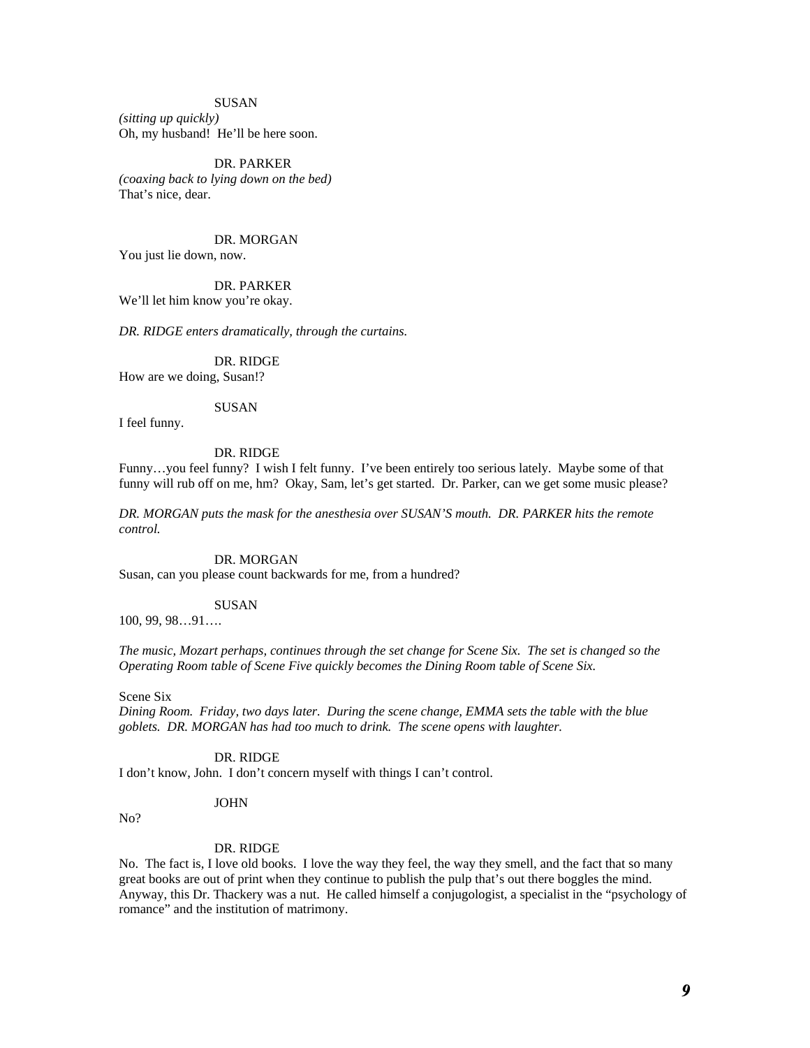SUSAN

*(sitting up quickly)*
Oh, my husband! He'll be here soon.

DR. PARKER

*(coaxing back to lying down on the bed)*
That's nice, dear.

DR. MORGAN

You just lie down, now.

DR. PARKER

We'll let him know you're okay.

*DR. RIDGE enters dramatically, through the curtains.*

DR. RIDGE

How are we doing, Susan!?

SUSAN

I feel funny.

DR. RIDGE

Funny…you feel funny? I wish I felt funny. I've been entirely too serious lately. Maybe some of that funny will rub off on me, hm? Okay, Sam, let's get started. Dr. Parker, can we get some music please?

*DR. MORGAN puts the mask for the anesthesia over SUSAN'S mouth. DR. PARKER hits the remote control.*

DR. MORGAN

Susan, can you please count backwards for me, from a hundred?

SUSAN

100, 99, 98…91….

*The music, Mozart perhaps, continues through the set change for Scene Six. The set is changed so the Operating Room table of Scene Five quickly becomes the Dining Room table of Scene Six.*

Scene Six

*Dining Room. Friday, two days later. During the scene change, EMMA sets the table with the blue goblets. DR. MORGAN has had too much to drink. The scene opens with laughter.*

DR. RIDGE

I don't know, John. I don't concern myself with things I can't control.

JOHN

No?

DR. RIDGE

No. The fact is, I love old books. I love the way they feel, the way they smell, and the fact that so many great books are out of print when they continue to publish the pulp that's out there boggles the mind. Anyway, this Dr. Thackery was a nut. He called himself a conjugologist, a specialist in the "psychology of romance" and the institution of matrimony.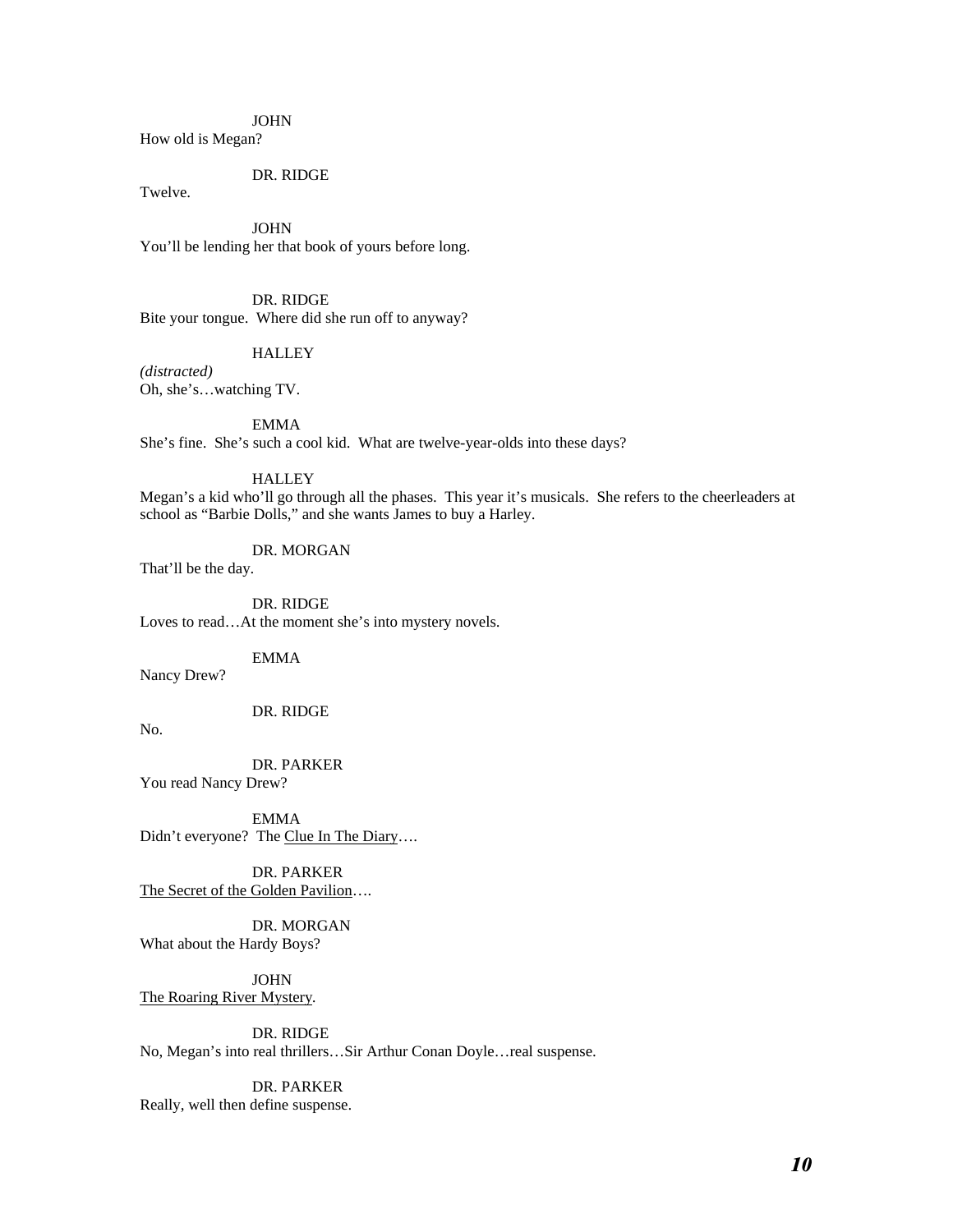JOHN

How old is Megan?

DR. RIDGE

Twelve.

JOHN

You'll be lending her that book of yours before long.

DR. RIDGE

Bite your tongue. Where did she run off to anyway?

HALLEY

*(distracted)*

Oh, she's…watching TV.

EMMA

She's fine. She's such a cool kid. What are twelve-year-olds into these days?

HALLEY

Megan's a kid who'll go through all the phases. This year it's musicals. She refers to the cheerleaders at school as "Barbie Dolls," and she wants James to buy a Harley.

DR. MORGAN

That'll be the day.

DR. RIDGE

Loves to read…At the moment she's into mystery novels.

EMMA

Nancy Drew?

DR. RIDGE

No.

DR. PARKER

You read Nancy Drew?

EMMA

Didn't everyone? The <u>Clue In The Diary</u>….

DR. PARKER

<u>The Secret of the Golden Pavilion</u>….

DR. MORGAN

What about the Hardy Boys?

JOHN

<u>The Roaring River Mystery</u>.

DR. RIDGE

No, Megan's into real thrillers…Sir Arthur Conan Doyle…real suspense.

DR. PARKER

Really, well then define suspense.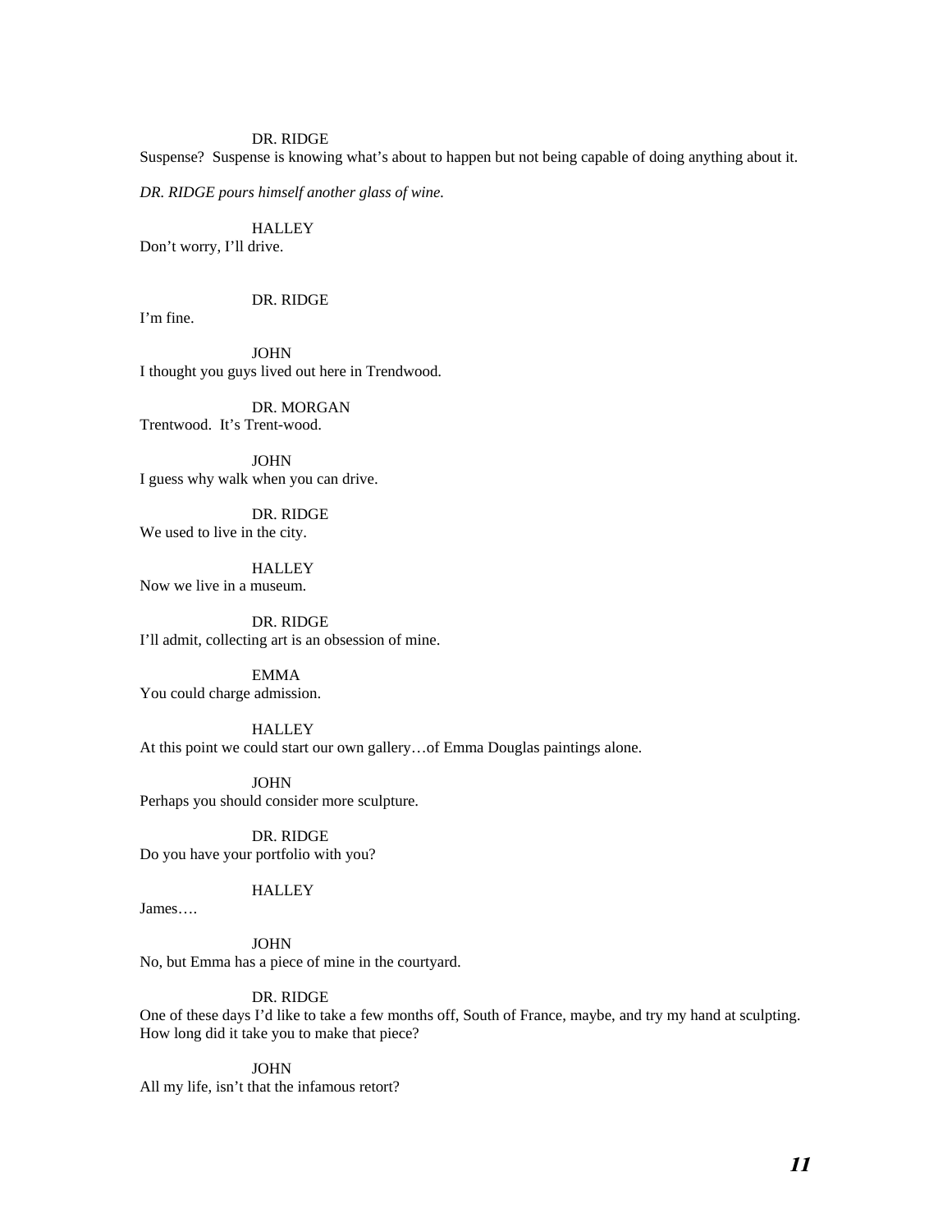DR. RIDGE

Suspense? Suspense is knowing what's about to happen but not being capable of doing anything about it.

*DR. RIDGE pours himself another glass of wine.*

HALLEY

Don't worry, I'll drive.

DR. RIDGE

I'm fine.

JOHN

I thought you guys lived out here in Trendwood.

DR. MORGAN

Trentwood. It's Trent-wood.

JOHN

I guess why walk when you can drive.

DR. RIDGE

We used to live in the city.

HALLEY

Now we live in a museum.

DR. RIDGE

I'll admit, collecting art is an obsession of mine.

EMMA

You could charge admission.

HALLEY

At this point we could start our own gallery…of Emma Douglas paintings alone.

JOHN

Perhaps you should consider more sculpture.

DR. RIDGE

Do you have your portfolio with you?

HALLEY

James….

JOHN

No, but Emma has a piece of mine in the courtyard.

DR. RIDGE

One of these days I'd like to take a few months off, South of France, maybe, and try my hand at sculpting. How long did it take you to make that piece?

JOHN

All my life, isn't that the infamous retort?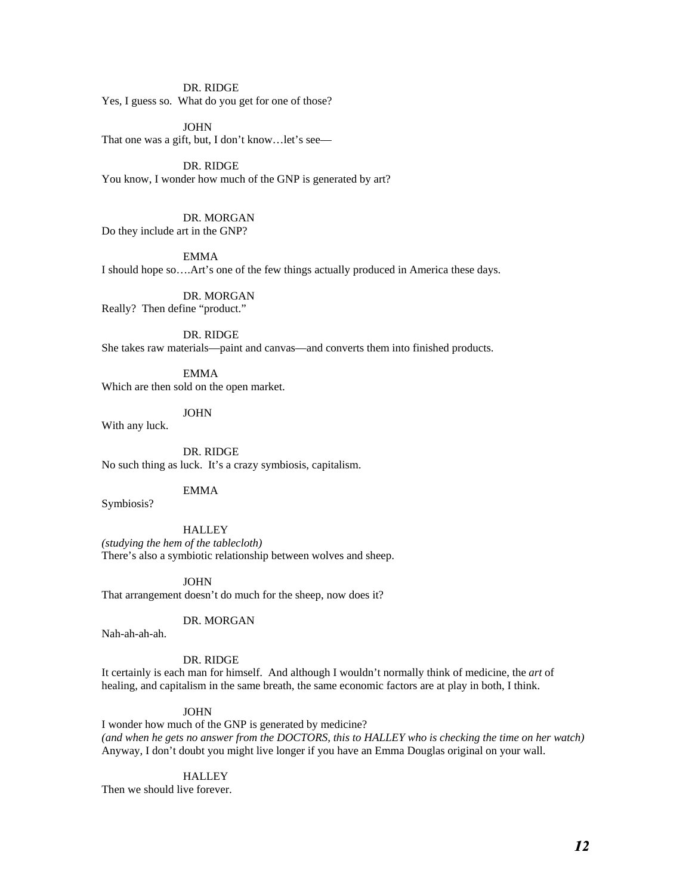DR. RIDGE
Yes, I guess so. What do you get for one of those?

JOHN
That one was a gift, but, I don't know…let's see—

DR. RIDGE
You know, I wonder how much of the GNP is generated by art?

DR. MORGAN
Do they include art in the GNP?

EMMA
I should hope so….Art's one of the few things actually produced in America these days.

DR. MORGAN
Really? Then define "product."

DR. RIDGE
She takes raw materials—paint and canvas—and converts them into finished products.

EMMA
Which are then sold on the open market.

JOHN
With any luck.

DR. RIDGE
No such thing as luck. It's a crazy symbiosis, capitalism.

EMMA
Symbiosis?

HALLEY
*(studying the hem of the tablecloth)*
There's also a symbiotic relationship between wolves and sheep.

JOHN
That arrangement doesn't do much for the sheep, now does it?

DR. MORGAN
Nah-ah-ah-ah.

DR. RIDGE
It certainly is each man for himself. And although I wouldn't normally think of medicine, the *art* of healing, and capitalism in the same breath, the same economic factors are at play in both, I think.

JOHN
I wonder how much of the GNP is generated by medicine?
*(and when he gets no answer from the DOCTORS, this to HALLEY who is checking the time on her watch)*
Anyway, I don't doubt you might live longer if you have an Emma Douglas original on your wall.

HALLEY
Then we should live forever.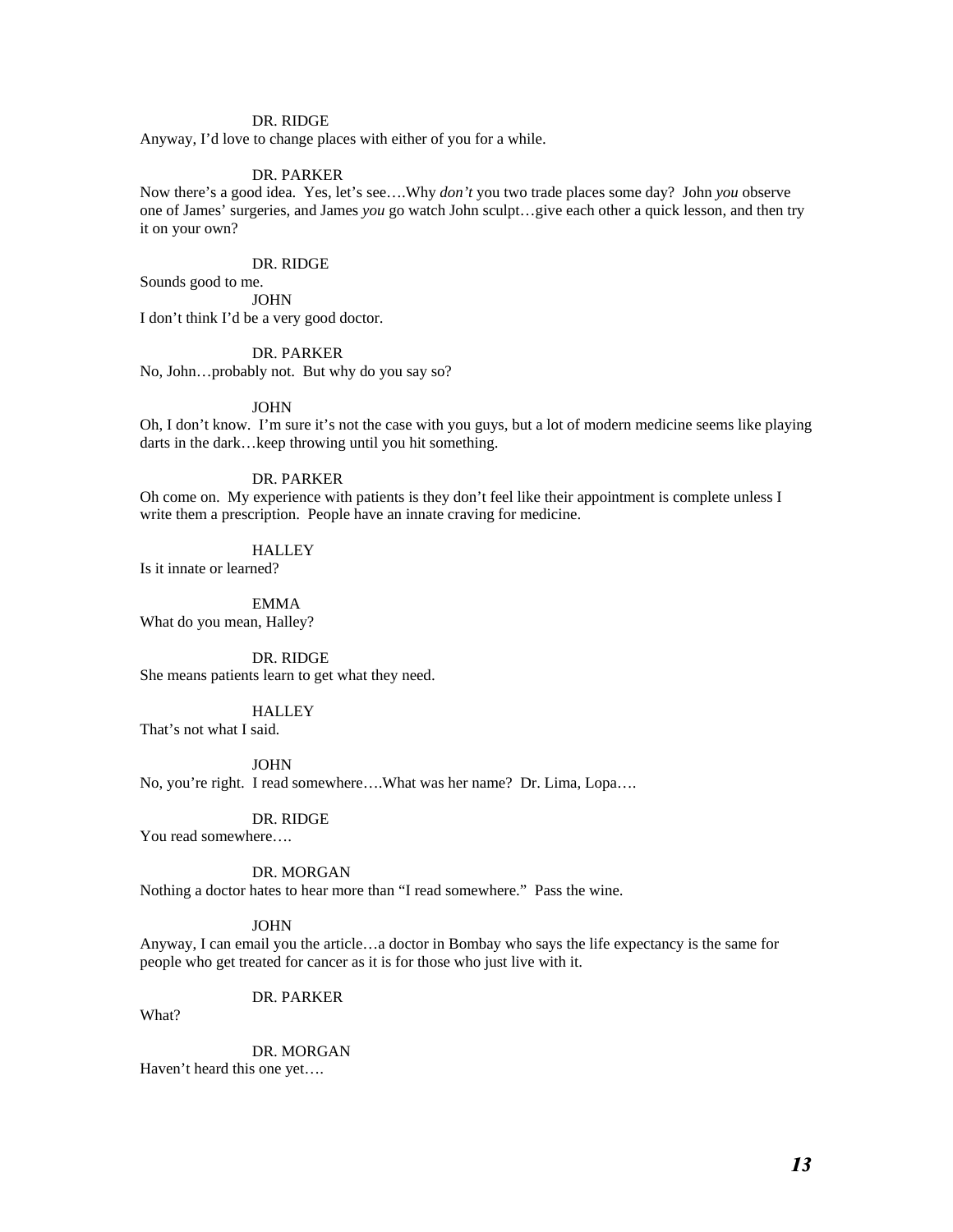DR. RIDGE

Anyway, I'd love to change places with either of you for a while.

DR. PARKER

Now there's a good idea. Yes, let's see….Why *don't* you two trade places some day? John *you* observe one of James' surgeries, and James *you* go watch John sculpt…give each other a quick lesson, and then try it on your own?

DR. RIDGE

Sounds good to me.

JOHN

I don't think I'd be a very good doctor.

DR. PARKER

No, John…probably not. But why do you say so?

JOHN

Oh, I don't know. I'm sure it's not the case with you guys, but a lot of modern medicine seems like playing darts in the dark…keep throwing until you hit something.

DR. PARKER

Oh come on. My experience with patients is they don't feel like their appointment is complete unless I write them a prescription. People have an innate craving for medicine.

HALLEY

Is it innate or learned?

EMMA

What do you mean, Halley?

DR. RIDGE

She means patients learn to get what they need.

HALLEY

That's not what I said.

JOHN

No, you're right. I read somewhere….What was her name? Dr. Lima, Lopa….

DR. RIDGE

You read somewhere….

DR. MORGAN

Nothing a doctor hates to hear more than "I read somewhere." Pass the wine.

JOHN

Anyway, I can email you the article…a doctor in Bombay who says the life expectancy is the same for people who get treated for cancer as it is for those who just live with it.

DR. PARKER

What?

DR. MORGAN

Haven't heard this one yet….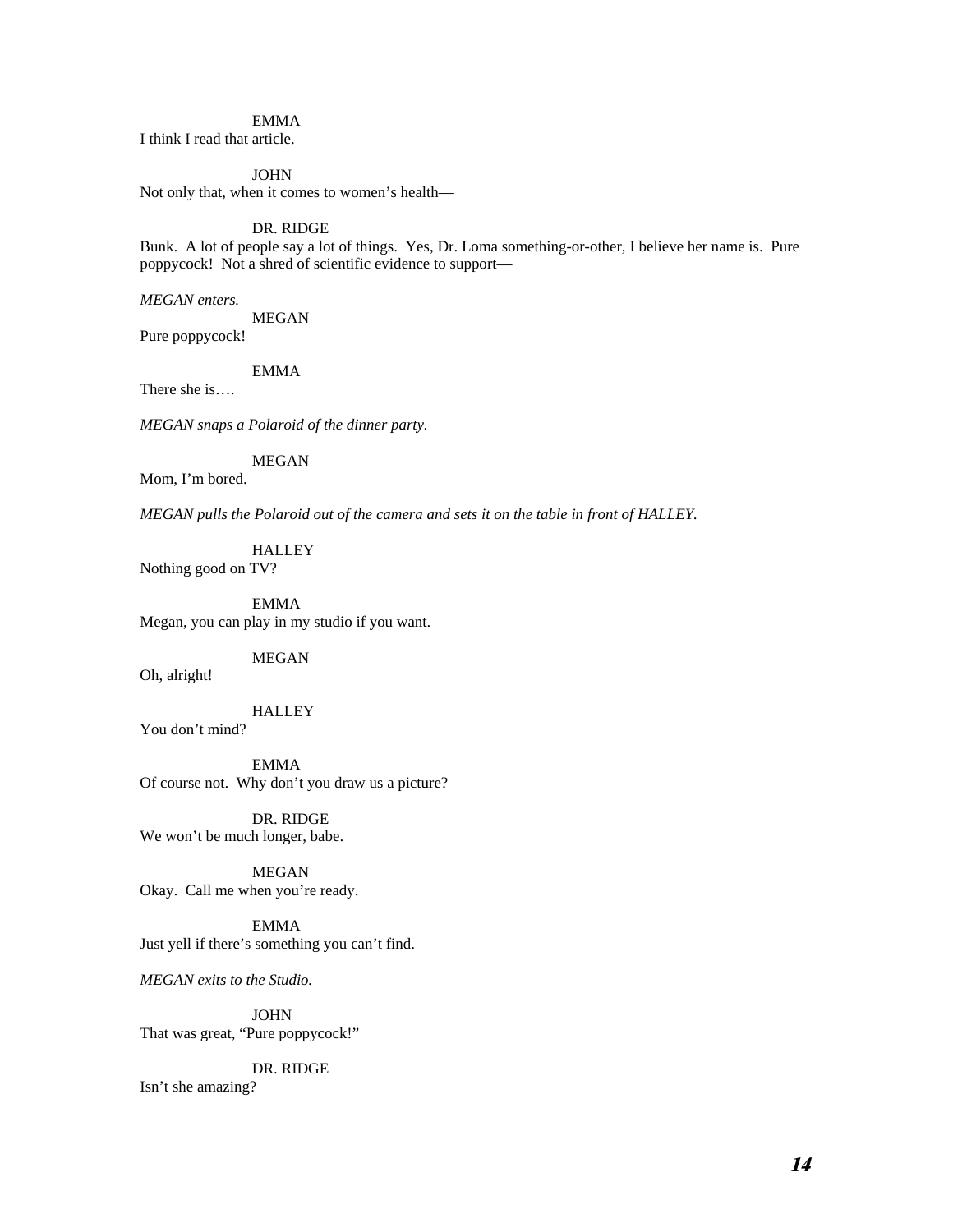EMMA

I think I read that article.

JOHN

Not only that, when it comes to women's health—

DR. RIDGE

Bunk. A lot of people say a lot of things. Yes, Dr. Loma something-or-other, I believe her name is. Pure poppycock! Not a shred of scientific evidence to support—

*MEGAN enters.*

MEGAN

Pure poppycock!

EMMA

There she is….

*MEGAN snaps a Polaroid of the dinner party.*

MEGAN

Mom, I'm bored.

*MEGAN pulls the Polaroid out of the camera and sets it on the table in front of HALLEY.*

HALLEY

Nothing good on TV?

EMMA

Megan, you can play in my studio if you want.

MEGAN

Oh, alright!

HALLEY

You don't mind?

EMMA

Of course not. Why don't you draw us a picture?

DR. RIDGE

We won't be much longer, babe.

MEGAN

Okay. Call me when you're ready.

EMMA

Just yell if there's something you can't find.

*MEGAN exits to the Studio.*

JOHN

That was great, "Pure poppycock!"

DR. RIDGE

Isn't she amazing?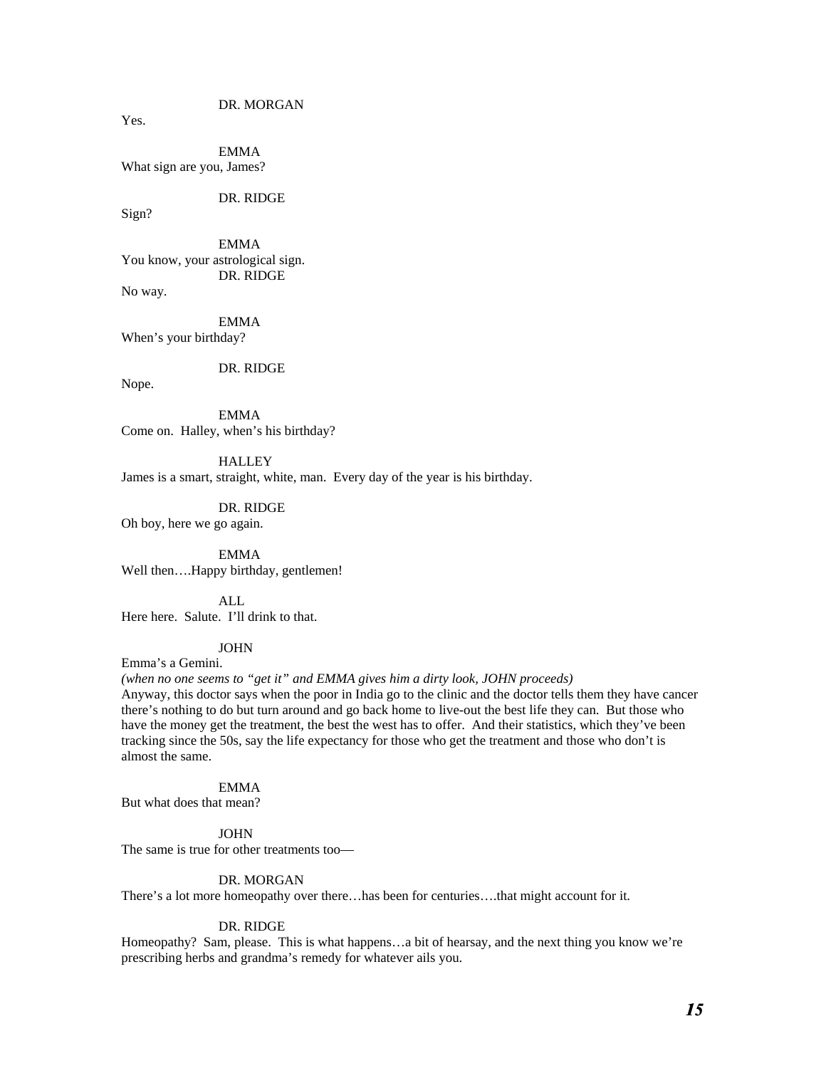DR. MORGAN

Yes.

EMMA

What sign are you, James?

DR. RIDGE

Sign?

EMMA

You know, your astrological sign.

DR. RIDGE

No way.

EMMA

When's your birthday?

DR. RIDGE

Nope.

EMMA

Come on.  Halley, when's his birthday?

HALLEY

James is a smart, straight, white, man.  Every day of the year is his birthday.

DR. RIDGE

Oh boy, here we go again.

EMMA

Well then….Happy birthday, gentlemen!

ALL

Here here.  Salute.  I'll drink to that.

JOHN

Emma's a Gemini.

*(when no one seems to "get it" and EMMA gives him a dirty look, JOHN proceeds)*

Anyway, this doctor says when the poor in India go to the clinic and the doctor tells them they have cancer there's nothing to do but turn around and go back home to live-out the best life they can.  But those who have the money get the treatment, the best the west has to offer.  And their statistics, which they've been tracking since the 50s, say the life expectancy for those who get the treatment and those who don't is almost the same.

EMMA

But what does that mean?

JOHN

The same is true for other treatments too—

DR. MORGAN

There's a lot more homeopathy over there…has been for centuries….that might account for it.

DR. RIDGE

Homeopathy?  Sam, please.  This is what happens…a bit of hearsay, and the next thing you know we're prescribing herbs and grandma's remedy for whatever ails you.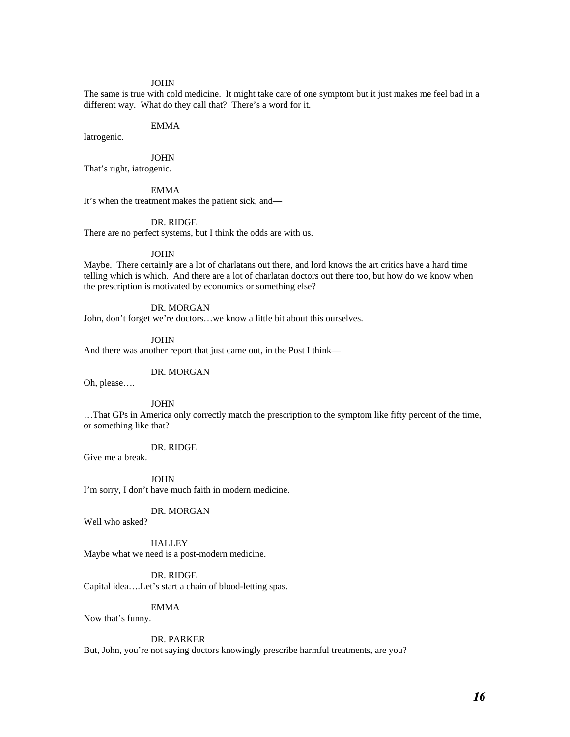JOHN

The same is true with cold medicine. It might take care of one symptom but it just makes me feel bad in a different way. What do they call that? There's a word for it.

EMMA

Iatrogenic.

JOHN

That's right, iatrogenic.

EMMA

It's when the treatment makes the patient sick, and—

DR. RIDGE

There are no perfect systems, but I think the odds are with us.

JOHN

Maybe. There certainly are a lot of charlatans out there, and lord knows the art critics have a hard time telling which is which. And there are a lot of charlatan doctors out there too, but how do we know when the prescription is motivated by economics or something else?

DR. MORGAN

John, don't forget we're doctors…we know a little bit about this ourselves.

JOHN

And there was another report that just came out, in the Post I think—

DR. MORGAN

Oh, please….

JOHN

…That GPs in America only correctly match the prescription to the symptom like fifty percent of the time, or something like that?

DR. RIDGE

Give me a break.

JOHN

I'm sorry, I don't have much faith in modern medicine.

DR. MORGAN

Well who asked?

HALLEY

Maybe what we need is a post-modern medicine.

DR. RIDGE

Capital idea….Let's start a chain of blood-letting spas.

EMMA

Now that's funny.

DR. PARKER

But, John, you're not saying doctors knowingly prescribe harmful treatments, are you?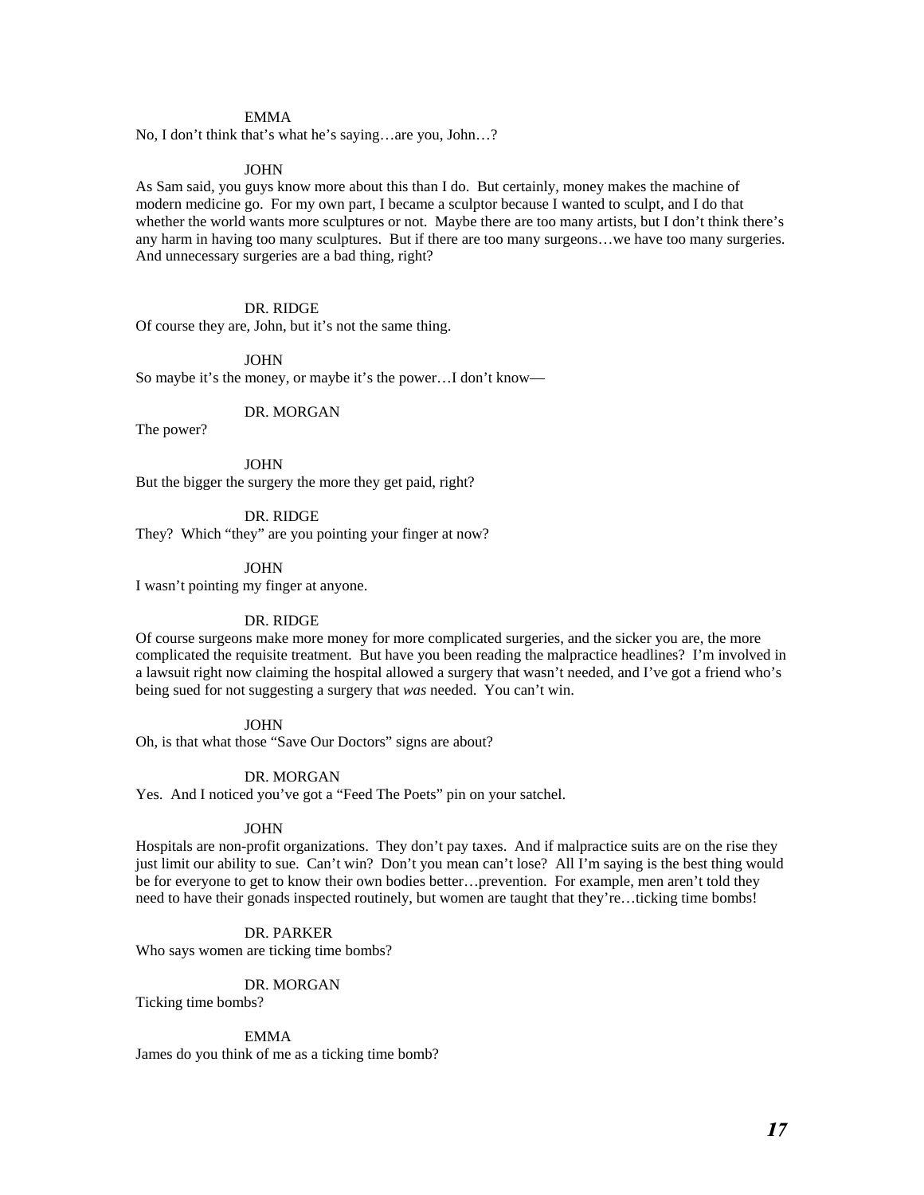EMMA

No, I don't think that's what he's saying…are you, John…?

JOHN

As Sam said, you guys know more about this than I do. But certainly, money makes the machine of modern medicine go. For my own part, I became a sculptor because I wanted to sculpt, and I do that whether the world wants more sculptures or not. Maybe there are too many artists, but I don't think there's any harm in having too many sculptures. But if there are too many surgeons…we have too many surgeries. And unnecessary surgeries are a bad thing, right?

DR. RIDGE

Of course they are, John, but it's not the same thing.

JOHN

So maybe it's the money, or maybe it's the power…I don't know—

DR. MORGAN

The power?

JOHN

But the bigger the surgery the more they get paid, right?

DR. RIDGE

They? Which "they" are you pointing your finger at now?

JOHN

I wasn't pointing my finger at anyone.

DR. RIDGE

Of course surgeons make more money for more complicated surgeries, and the sicker you are, the more complicated the requisite treatment. But have you been reading the malpractice headlines? I'm involved in a lawsuit right now claiming the hospital allowed a surgery that wasn't needed, and I've got a friend who's being sued for not suggesting a surgery that *was* needed. You can't win.

JOHN

Oh, is that what those "Save Our Doctors" signs are about?

DR. MORGAN

Yes. And I noticed you've got a "Feed The Poets" pin on your satchel.

JOHN

Hospitals are non-profit organizations. They don't pay taxes. And if malpractice suits are on the rise they just limit our ability to sue. Can't win? Don't you mean can't lose? All I'm saying is the best thing would be for everyone to get to know their own bodies better…prevention. For example, men aren't told they need to have their gonads inspected routinely, but women are taught that they're…ticking time bombs!

DR. PARKER

Who says women are ticking time bombs?

DR. MORGAN

Ticking time bombs?

EMMA

James do you think of me as a ticking time bomb?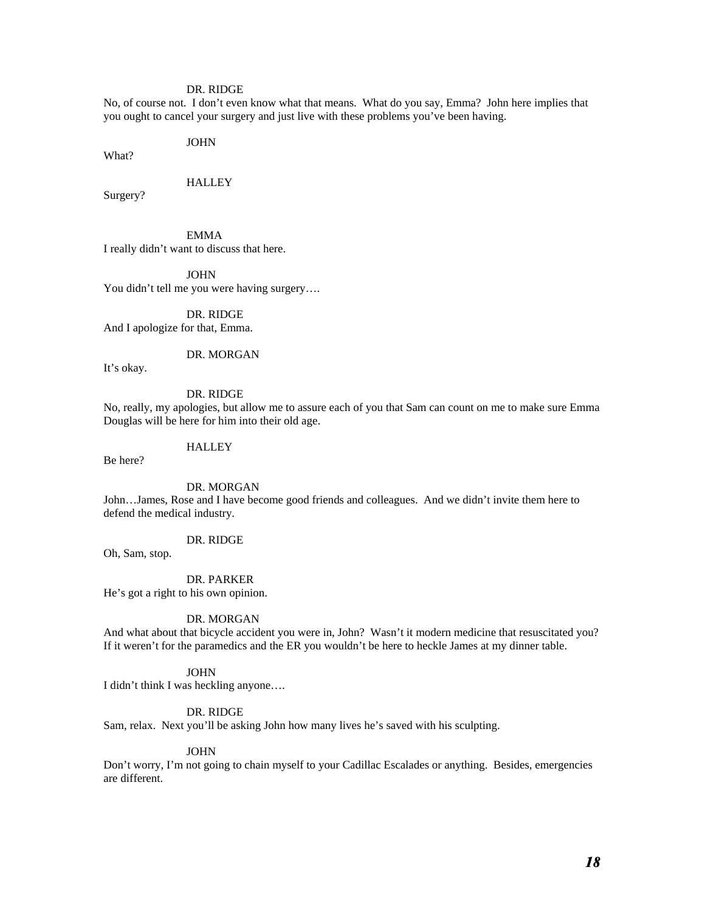DR. RIDGE

No, of course not. I don't even know what that means. What do you say, Emma? John here implies that you ought to cancel your surgery and just live with these problems you've been having.

JOHN

What?

HALLEY

Surgery?

EMMA

I really didn't want to discuss that here.

JOHN

You didn't tell me you were having surgery….

DR. RIDGE

And I apologize for that, Emma.

DR. MORGAN

It's okay.

DR. RIDGE

No, really, my apologies, but allow me to assure each of you that Sam can count on me to make sure Emma Douglas will be here for him into their old age.

HALLEY

Be here?

DR. MORGAN

John…James, Rose and I have become good friends and colleagues. And we didn't invite them here to defend the medical industry.

DR. RIDGE

Oh, Sam, stop.

DR. PARKER

He's got a right to his own opinion.

DR. MORGAN

And what about that bicycle accident you were in, John? Wasn't it modern medicine that resuscitated you? If it weren't for the paramedics and the ER you wouldn't be here to heckle James at my dinner table.

JOHN

I didn't think I was heckling anyone….

DR. RIDGE

Sam, relax. Next you'll be asking John how many lives he's saved with his sculpting.

JOHN

Don't worry, I'm not going to chain myself to your Cadillac Escalades or anything. Besides, emergencies are different.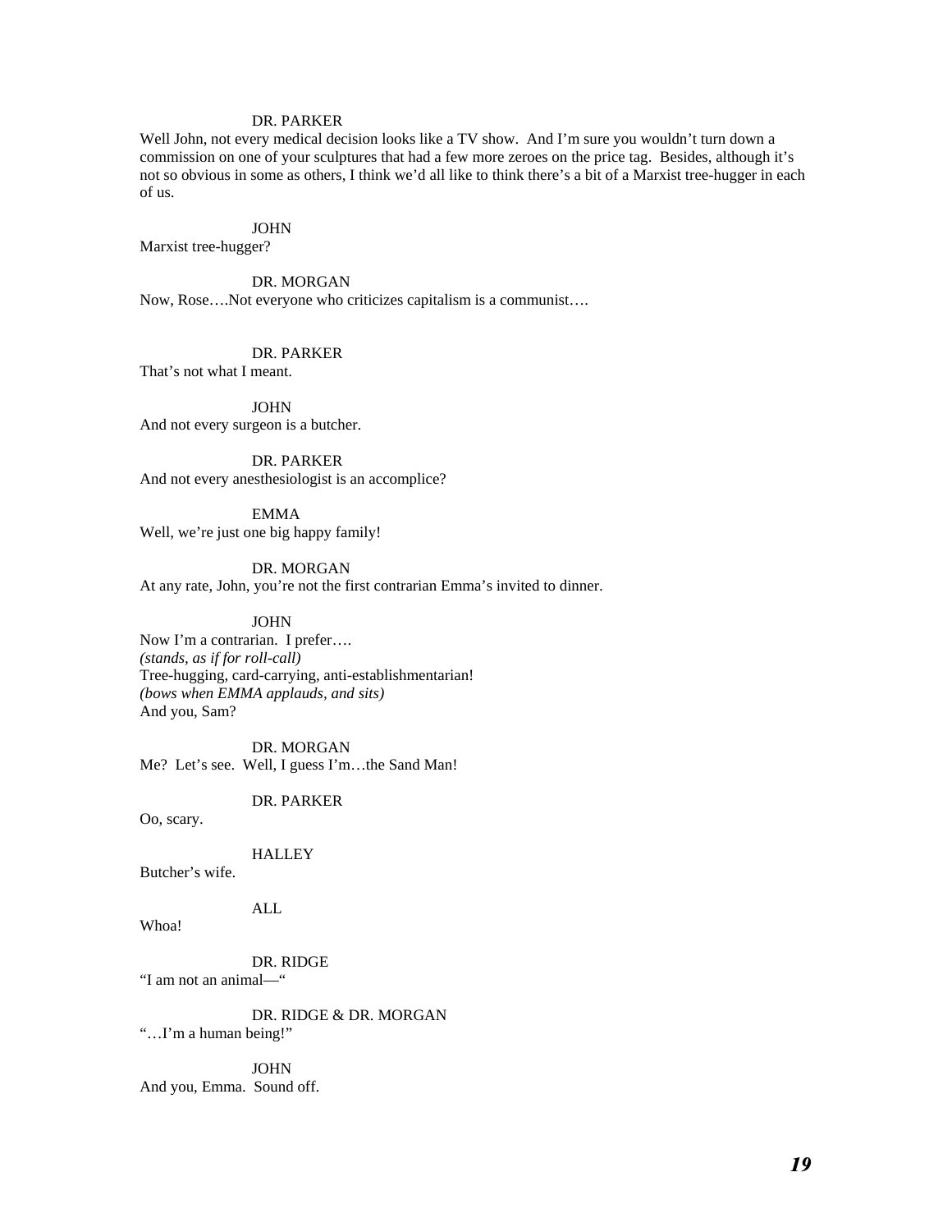DR. PARKER

Well John, not every medical decision looks like a TV show. And I'm sure you wouldn't turn down a commission on one of your sculptures that had a few more zeroes on the price tag. Besides, although it's not so obvious in some as others, I think we'd all like to think there's a bit of a Marxist tree-hugger in each of us.

JOHN

Marxist tree-hugger?

DR. MORGAN

Now, Rose….Not everyone who criticizes capitalism is a communist….

DR. PARKER

That's not what I meant.

JOHN

And not every surgeon is a butcher.

DR. PARKER

And not every anesthesiologist is an accomplice?

EMMA

Well, we're just one big happy family!

DR. MORGAN

At any rate, John, you're not the first contrarian Emma's invited to dinner.

JOHN

Now I'm a contrarian. I prefer….
*(stands, as if for roll-call)*
Tree-hugging, card-carrying, anti-establishmentarian!
*(bows when EMMA applauds, and sits)*
And you, Sam?

DR. MORGAN

Me? Let's see. Well, I guess I'm…the Sand Man!

DR. PARKER

Oo, scary.

HALLEY

Butcher's wife.

ALL

Whoa!

DR. RIDGE

"I am not an animal—"

DR. RIDGE & DR. MORGAN

"…I'm a human being!"

JOHN

And you, Emma. Sound off.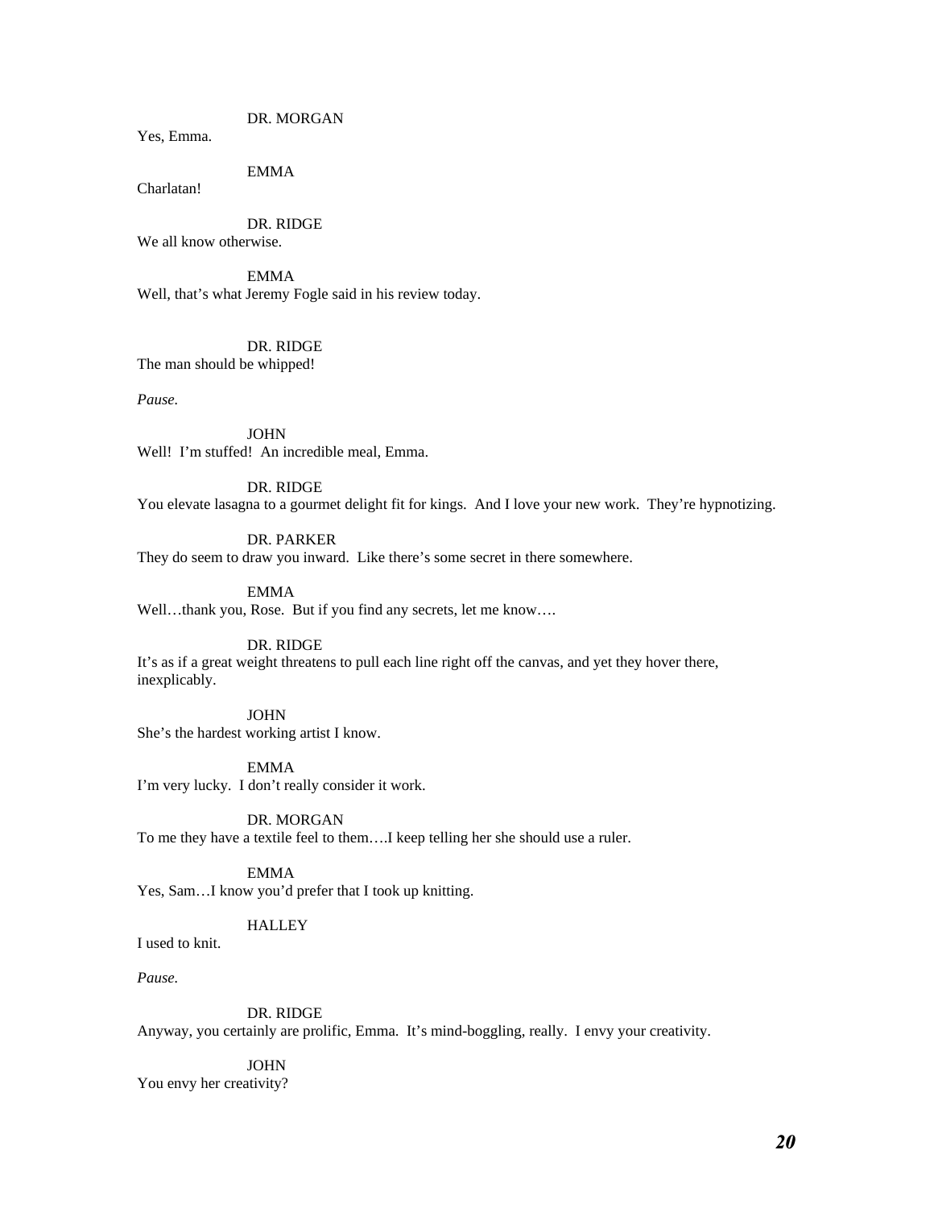DR. MORGAN

Yes, Emma.

EMMA

Charlatan!

DR. RIDGE

We all know otherwise.

EMMA

Well, that's what Jeremy Fogle said in his review today.

DR. RIDGE

The man should be whipped!

*Pause.*

JOHN

Well! I'm stuffed! An incredible meal, Emma.

DR. RIDGE

You elevate lasagna to a gourmet delight fit for kings. And I love your new work. They're hypnotizing.

DR. PARKER

They do seem to draw you inward. Like there's some secret in there somewhere.

EMMA

Well…thank you, Rose. But if you find any secrets, let me know….

DR. RIDGE

It's as if a great weight threatens to pull each line right off the canvas, and yet they hover there, inexplicably.

JOHN

She's the hardest working artist I know.

EMMA

I'm very lucky. I don't really consider it work.

DR. MORGAN

To me they have a textile feel to them….I keep telling her she should use a ruler.

EMMA

Yes, Sam…I know you'd prefer that I took up knitting.

HALLEY

I used to knit.

*Pause.*

DR. RIDGE

Anyway, you certainly are prolific, Emma. It's mind-boggling, really. I envy your creativity.

JOHN

You envy her creativity?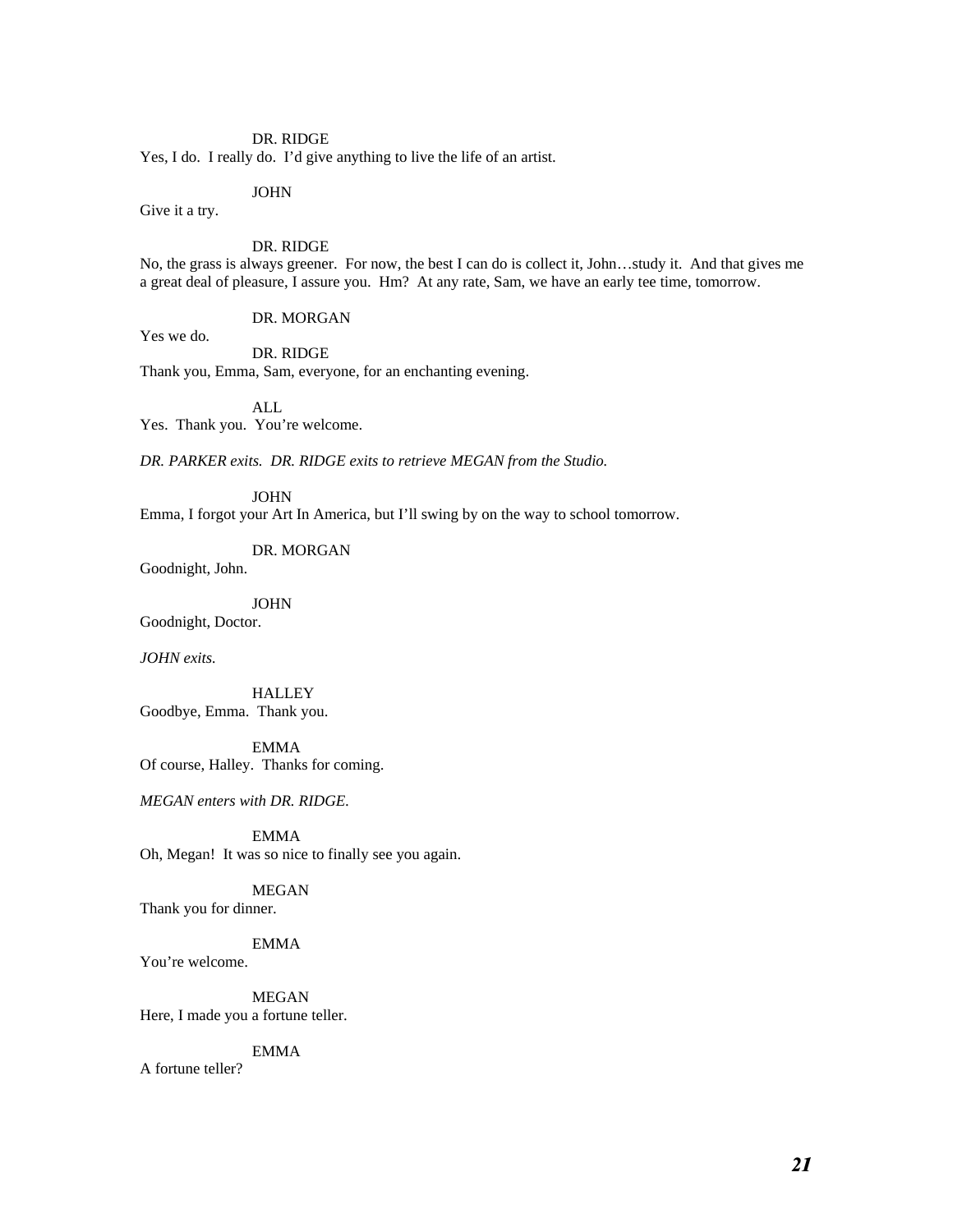DR. RIDGE

Yes, I do. I really do. I'd give anything to live the life of an artist.

JOHN

Give it a try.

DR. RIDGE

No, the grass is always greener. For now, the best I can do is collect it, John…study it. And that gives me a great deal of pleasure, I assure you. Hm? At any rate, Sam, we have an early tee time, tomorrow.

DR. MORGAN

Yes we do.

DR. RIDGE

Thank you, Emma, Sam, everyone, for an enchanting evening.

ALL

Yes. Thank you. You're welcome.

*DR. PARKER exits. DR. RIDGE exits to retrieve MEGAN from the Studio.*

JOHN

Emma, I forgot your Art In America, but I'll swing by on the way to school tomorrow.

DR. MORGAN

Goodnight, John.

JOHN

Goodnight, Doctor.

*JOHN exits.*

HALLEY

Goodbye, Emma. Thank you.

EMMA

Of course, Halley. Thanks for coming.

*MEGAN enters with DR. RIDGE.*

EMMA

Oh, Megan! It was so nice to finally see you again.

MEGAN

Thank you for dinner.

EMMA

You're welcome.

MEGAN

Here, I made you a fortune teller.

EMMA

A fortune teller?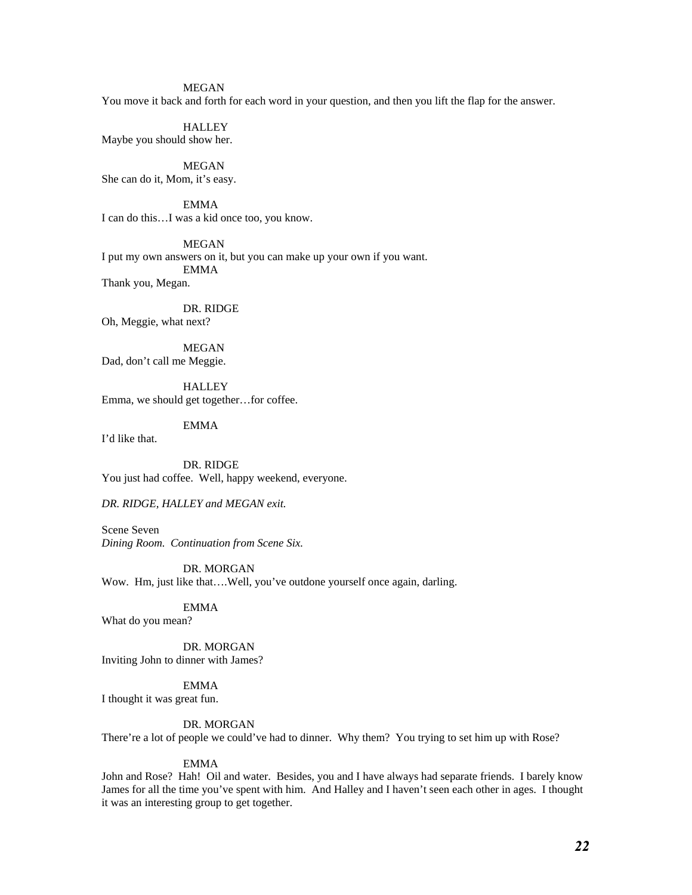MEGAN
You move it back and forth for each word in your question, and then you lift the flap for the answer.

HALLEY
Maybe you should show her.

MEGAN
She can do it, Mom, it's easy.

EMMA
I can do this…I was a kid once too, you know.

MEGAN
I put my own answers on it, but you can make up your own if you want.

EMMA
Thank you, Megan.

DR. RIDGE
Oh, Meggie, what next?

MEGAN
Dad, don't call me Meggie.

HALLEY
Emma, we should get together…for coffee.

EMMA
I'd like that.

DR. RIDGE
You just had coffee. Well, happy weekend, everyone.

*DR. RIDGE, HALLEY and MEGAN exit.*

Scene Seven
*Dining Room. Continuation from Scene Six.*

DR. MORGAN
Wow. Hm, just like that….Well, you've outdone yourself once again, darling.

EMMA
What do you mean?

DR. MORGAN
Inviting John to dinner with James?

EMMA
I thought it was great fun.

DR. MORGAN
There're a lot of people we could've had to dinner. Why them? You trying to set him up with Rose?

EMMA
John and Rose? Hah! Oil and water. Besides, you and I have always had separate friends. I barely know James for all the time you've spent with him. And Halley and I haven't seen each other in ages. I thought it was an interesting group to get together.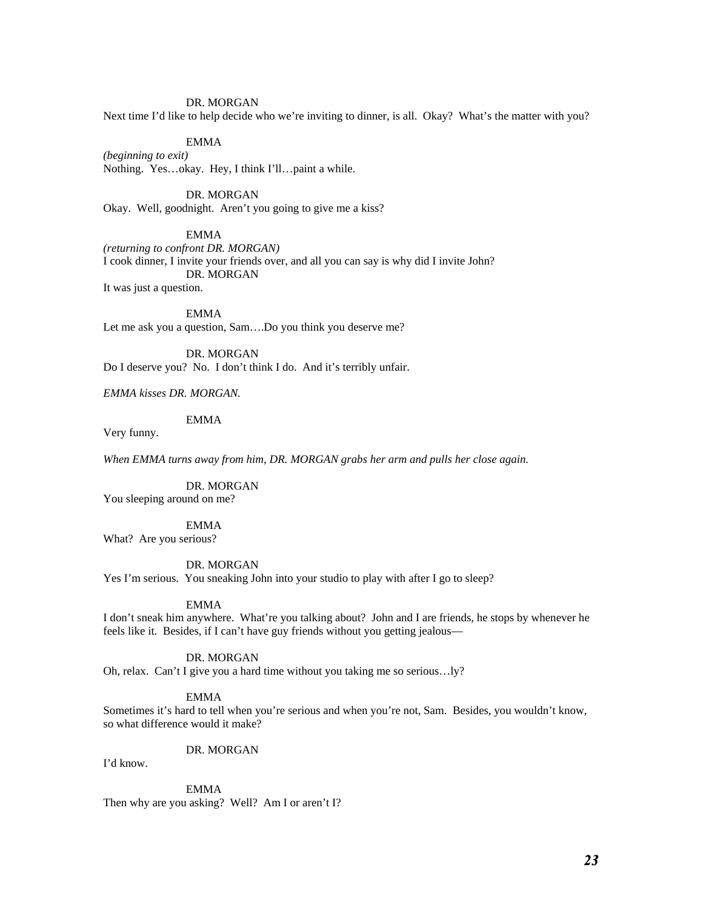DR. MORGAN

Next time I'd like to help decide who we're inviting to dinner, is all. Okay? What's the matter with you?

EMMA

*(beginning to exit)*
Nothing. Yes…okay. Hey, I think I'll…paint a while.

DR. MORGAN

Okay. Well, goodnight. Aren't you going to give me a kiss?

EMMA

*(returning to confront DR. MORGAN)*
I cook dinner, I invite your friends over, and all you can say is why did I invite John?

DR. MORGAN

It was just a question.

EMMA

Let me ask you a question, Sam….Do you think you deserve me?

DR. MORGAN

Do I deserve you? No. I don't think I do. And it's terribly unfair.

*EMMA kisses DR. MORGAN.*

EMMA

Very funny.

*When EMMA turns away from him, DR. MORGAN grabs her arm and pulls her close again.*

DR. MORGAN

You sleeping around on me?

EMMA

What? Are you serious?

DR. MORGAN

Yes I'm serious. You sneaking John into your studio to play with after I go to sleep?

EMMA

I don't sneak him anywhere. What're you talking about? John and I are friends, he stops by whenever he feels like it. Besides, if I can't have guy friends without you getting jealous—

DR. MORGAN

Oh, relax. Can't I give you a hard time without you taking me so serious…ly?

EMMA

Sometimes it's hard to tell when you're serious and when you're not, Sam. Besides, you wouldn't know, so what difference would it make?

DR. MORGAN

I'd know.

EMMA

Then why are you asking? Well? Am I or aren't I?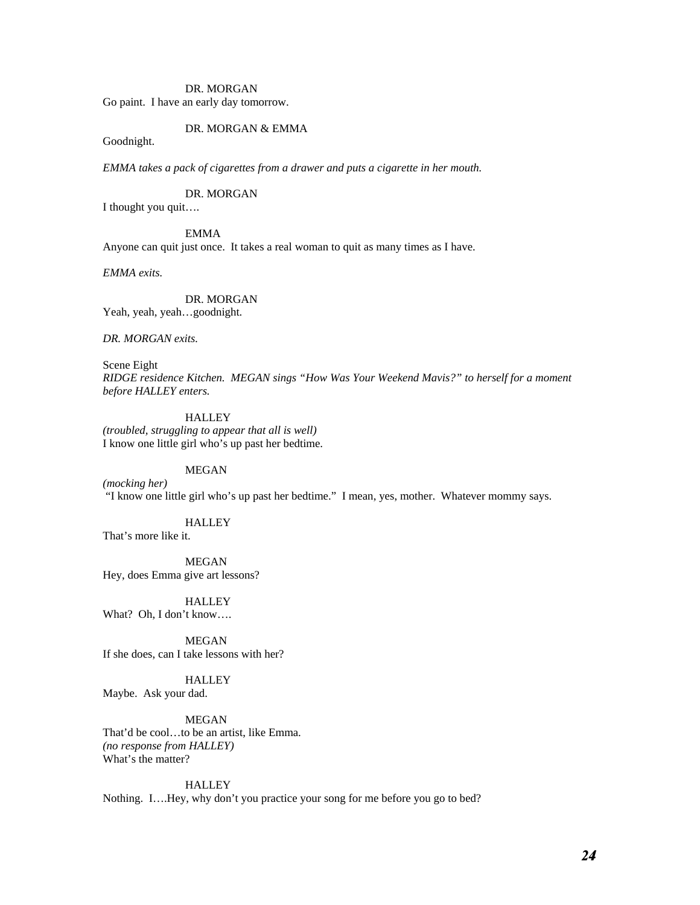DR. MORGAN

Go paint. I have an early day tomorrow.

DR. MORGAN & EMMA

Goodnight.

*EMMA takes a pack of cigarettes from a drawer and puts a cigarette in her mouth.*

DR. MORGAN

I thought you quit….

EMMA

Anyone can quit just once. It takes a real woman to quit as many times as I have.

*EMMA exits.*

DR. MORGAN

Yeah, yeah, yeah…goodnight.

*DR. MORGAN exits.*

Scene Eight

*RIDGE residence Kitchen. MEGAN sings "How Was Your Weekend Mavis?" to herself for a moment before HALLEY enters.*

HALLEY

*(troubled, struggling to appear that all is well)*

I know one little girl who's up past her bedtime.

MEGAN

*(mocking her)*

"I know one little girl who's up past her bedtime." I mean, yes, mother. Whatever mommy says.

HALLEY

That's more like it.

MEGAN

Hey, does Emma give art lessons?

HALLEY

What? Oh, I don't know….

MEGAN

If she does, can I take lessons with her?

HALLEY

Maybe. Ask your dad.

MEGAN

That'd be cool…to be an artist, like Emma.

*(no response from HALLEY)*

What's the matter?

HALLEY

Nothing. I….Hey, why don't you practice your song for me before you go to bed?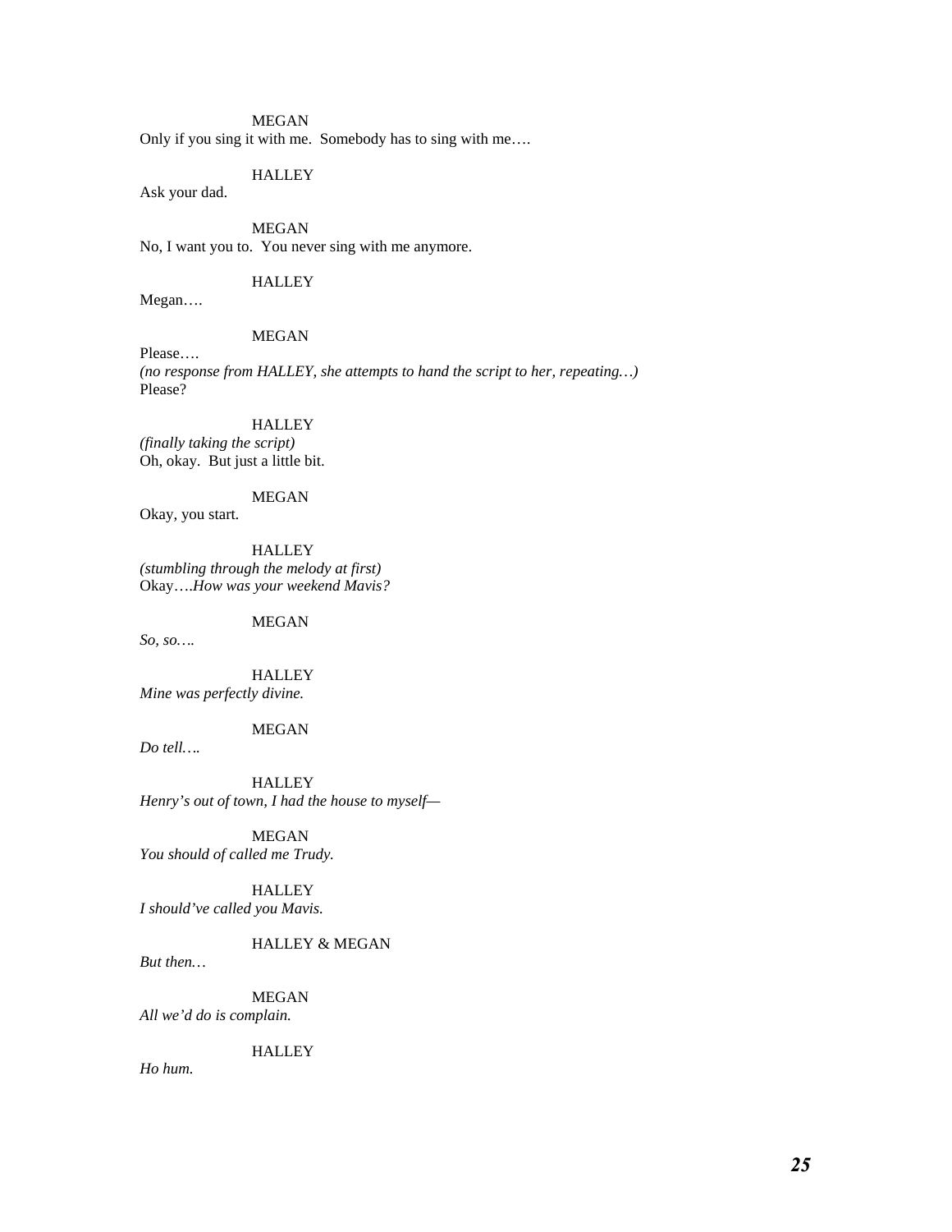MEGAN

Only if you sing it with me.  Somebody has to sing with me….

HALLEY

Ask your dad.

MEGAN

No, I want you to.  You never sing with me anymore.

HALLEY

Megan….

MEGAN

Please….
*(no response from HALLEY, she attempts to hand the script to her, repeating…)*
Please?

HALLEY

*(finally taking the script)*
Oh, okay.  But just a little bit.

MEGAN

Okay, you start.

HALLEY

*(stumbling through the melody at first)*
Okay….*How was your weekend Mavis?*

MEGAN

*So, so….*

HALLEY

*Mine was perfectly divine.*

MEGAN

*Do tell….*

HALLEY

*Henry's out of town, I had the house to myself—*

MEGAN

*You should of called me Trudy.*

HALLEY

*I should've called you Mavis.*

HALLEY & MEGAN

*But then…*

MEGAN

*All we'd do is complain.*

HALLEY

*Ho hum.*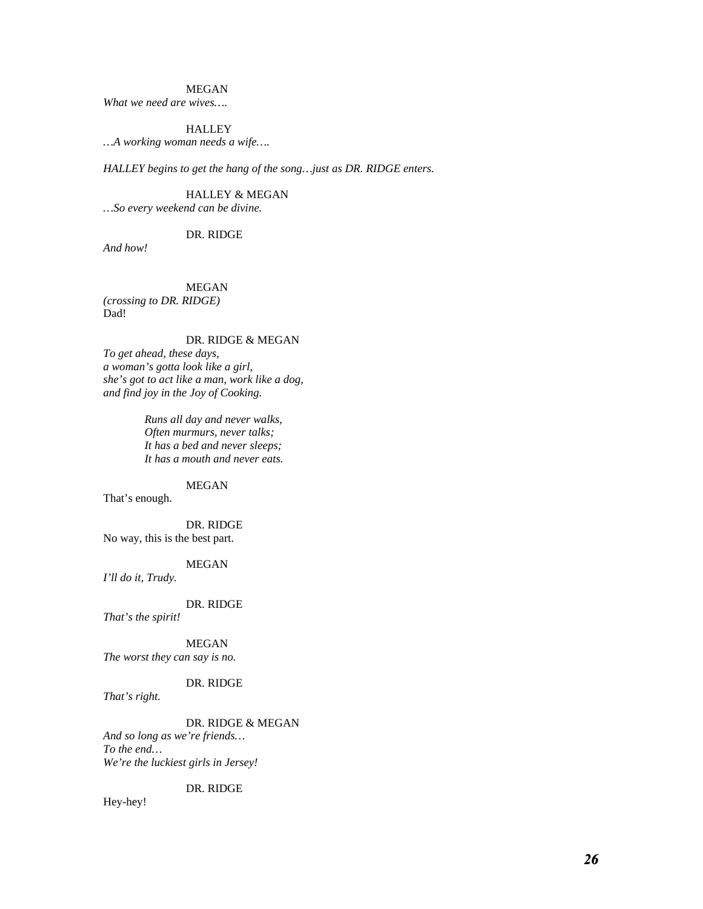MEGAN

*What we need are wives….*

HALLEY

*…A working woman needs a wife….*

*HALLEY begins to get the hang of the song…just as DR. RIDGE enters.*

HALLEY & MEGAN

*…So every weekend can be divine.*

DR. RIDGE

*And how!*

MEGAN

*(crossing to DR. RIDGE)*
Dad!

DR. RIDGE & MEGAN

*To get ahead, these days,*
*a woman's gotta look like a girl,*
*she's got to act like a man, work like a dog,*
*and find joy in the Joy of Cooking.*

> *Runs all day and never walks,*
> *Often murmurs, never talks;*
> *It has a bed and never sleeps;*
> *It has a mouth and never eats.*

MEGAN

That's enough.

DR. RIDGE

No way, this is the best part.

MEGAN

*I'll do it, Trudy.*

DR. RIDGE

*That's the spirit!*

MEGAN

*The worst they can say is no.*

DR. RIDGE

*That's right.*

DR. RIDGE & MEGAN

*And so long as we're friends…*
*To the end…*
*We're the luckiest girls in Jersey!*

DR. RIDGE

Hey-hey!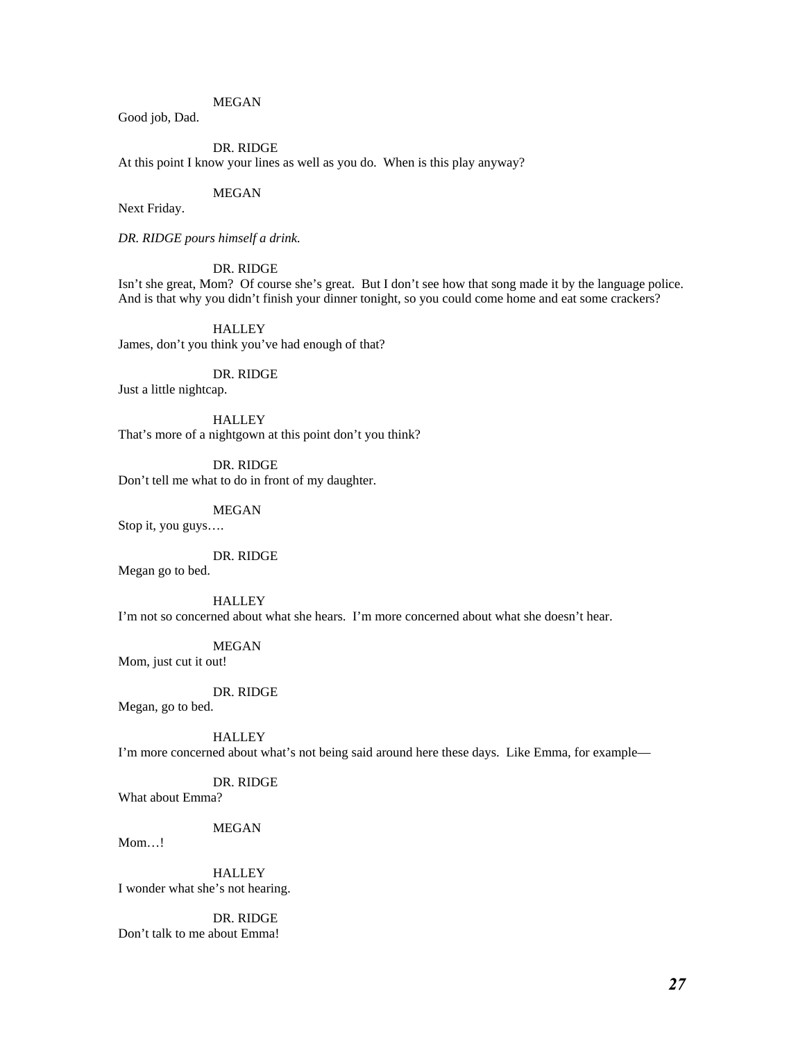MEGAN

Good job, Dad.

DR. RIDGE

At this point I know your lines as well as you do. When is this play anyway?

MEGAN

Next Friday.

*DR. RIDGE pours himself a drink.*

DR. RIDGE

Isn't she great, Mom? Of course she's great. But I don't see how that song made it by the language police. And is that why you didn't finish your dinner tonight, so you could come home and eat some crackers?

HALLEY

James, don't you think you've had enough of that?

DR. RIDGE

Just a little nightcap.

HALLEY

That's more of a nightgown at this point don't you think?

DR. RIDGE

Don't tell me what to do in front of my daughter.

MEGAN

Stop it, you guys….

DR. RIDGE

Megan go to bed.

HALLEY

I'm not so concerned about what she hears. I'm more concerned about what she doesn't hear.

MEGAN

Mom, just cut it out!

DR. RIDGE

Megan, go to bed.

HALLEY

I'm more concerned about what's not being said around here these days. Like Emma, for example—

DR. RIDGE

What about Emma?

MEGAN

Mom…!

HALLEY

I wonder what she's not hearing.

DR. RIDGE

Don't talk to me about Emma!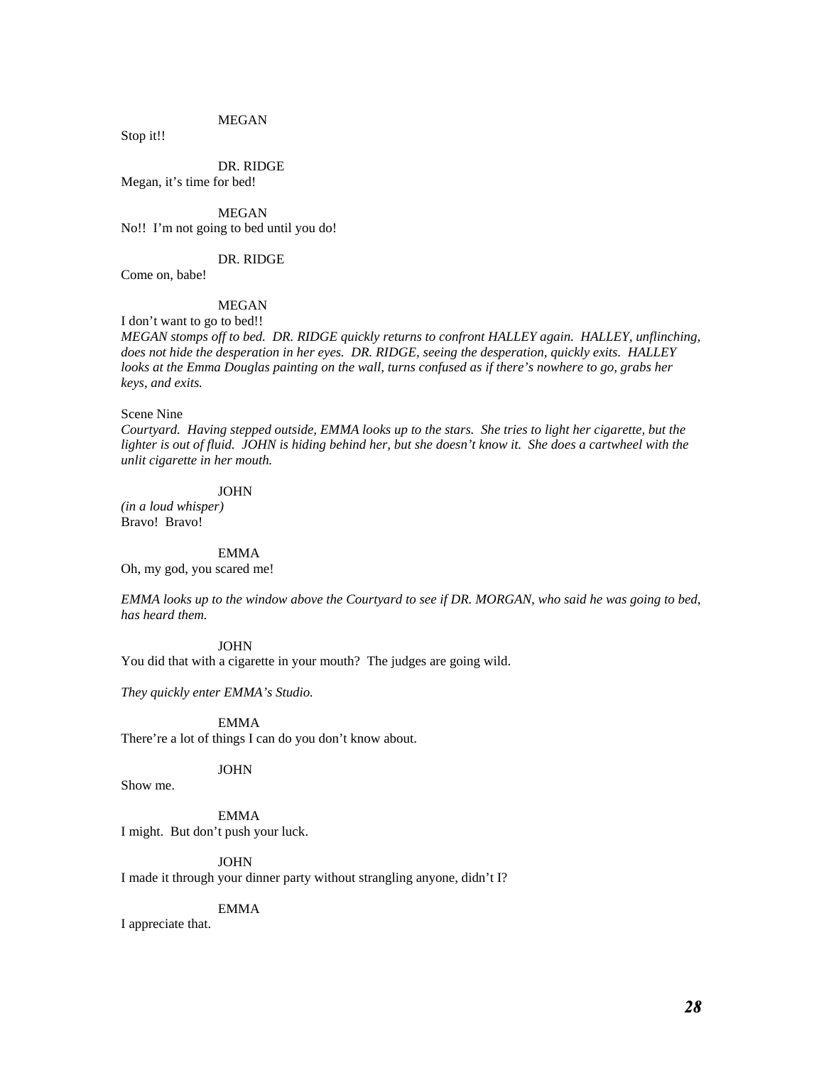MEGAN

Stop it!!

DR. RIDGE

Megan, it's time for bed!

MEGAN

No!! I'm not going to bed until you do!

DR. RIDGE

Come on, babe!

MEGAN

I don't want to go to bed!!

*MEGAN stomps off to bed. DR. RIDGE quickly returns to confront HALLEY again. HALLEY, unflinching, does not hide the desperation in her eyes. DR. RIDGE, seeing the desperation, quickly exits. HALLEY looks at the Emma Douglas painting on the wall, turns confused as if there's nowhere to go, grabs her keys, and exits.*

Scene Nine

*Courtyard. Having stepped outside, EMMA looks up to the stars. She tries to light her cigarette, but the lighter is out of fluid. JOHN is hiding behind her, but she doesn't know it. She does a cartwheel with the unlit cigarette in her mouth.*

JOHN

*(in a loud whisper)*

Bravo! Bravo!

EMMA

Oh, my god, you scared me!

*EMMA looks up to the window above the Courtyard to see if DR. MORGAN, who said he was going to bed, has heard them.*

JOHN

You did that with a cigarette in your mouth? The judges are going wild.

*They quickly enter EMMA's Studio.*

EMMA

There're a lot of things I can do you don't know about.

JOHN

Show me.

EMMA

I might. But don't push your luck.

JOHN

I made it through your dinner party without strangling anyone, didn't I?

EMMA

I appreciate that.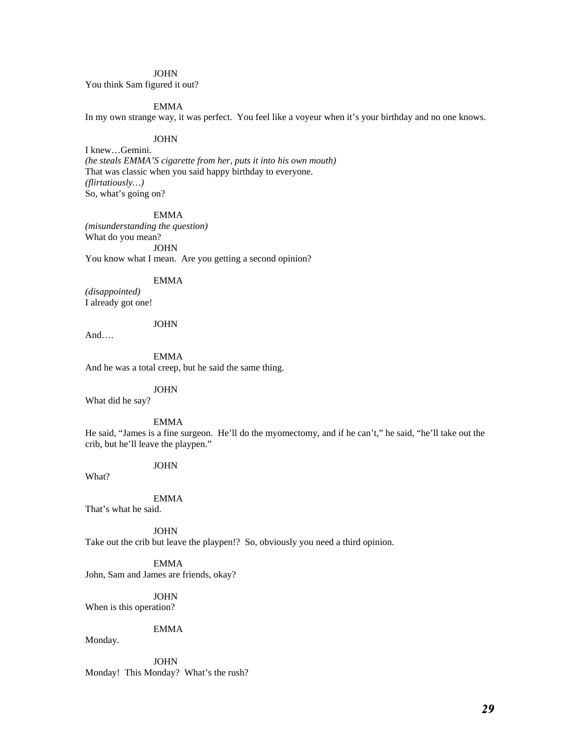JOHN

You think Sam figured it out?

EMMA

In my own strange way, it was perfect. You feel like a voyeur when it's your birthday and no one knows.

JOHN

I knew…Gemini.
*(he steals EMMA'S cigarette from her, puts it into his own mouth)*
That was classic when you said happy birthday to everyone.
*(flirtatiously…)*
So, what's going on?

EMMA

*(misunderstanding the question)*
What do you mean?

JOHN

You know what I mean. Are you getting a second opinion?

EMMA

*(disappointed)*
I already got one!

JOHN

And….

EMMA

And he was a total creep, but he said the same thing.

JOHN

What did he say?

EMMA

He said, "James is a fine surgeon. He'll do the myomectomy, and if he can't," he said, "he'll take out the crib, but he'll leave the playpen."

JOHN

What?

EMMA

That's what he said.

JOHN

Take out the crib but leave the playpen!? So, obviously you need a third opinion.

EMMA

John, Sam and James are friends, okay?

JOHN

When is this operation?

EMMA

Monday.

JOHN

Monday! This Monday? What's the rush?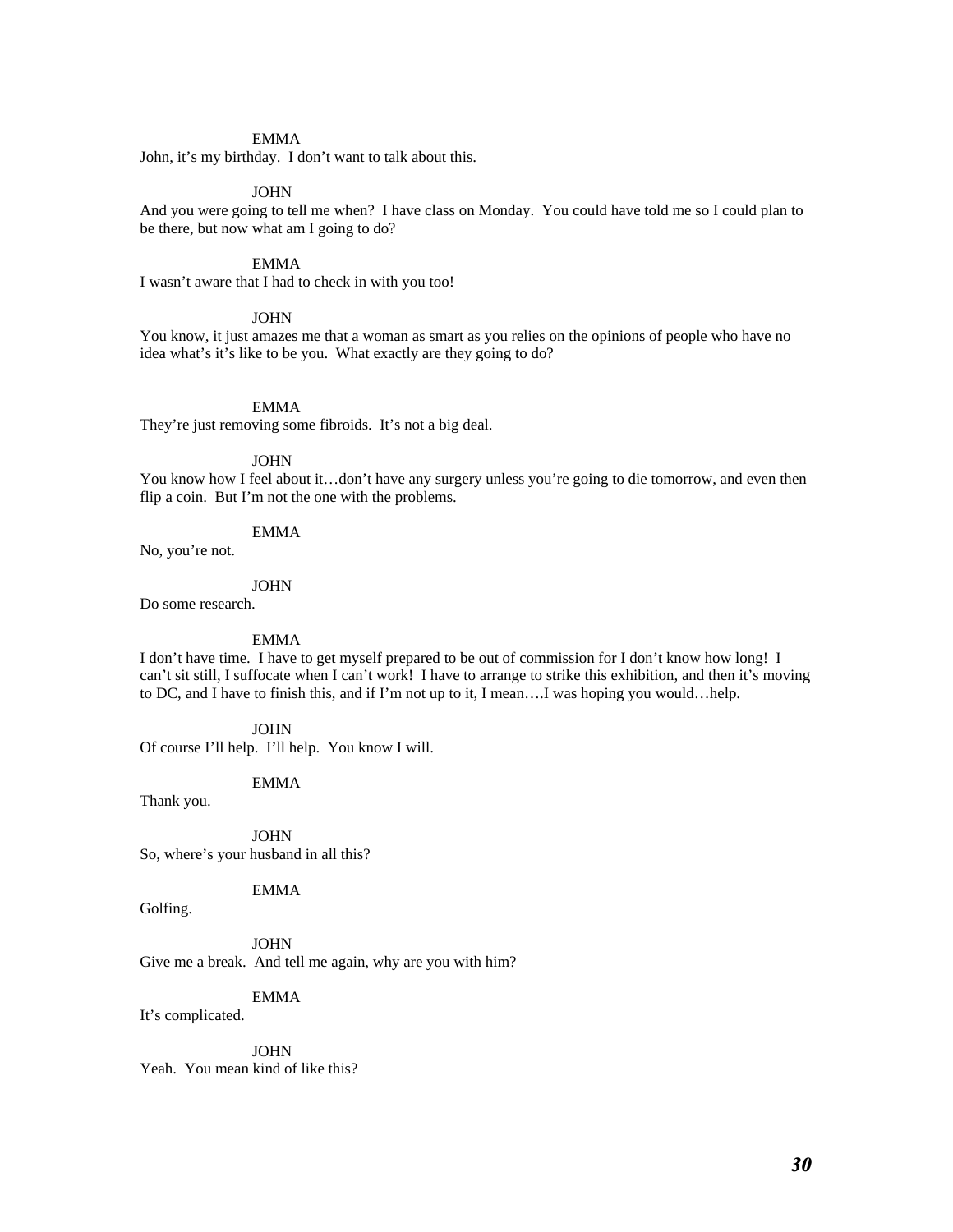EMMA

John, it's my birthday. I don't want to talk about this.

JOHN

And you were going to tell me when? I have class on Monday. You could have told me so I could plan to be there, but now what am I going to do?

EMMA

I wasn't aware that I had to check in with you too!

JOHN

You know, it just amazes me that a woman as smart as you relies on the opinions of people who have no idea what's it's like to be you. What exactly are they going to do?

EMMA

They're just removing some fibroids. It's not a big deal.

JOHN

You know how I feel about it…don't have any surgery unless you're going to die tomorrow, and even then flip a coin. But I'm not the one with the problems.

EMMA

No, you're not.

JOHN

Do some research.

EMMA

I don't have time. I have to get myself prepared to be out of commission for I don't know how long! I can't sit still, I suffocate when I can't work! I have to arrange to strike this exhibition, and then it's moving to DC, and I have to finish this, and if I'm not up to it, I mean….I was hoping you would…help.

JOHN

Of course I'll help. I'll help. You know I will.

EMMA

Thank you.

JOHN

So, where's your husband in all this?

EMMA

Golfing.

JOHN

Give me a break. And tell me again, why are you with him?

EMMA

It's complicated.

JOHN

Yeah. You mean kind of like this?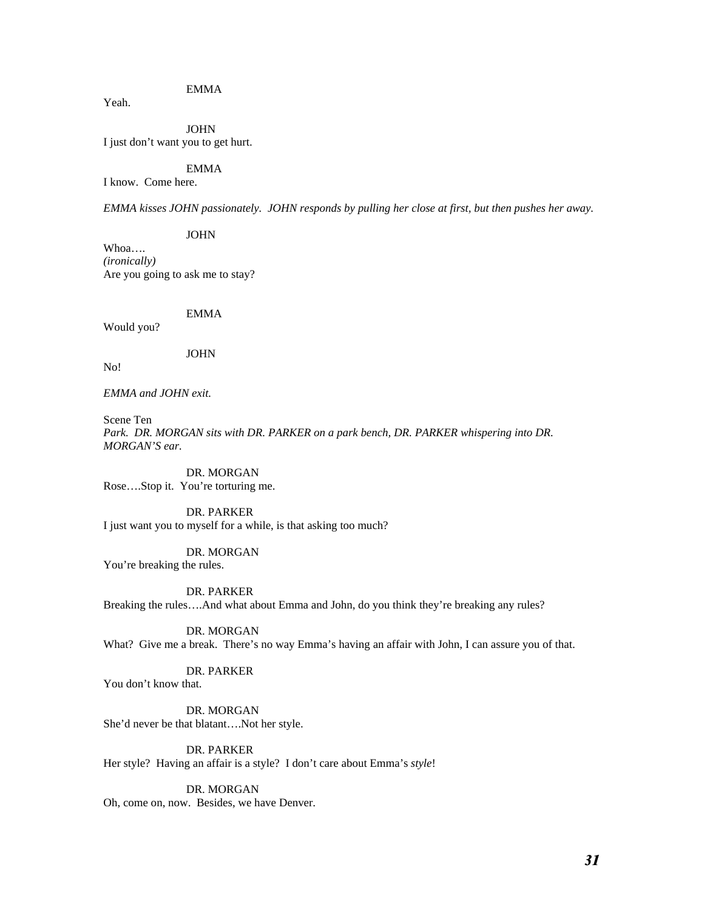EMMA

Yeah.

JOHN

I just don't want you to get hurt.

EMMA

I know. Come here.

*EMMA kisses JOHN passionately. JOHN responds by pulling her close at first, but then pushes her away.*

JOHN

Whoa….
*(ironically)*
Are you going to ask me to stay?

EMMA

Would you?

JOHN

No!

*EMMA and JOHN exit.*

Scene Ten
*Park. DR. MORGAN sits with DR. PARKER on a park bench, DR. PARKER whispering into DR. MORGAN'S ear.*

DR. MORGAN

Rose….Stop it. You're torturing me.

DR. PARKER

I just want you to myself for a while, is that asking too much?

DR. MORGAN

You're breaking the rules.

DR. PARKER

Breaking the rules….And what about Emma and John, do you think they're breaking any rules?

DR. MORGAN

What? Give me a break. There's no way Emma's having an affair with John, I can assure you of that.

DR. PARKER

You don't know that.

DR. MORGAN

She'd never be that blatant….Not her style.

DR. PARKER

Her style? Having an affair is a style? I don't care about Emma's *style*!

DR. MORGAN

Oh, come on, now. Besides, we have Denver.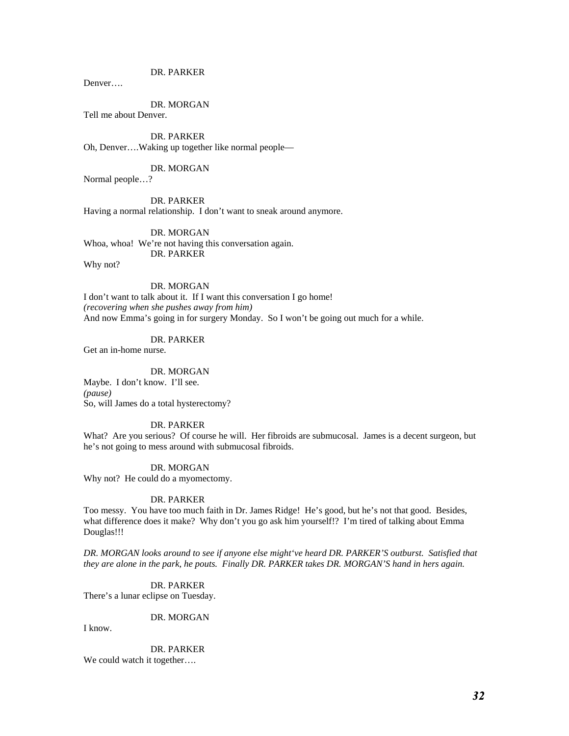DR. PARKER

Denver….

DR. MORGAN

Tell me about Denver.

DR. PARKER

Oh, Denver….Waking up together like normal people—

DR. MORGAN

Normal people…?

DR. PARKER

Having a normal relationship. I don't want to sneak around anymore.

DR. MORGAN

Whoa, whoa! We're not having this conversation again.

DR. PARKER

Why not?

DR. MORGAN

I don't want to talk about it. If I want this conversation I go home!
*(recovering when she pushes away from him)*
And now Emma's going in for surgery Monday. So I won't be going out much for a while.

DR. PARKER

Get an in-home nurse.

DR. MORGAN

Maybe. I don't know. I'll see.
*(pause)*
So, will James do a total hysterectomy?

DR. PARKER

What? Are you serious? Of course he will. Her fibroids are submucosal. James is a decent surgeon, but he's not going to mess around with submucosal fibroids.

DR. MORGAN

Why not? He could do a myomectomy.

DR. PARKER

Too messy. You have too much faith in Dr. James Ridge! He's good, but he's not that good. Besides, what difference does it make? Why don't you go ask him yourself!? I'm tired of talking about Emma Douglas!!!

*DR. MORGAN looks around to see if anyone else might've heard DR. PARKER'S outburst. Satisfied that they are alone in the park, he pouts. Finally DR. PARKER takes DR. MORGAN'S hand in hers again.*

DR. PARKER

There's a lunar eclipse on Tuesday.

DR. MORGAN

I know.

DR. PARKER

We could watch it together….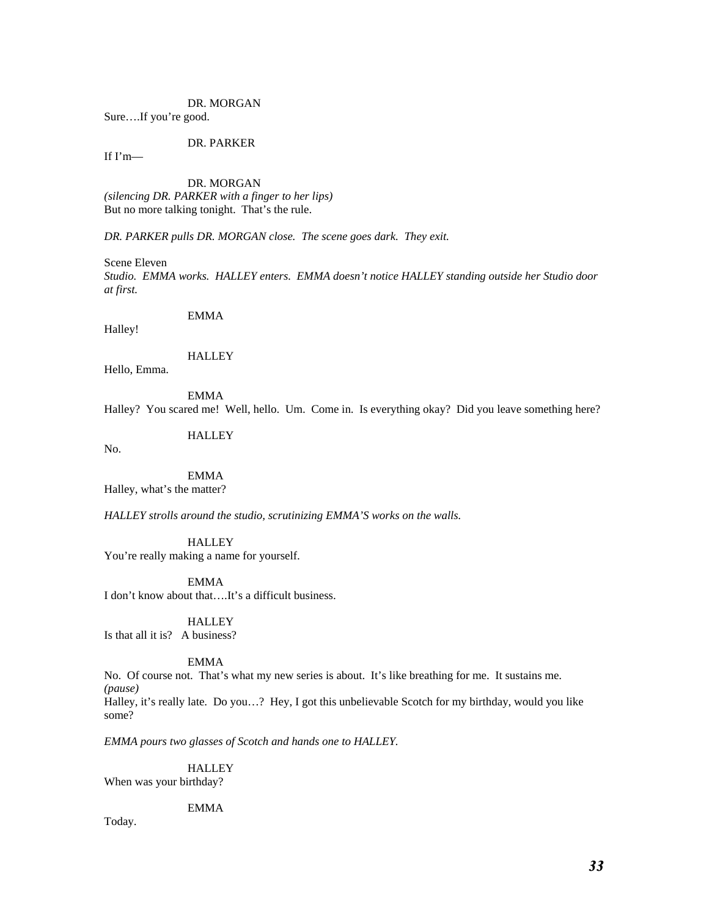DR. MORGAN

Sure….If you're good.

DR. PARKER

If I'm—

DR. MORGAN

*(silencing DR. PARKER with a finger to her lips)*

But no more talking tonight. That's the rule.

*DR. PARKER pulls DR. MORGAN close. The scene goes dark. They exit.*

Scene Eleven

*Studio. EMMA works. HALLEY enters. EMMA doesn't notice HALLEY standing outside her Studio door at first.*

EMMA

Halley!

HALLEY

Hello, Emma.

EMMA

Halley? You scared me! Well, hello. Um. Come in. Is everything okay? Did you leave something here?

HALLEY

No.

EMMA

Halley, what's the matter?

*HALLEY strolls around the studio, scrutinizing EMMA'S works on the walls.*

HALLEY

You're really making a name for yourself.

EMMA

I don't know about that….It's a difficult business.

HALLEY

Is that all it is? A business?

EMMA

No. Of course not. That's what my new series is about. It's like breathing for me. It sustains me.

*(pause)*

Halley, it's really late. Do you…? Hey, I got this unbelievable Scotch for my birthday, would you like some?

*EMMA pours two glasses of Scotch and hands one to HALLEY.*

HALLEY

When was your birthday?

EMMA

Today.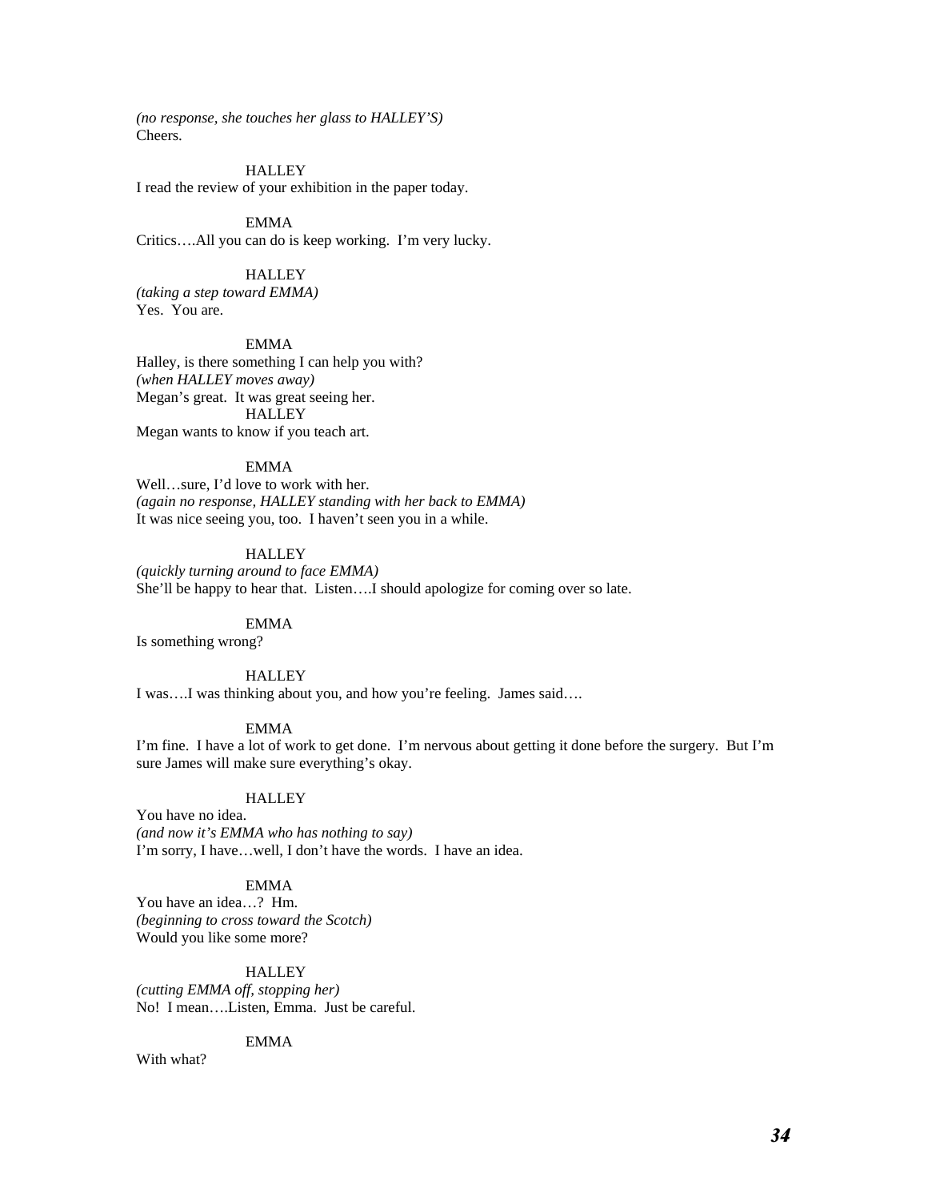*(no response, she touches her glass to HALLEY'S)*
Cheers.

HALLEY
I read the review of your exhibition in the paper today.

EMMA
Critics….All you can do is keep working. I'm very lucky.

HALLEY
*(taking a step toward EMMA)*
Yes. You are.

EMMA
Halley, is there something I can help you with?
*(when HALLEY moves away)*
Megan's great. It was great seeing her.

HALLEY
Megan wants to know if you teach art.

EMMA
Well…sure, I'd love to work with her.
*(again no response, HALLEY standing with her back to EMMA)*
It was nice seeing you, too. I haven't seen you in a while.

HALLEY
*(quickly turning around to face EMMA)*
She'll be happy to hear that. Listen….I should apologize for coming over so late.

EMMA
Is something wrong?

HALLEY
I was….I was thinking about you, and how you're feeling. James said….

EMMA
I'm fine. I have a lot of work to get done. I'm nervous about getting it done before the surgery. But I'm sure James will make sure everything's okay.

HALLEY
You have no idea.
*(and now it's EMMA who has nothing to say)*
I'm sorry, I have…well, I don't have the words. I have an idea.

EMMA
You have an idea…? Hm.
*(beginning to cross toward the Scotch)*
Would you like some more?

HALLEY
*(cutting EMMA off, stopping her)*
No! I mean….Listen, Emma. Just be careful.

EMMA
With what?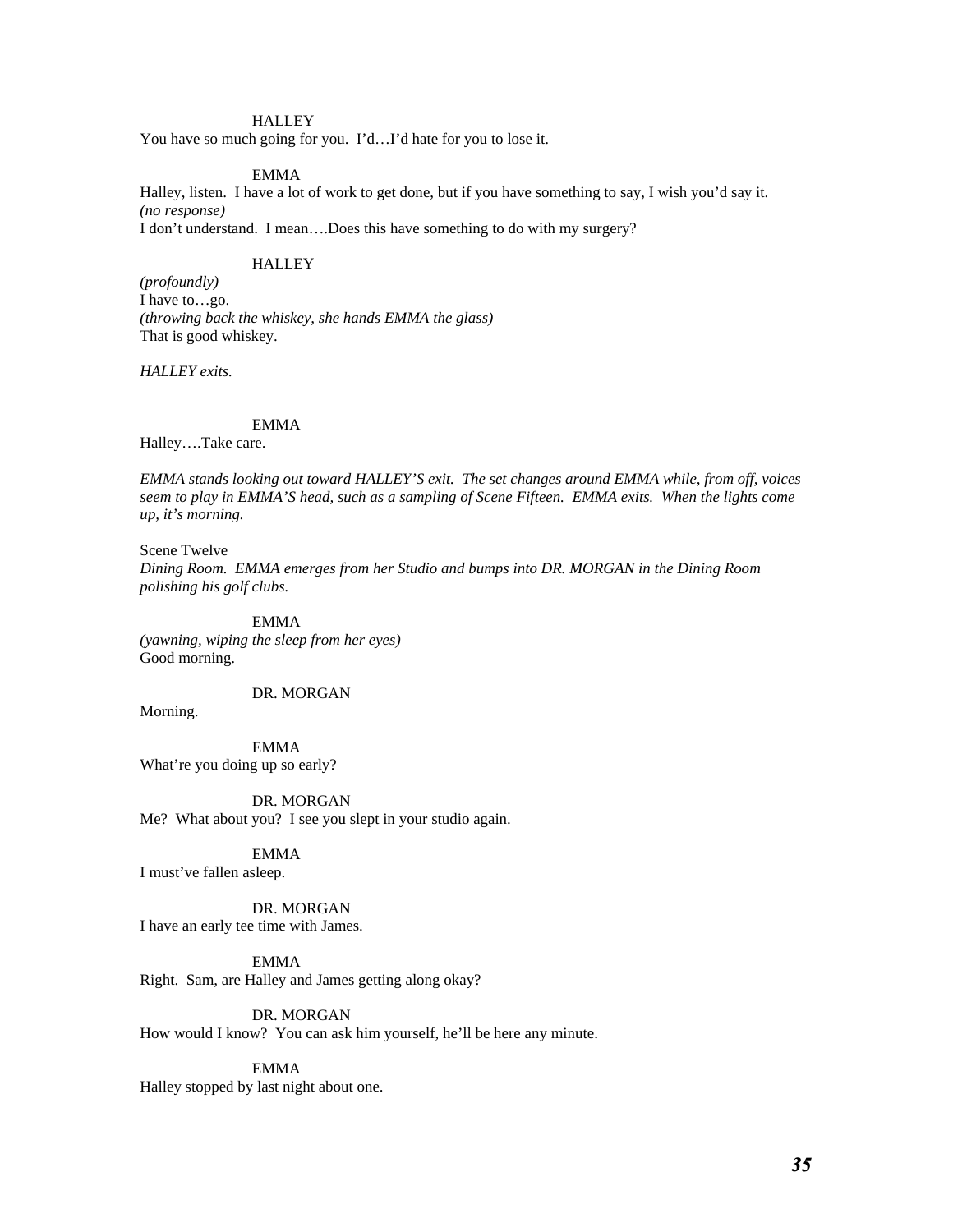HALLEY

You have so much going for you.  I'd…I'd hate for you to lose it.

EMMA

Halley, listen.  I have a lot of work to get done, but if you have something to say, I wish you'd say it.
*(no response)*
I don't understand.  I mean….Does this have something to do with my surgery?

HALLEY

*(profoundly)*
I have to…go.
*(throwing back the whiskey, she hands EMMA the glass)*
That is good whiskey.

*HALLEY exits.*

EMMA

Halley….Take care.

*EMMA stands looking out toward HALLEY'S exit.  The set changes around EMMA while, from off, voices seem to play in EMMA'S head, such as a sampling of Scene Fifteen.  EMMA exits.  When the lights come up, it's morning.*

Scene Twelve

*Dining Room.  EMMA emerges from her Studio and bumps into DR. MORGAN in the Dining Room polishing his golf clubs.*

EMMA

*(yawning, wiping the sleep from her eyes)*
Good morning.

DR. MORGAN

Morning.

EMMA

What're you doing up so early?

DR. MORGAN

Me?  What about you?  I see you slept in your studio again.

EMMA

I must've fallen asleep.

DR. MORGAN

I have an early tee time with James.

EMMA

Right.  Sam, are Halley and James getting along okay?

DR. MORGAN

How would I know?  You can ask him yourself, he'll be here any minute.

EMMA

Halley stopped by last night about one.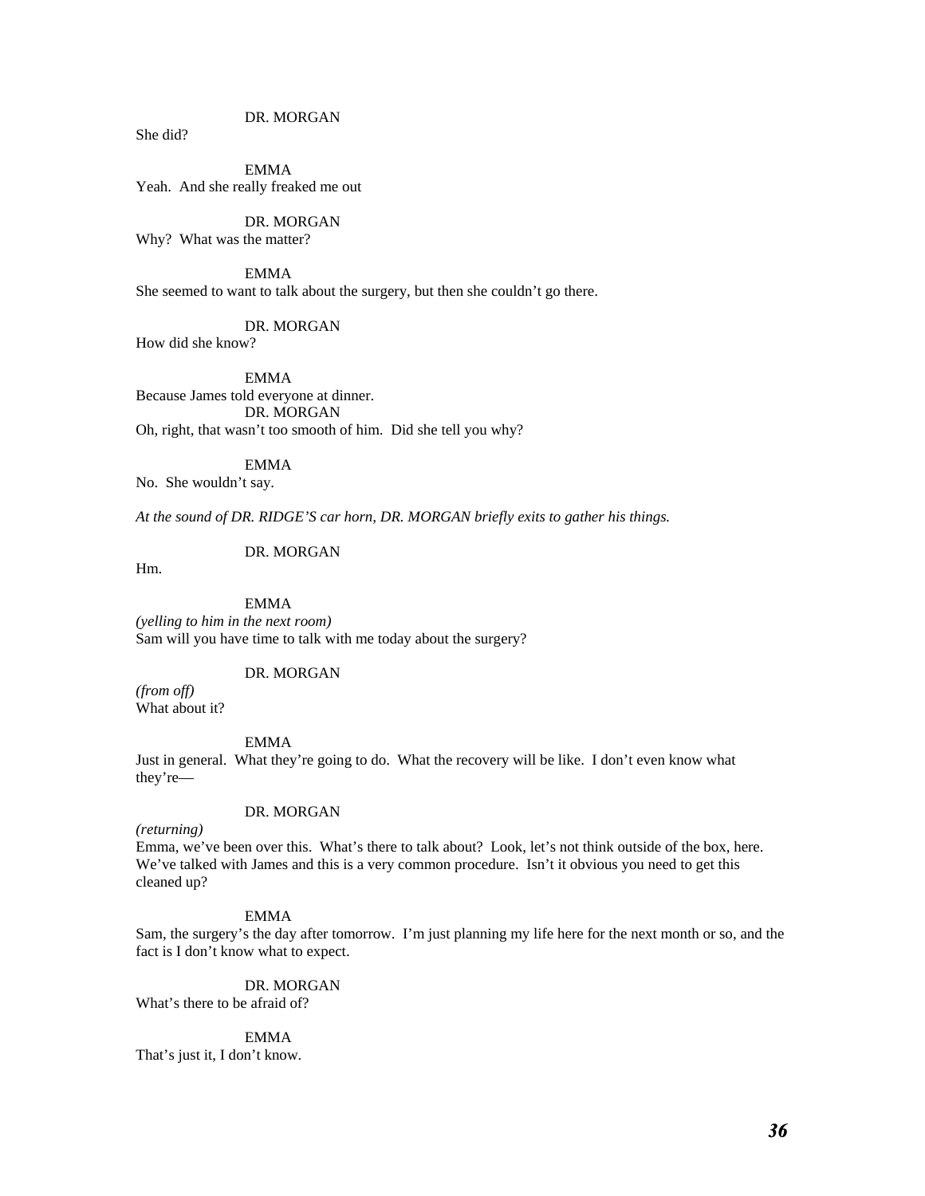DR. MORGAN

She did?

EMMA

Yeah. And she really freaked me out

DR. MORGAN

Why? What was the matter?

EMMA

She seemed to want to talk about the surgery, but then she couldn't go there.

DR. MORGAN

How did she know?

EMMA

Because James told everyone at dinner.

DR. MORGAN

Oh, right, that wasn't too smooth of him. Did she tell you why?

EMMA

No. She wouldn't say.

*At the sound of DR. RIDGE'S car horn, DR. MORGAN briefly exits to gather his things.*

DR. MORGAN

Hm.

EMMA

*(yelling to him in the next room)*
Sam will you have time to talk with me today about the surgery?

DR. MORGAN

*(from off)*
What about it?

EMMA

Just in general. What they're going to do. What the recovery will be like. I don't even know what they're—

DR. MORGAN

*(returning)*
Emma, we've been over this. What's there to talk about? Look, let's not think outside of the box, here. We've talked with James and this is a very common procedure. Isn't it obvious you need to get this cleaned up?

EMMA

Sam, the surgery's the day after tomorrow. I'm just planning my life here for the next month or so, and the fact is I don't know what to expect.

DR. MORGAN

What's there to be afraid of?

EMMA

That's just it, I don't know.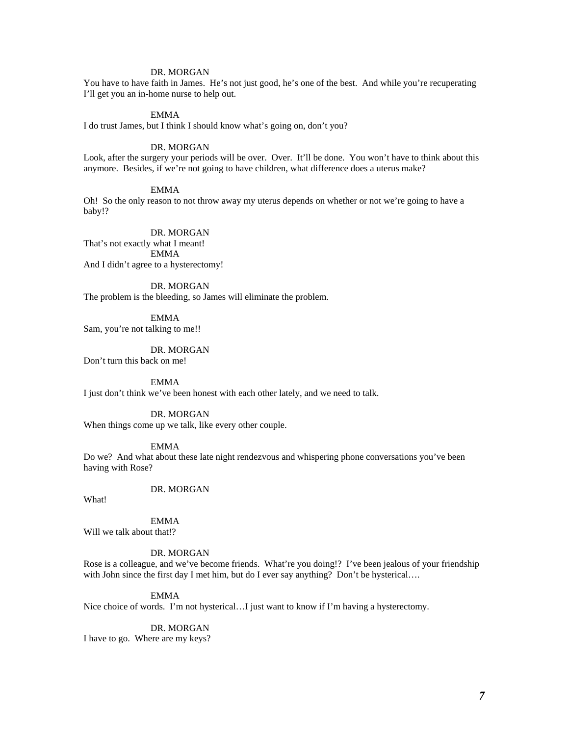DR. MORGAN

You have to have faith in James. He's not just good, he's one of the best. And while you're recuperating I'll get you an in-home nurse to help out.

EMMA

I do trust James, but I think I should know what's going on, don't you?

DR. MORGAN

Look, after the surgery your periods will be over. Over. It'll be done. You won't have to think about this anymore. Besides, if we're not going to have children, what difference does a uterus make?

EMMA

Oh! So the only reason to not throw away my uterus depends on whether or not we're going to have a baby!?

DR. MORGAN

That's not exactly what I meant!

EMMA

And I didn't agree to a hysterectomy!

DR. MORGAN

The problem is the bleeding, so James will eliminate the problem.

EMMA

Sam, you're not talking to me!!

DR. MORGAN

Don't turn this back on me!

EMMA

I just don't think we've been honest with each other lately, and we need to talk.

DR. MORGAN

When things come up we talk, like every other couple.

EMMA

Do we? And what about these late night rendezvous and whispering phone conversations you've been having with Rose?

DR. MORGAN

What!

EMMA

Will we talk about that!?

DR. MORGAN

Rose is a colleague, and we've become friends. What're you doing!? I've been jealous of your friendship with John since the first day I met him, but do I ever say anything? Don't be hysterical….

EMMA

Nice choice of words. I'm not hysterical…I just want to know if I'm having a hysterectomy.

DR. MORGAN

I have to go. Where are my keys?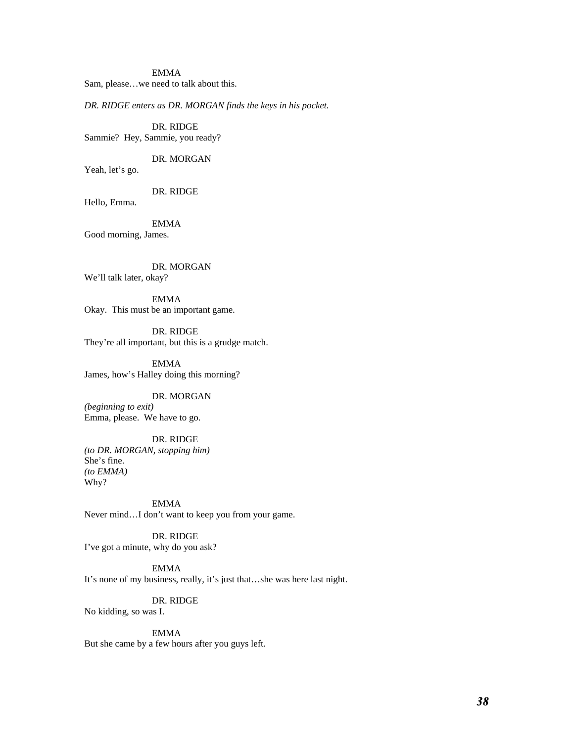EMMA
Sam, please…we need to talk about this.

*DR. RIDGE enters as DR. MORGAN finds the keys in his pocket.*

DR. RIDGE
Sammie? Hey, Sammie, you ready?

DR. MORGAN
Yeah, let's go.

DR. RIDGE
Hello, Emma.

EMMA
Good morning, James.

DR. MORGAN
We'll talk later, okay?

EMMA
Okay. This must be an important game.

DR. RIDGE
They're all important, but this is a grudge match.

EMMA
James, how's Halley doing this morning?

DR. MORGAN
*(beginning to exit)*
Emma, please. We have to go.

DR. RIDGE
*(to DR. MORGAN, stopping him)*
She's fine.
*(to EMMA)*
Why?

EMMA
Never mind…I don't want to keep you from your game.

DR. RIDGE
I've got a minute, why do you ask?

EMMA
It's none of my business, really, it's just that…she was here last night.

DR. RIDGE
No kidding, so was I.

EMMA
But she came by a few hours after you guys left.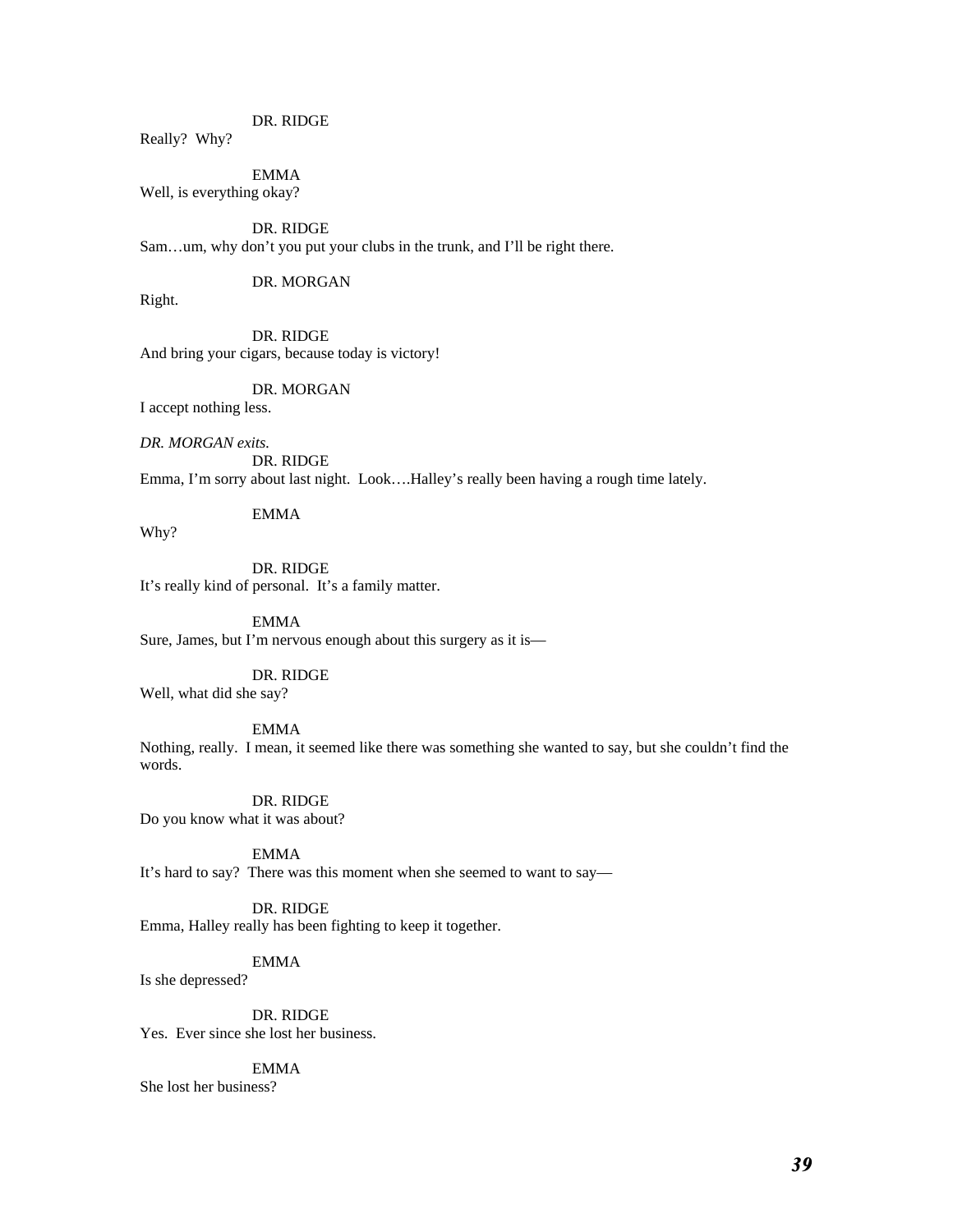DR. RIDGE

Really? Why?

EMMA

Well, is everything okay?

DR. RIDGE

Sam…um, why don't you put your clubs in the trunk, and I'll be right there.

DR. MORGAN

Right.

DR. RIDGE

And bring your cigars, because today is victory!

DR. MORGAN

I accept nothing less.

*DR. MORGAN exits.*

DR. RIDGE

Emma, I'm sorry about last night. Look….Halley's really been having a rough time lately.

EMMA

Why?

DR. RIDGE

It's really kind of personal. It's a family matter.

EMMA

Sure, James, but I'm nervous enough about this surgery as it is—

DR. RIDGE

Well, what did she say?

EMMA

Nothing, really. I mean, it seemed like there was something she wanted to say, but she couldn't find the words.

DR. RIDGE

Do you know what it was about?

EMMA

It's hard to say? There was this moment when she seemed to want to say—

DR. RIDGE

Emma, Halley really has been fighting to keep it together.

EMMA

Is she depressed?

DR. RIDGE

Yes. Ever since she lost her business.

EMMA

She lost her business?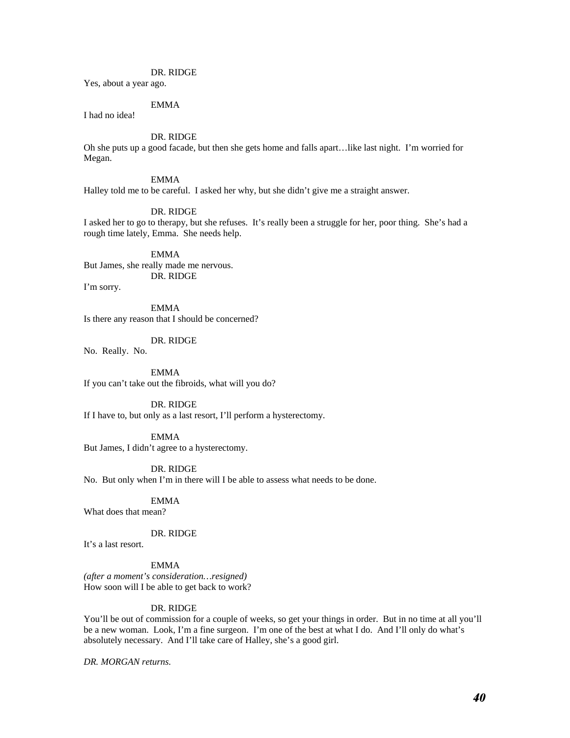DR. RIDGE

Yes, about a year ago.

EMMA

I had no idea!

DR. RIDGE

Oh she puts up a good facade, but then she gets home and falls apart…like last night. I'm worried for Megan.

EMMA

Halley told me to be careful. I asked her why, but she didn't give me a straight answer.

DR. RIDGE

I asked her to go to therapy, but she refuses. It's really been a struggle for her, poor thing. She's had a rough time lately, Emma. She needs help.

EMMA

But James, she really made me nervous.

DR. RIDGE

I'm sorry.

EMMA

Is there any reason that I should be concerned?

DR. RIDGE

No. Really. No.

EMMA

If you can't take out the fibroids, what will you do?

DR. RIDGE

If I have to, but only as a last resort, I'll perform a hysterectomy.

EMMA

But James, I didn't agree to a hysterectomy.

DR. RIDGE

No. But only when I'm in there will I be able to assess what needs to be done.

EMMA

What does that mean?

DR. RIDGE

It's a last resort.

EMMA

*(after a moment's consideration…resigned)*
How soon will I be able to get back to work?

DR. RIDGE

You'll be out of commission for a couple of weeks, so get your things in order. But in no time at all you'll be a new woman. Look, I'm a fine surgeon. I'm one of the best at what I do. And I'll only do what's absolutely necessary. And I'll take care of Halley, she's a good girl.

*DR. MORGAN returns.*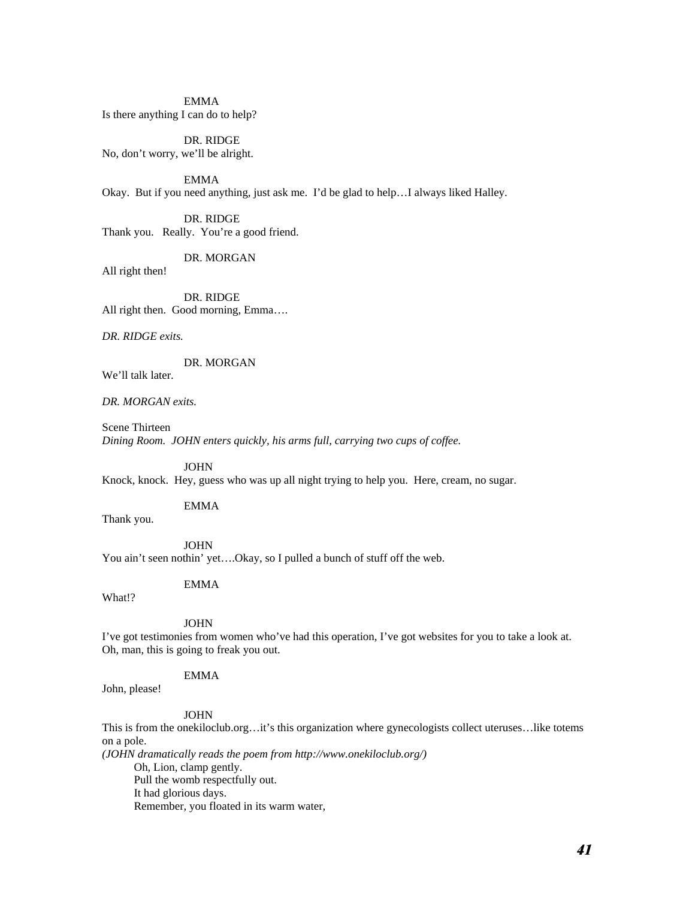EMMA

Is there anything I can do to help?

DR. RIDGE

No, don't worry, we'll be alright.

EMMA

Okay. But if you need anything, just ask me. I'd be glad to help…I always liked Halley.

DR. RIDGE

Thank you. Really. You're a good friend.

DR. MORGAN

All right then!

DR. RIDGE

All right then. Good morning, Emma….

*DR. RIDGE exits.*

DR. MORGAN

We'll talk later.

*DR. MORGAN exits.*

Scene Thirteen

*Dining Room. JOHN enters quickly, his arms full, carrying two cups of coffee.*

JOHN

Knock, knock. Hey, guess who was up all night trying to help you. Here, cream, no sugar.

EMMA

Thank you.

JOHN

You ain't seen nothin' yet….Okay, so I pulled a bunch of stuff off the web.

EMMA

What!?

JOHN

I've got testimonies from women who've had this operation, I've got websites for you to take a look at. Oh, man, this is going to freak you out.

EMMA

John, please!

JOHN

This is from the onekiloclub.org…it's this organization where gynecologists collect uteruses…like totems on a pole.

*(JOHN dramatically reads the poem from http://www.onekiloclub.org/)*

Oh, Lion, clamp gently.  
Pull the womb respectfully out.  
It had glorious days.  
Remember, you floated in its warm water,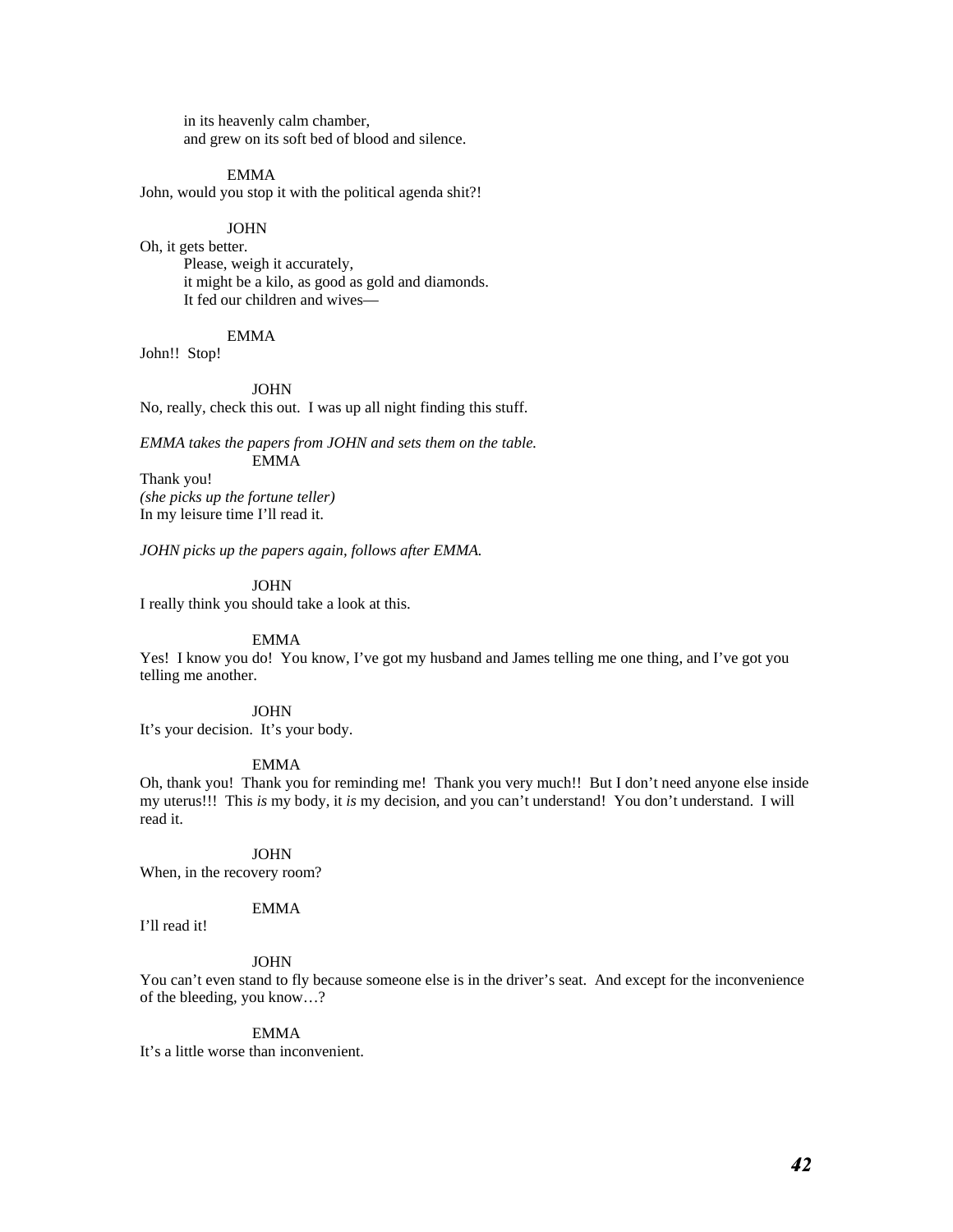in its heavenly calm chamber,
and grew on its soft bed of blood and silence.

EMMA

John, would you stop it with the political agenda shit?!

JOHN

Oh, it gets better.

Please, weigh it accurately,
it might be a kilo, as good as gold and diamonds.
It fed our children and wives—

EMMA

John!! Stop!

JOHN

No, really, check this out. I was up all night finding this stuff.

*EMMA takes the papers from JOHN and sets them on the table.*

EMMA

Thank you!
*(she picks up the fortune teller)*
In my leisure time I'll read it.

*JOHN picks up the papers again, follows after EMMA.*

JOHN

I really think you should take a look at this.

EMMA

Yes! I know you do! You know, I've got my husband and James telling me one thing, and I've got you telling me another.

JOHN

It's your decision. It's your body.

EMMA

Oh, thank you! Thank you for reminding me! Thank you very much!! But I don't need anyone else inside my uterus!!! This *is* my body, it *is* my decision, and you can't understand! You don't understand. I will read it.

JOHN

When, in the recovery room?

EMMA

I'll read it!

JOHN

You can't even stand to fly because someone else is in the driver's seat. And except for the inconvenience of the bleeding, you know…?

EMMA

It's a little worse than inconvenient.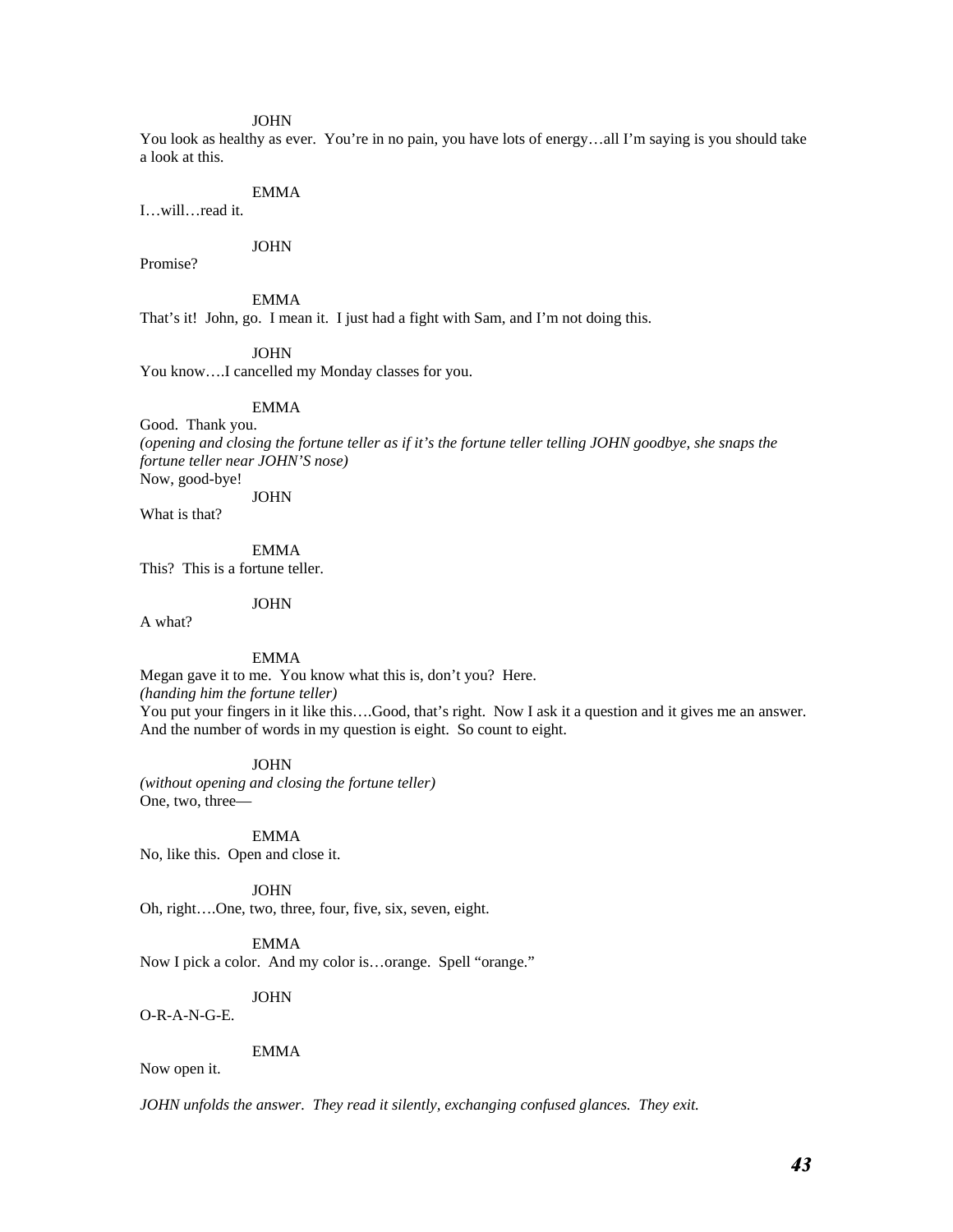JOHN

You look as healthy as ever. You're in no pain, you have lots of energy…all I'm saying is you should take a look at this.

EMMA

I…will…read it.

JOHN

Promise?

EMMA

That's it! John, go. I mean it. I just had a fight with Sam, and I'm not doing this.

JOHN

You know….I cancelled my Monday classes for you.

EMMA

Good. Thank you.
*(opening and closing the fortune teller as if it's the fortune teller telling JOHN goodbye, she snaps the fortune teller near JOHN'S nose)*
Now, good-bye!

JOHN

What is that?

EMMA

This? This is a fortune teller.

JOHN

A what?

EMMA

Megan gave it to me. You know what this is, don't you? Here.
*(handing him the fortune teller)*
You put your fingers in it like this….Good, that's right. Now I ask it a question and it gives me an answer. And the number of words in my question is eight. So count to eight.

JOHN

*(without opening and closing the fortune teller)*
One, two, three—

EMMA

No, like this. Open and close it.

JOHN

Oh, right….One, two, three, four, five, six, seven, eight.

EMMA

Now I pick a color. And my color is…orange. Spell "orange."

JOHN

O-R-A-N-G-E.

EMMA

Now open it.

*JOHN unfolds the answer. They read it silently, exchanging confused glances. They exit.*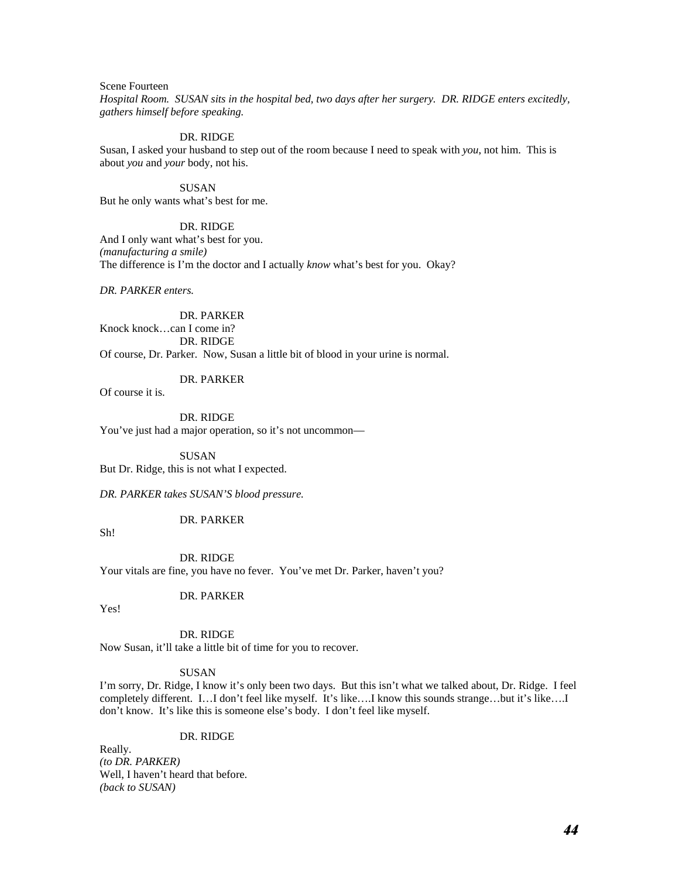Scene Fourteen

*Hospital Room. SUSAN sits in the hospital bed, two days after her surgery. DR. RIDGE enters excitedly, gathers himself before speaking.*

DR. RIDGE

Susan, I asked your husband to step out of the room because I need to speak with *you*, not him. This is about *you* and *your* body, not his.

SUSAN

But he only wants what's best for me.

DR. RIDGE

And I only want what's best for you.
*(manufacturing a smile)*
The difference is I'm the doctor and I actually *know* what's best for you. Okay?

*DR. PARKER enters.*

DR. PARKER

Knock knock…can I come in?

DR. RIDGE

Of course, Dr. Parker. Now, Susan a little bit of blood in your urine is normal.

DR. PARKER

Of course it is.

DR. RIDGE

You've just had a major operation, so it's not uncommon—

SUSAN

But Dr. Ridge, this is not what I expected.

*DR. PARKER takes SUSAN'S blood pressure.*

DR. PARKER

Sh!

DR. RIDGE

Your vitals are fine, you have no fever. You've met Dr. Parker, haven't you?

DR. PARKER

Yes!

DR. RIDGE

Now Susan, it'll take a little bit of time for you to recover.

SUSAN

I'm sorry, Dr. Ridge, I know it's only been two days. But this isn't what we talked about, Dr. Ridge. I feel completely different. I…I don't feel like myself. It's like….I know this sounds strange…but it's like….I don't know. It's like this is someone else's body. I don't feel like myself.

DR. RIDGE

Really.
*(to DR. PARKER)*
Well, I haven't heard that before.
*(back to SUSAN)*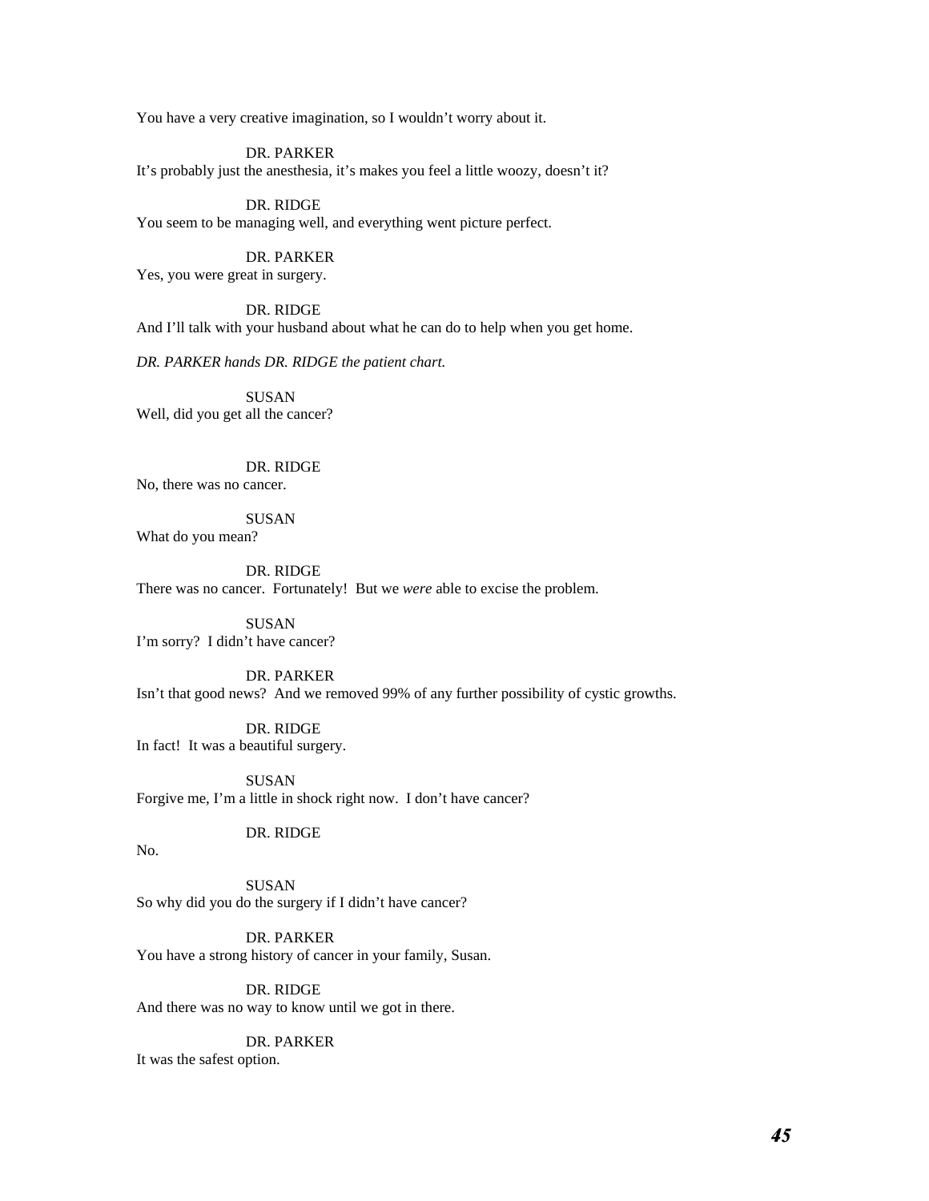You have a very creative imagination, so I wouldn't worry about it.

DR. PARKER
It's probably just the anesthesia, it's makes you feel a little woozy, doesn't it?

DR. RIDGE
You seem to be managing well, and everything went picture perfect.

DR. PARKER
Yes, you were great in surgery.

DR. RIDGE
And I'll talk with your husband about what he can do to help when you get home.

*DR. PARKER hands DR. RIDGE the patient chart.*

SUSAN
Well, did you get all the cancer?

DR. RIDGE
No, there was no cancer.

SUSAN
What do you mean?

DR. RIDGE
There was no cancer. Fortunately! But we *were* able to excise the problem.

SUSAN
I'm sorry? I didn't have cancer?

DR. PARKER
Isn't that good news? And we removed 99% of any further possibility of cystic growths.

DR. RIDGE
In fact! It was a beautiful surgery.

SUSAN
Forgive me, I'm a little in shock right now. I don't have cancer?

DR. RIDGE
No.

SUSAN
So why did you do the surgery if I didn't have cancer?

DR. PARKER
You have a strong history of cancer in your family, Susan.

DR. RIDGE
And there was no way to know until we got in there.

DR. PARKER
It was the safest option.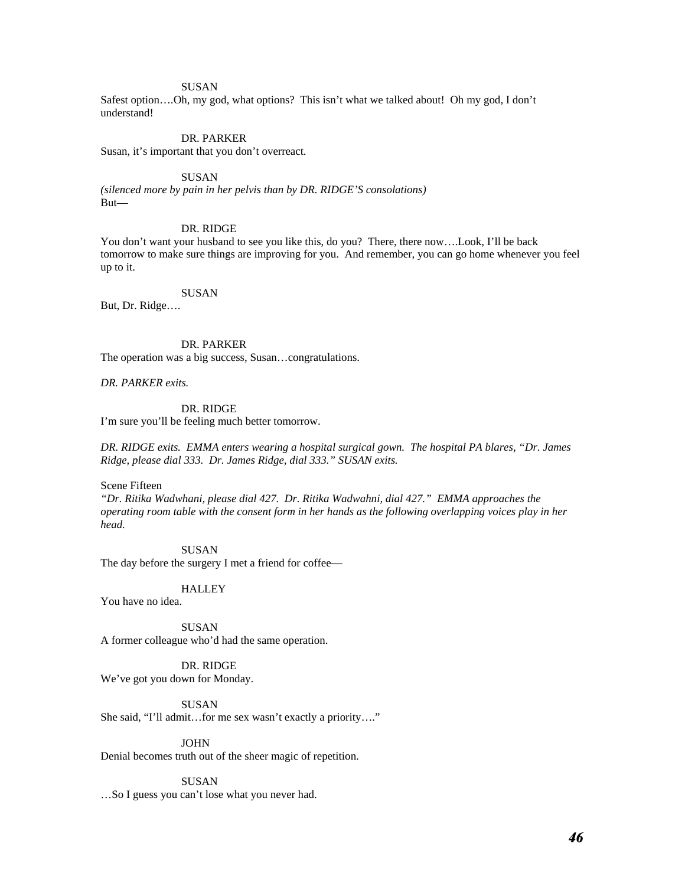SUSAN

Safest option….Oh, my god, what options? This isn't what we talked about! Oh my god, I don't understand!

DR. PARKER

Susan, it's important that you don't overreact.

SUSAN

*(silenced more by pain in her pelvis than by DR. RIDGE'S consolations)*
But—

DR. RIDGE

You don't want your husband to see you like this, do you? There, there now….Look, I'll be back tomorrow to make sure things are improving for you. And remember, you can go home whenever you feel up to it.

SUSAN

But, Dr. Ridge….

DR. PARKER

The operation was a big success, Susan…congratulations.

*DR. PARKER exits.*

DR. RIDGE

I'm sure you'll be feeling much better tomorrow.

*DR. RIDGE exits. EMMA enters wearing a hospital surgical gown. The hospital PA blares, "Dr. James Ridge, please dial 333. Dr. James Ridge, dial 333." SUSAN exits.*

Scene Fifteen

*"Dr. Ritika Wadwhani, please dial 427. Dr. Ritika Wadwahni, dial 427." EMMA approaches the operating room table with the consent form in her hands as the following overlapping voices play in her head.*

SUSAN

The day before the surgery I met a friend for coffee—

HALLEY

You have no idea.

SUSAN

A former colleague who'd had the same operation.

DR. RIDGE

We've got you down for Monday.

SUSAN

She said, "I'll admit…for me sex wasn't exactly a priority…."

JOHN

Denial becomes truth out of the sheer magic of repetition.

SUSAN

…So I guess you can't lose what you never had.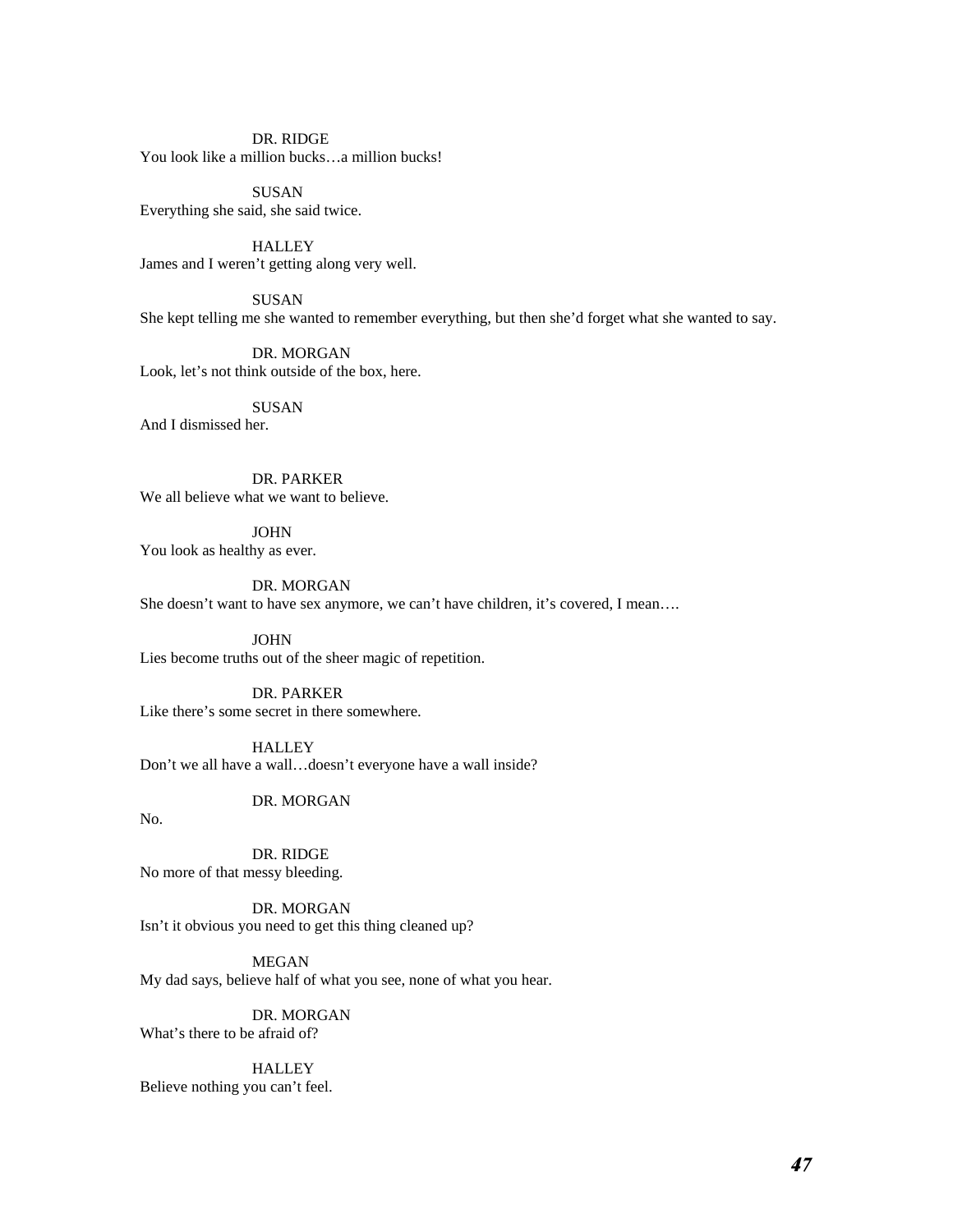DR. RIDGE

You look like a million bucks…a million bucks!

SUSAN

Everything she said, she said twice.

HALLEY

James and I weren't getting along very well.

SUSAN

She kept telling me she wanted to remember everything, but then she'd forget what she wanted to say.

DR. MORGAN

Look, let's not think outside of the box, here.

SUSAN

And I dismissed her.

DR. PARKER

We all believe what we want to believe.

JOHN

You look as healthy as ever.

DR. MORGAN

She doesn't want to have sex anymore, we can't have children, it's covered, I mean….

JOHN

Lies become truths out of the sheer magic of repetition.

DR. PARKER

Like there's some secret in there somewhere.

HALLEY

Don't we all have a wall…doesn't everyone have a wall inside?

DR. MORGAN

No.

DR. RIDGE

No more of that messy bleeding.

DR. MORGAN

Isn't it obvious you need to get this thing cleaned up?

MEGAN

My dad says, believe half of what you see, none of what you hear.

DR. MORGAN

What's there to be afraid of?

HALLEY

Believe nothing you can't feel.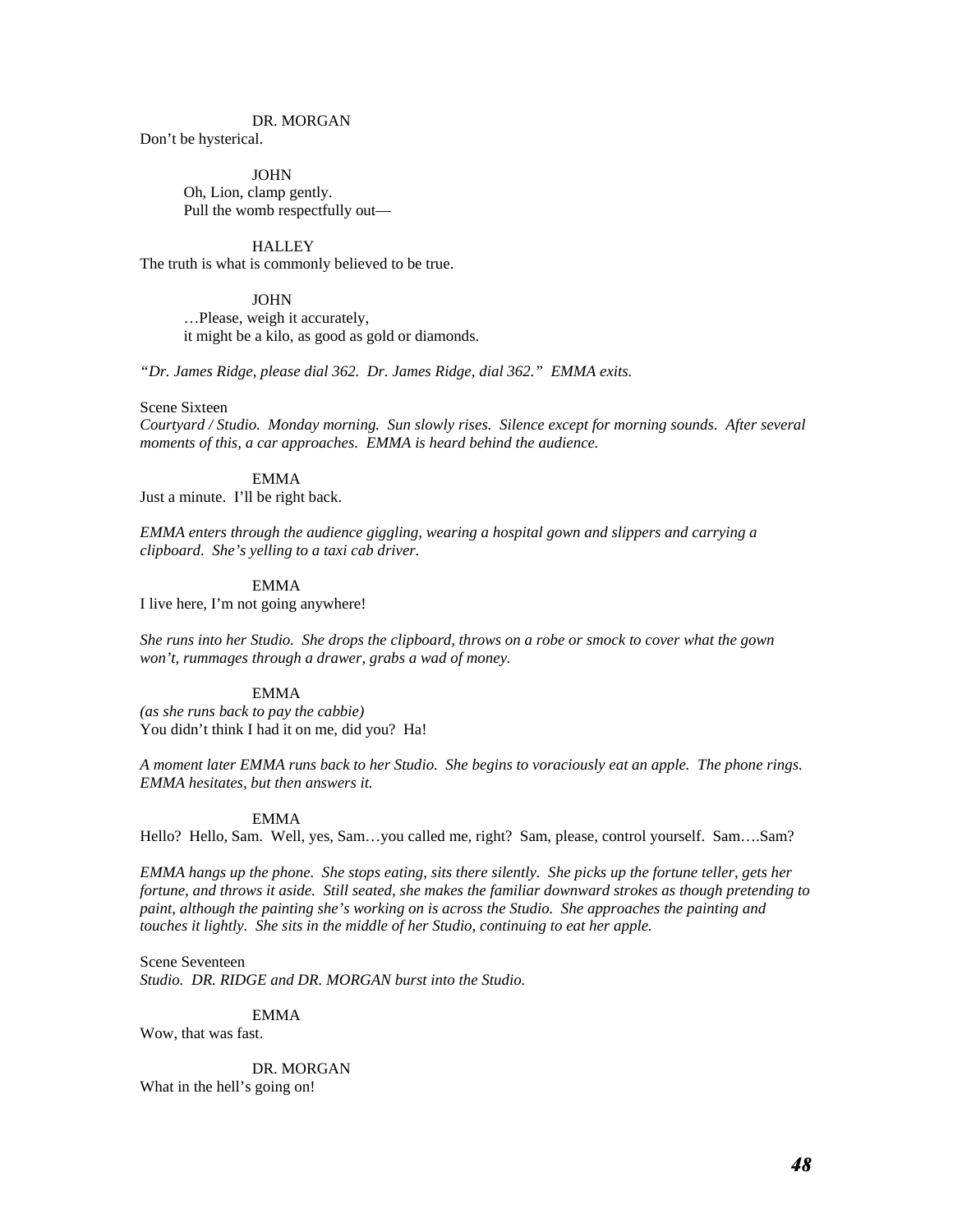DR. MORGAN

Don't be hysterical.

JOHN

Oh, Lion, clamp gently.
Pull the womb respectfully out—

HALLEY

The truth is what is commonly believed to be true.

JOHN

…Please, weigh it accurately,
it might be a kilo, as good as gold or diamonds.

*"Dr. James Ridge, please dial 362. Dr. James Ridge, dial 362." EMMA exits.*

Scene Sixteen

*Courtyard / Studio. Monday morning. Sun slowly rises. Silence except for morning sounds. After several moments of this, a car approaches. EMMA is heard behind the audience.*

EMMA

Just a minute. I'll be right back.

*EMMA enters through the audience giggling, wearing a hospital gown and slippers and carrying a clipboard. She's yelling to a taxi cab driver.*

EMMA

I live here, I'm not going anywhere!

*She runs into her Studio. She drops the clipboard, throws on a robe or smock to cover what the gown won't, rummages through a drawer, grabs a wad of money.*

EMMA

*(as she runs back to pay the cabbie)*
You didn't think I had it on me, did you? Ha!

*A moment later EMMA runs back to her Studio. She begins to voraciously eat an apple. The phone rings. EMMA hesitates, but then answers it.*

EMMA

Hello? Hello, Sam. Well, yes, Sam…you called me, right? Sam, please, control yourself. Sam….Sam?

*EMMA hangs up the phone. She stops eating, sits there silently. She picks up the fortune teller, gets her fortune, and throws it aside. Still seated, she makes the familiar downward strokes as though pretending to paint, although the painting she's working on is across the Studio. She approaches the painting and touches it lightly. She sits in the middle of her Studio, continuing to eat her apple.*

Scene Seventeen

*Studio. DR. RIDGE and DR. MORGAN burst into the Studio.*

EMMA

Wow, that was fast.

DR. MORGAN

What in the hell's going on!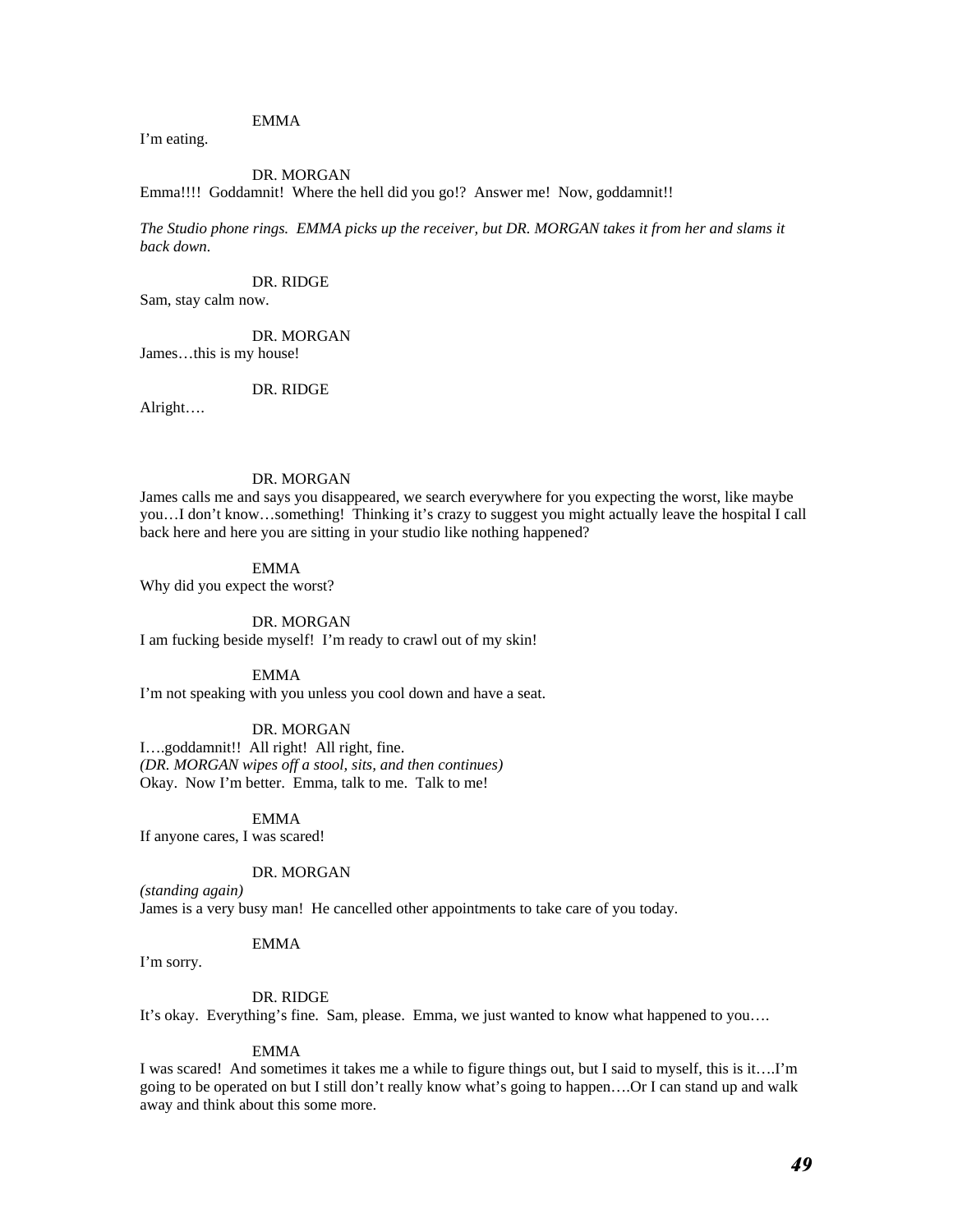EMMA

I'm eating.

DR. MORGAN

Emma!!!! Goddamnit! Where the hell did you go!? Answer me! Now, goddamnit!!

*The Studio phone rings. EMMA picks up the receiver, but DR. MORGAN takes it from her and slams it back down.*

DR. RIDGE

Sam, stay calm now.

DR. MORGAN

James…this is my house!

DR. RIDGE

Alright….

DR. MORGAN

James calls me and says you disappeared, we search everywhere for you expecting the worst, like maybe you…I don't know…something! Thinking it's crazy to suggest you might actually leave the hospital I call back here and here you are sitting in your studio like nothing happened?

EMMA

Why did you expect the worst?

DR. MORGAN

I am fucking beside myself! I'm ready to crawl out of my skin!

EMMA

I'm not speaking with you unless you cool down and have a seat.

DR. MORGAN

I….goddamnit!! All right! All right, fine.
*(DR. MORGAN wipes off a stool, sits, and then continues)*
Okay. Now I'm better. Emma, talk to me. Talk to me!

EMMA

If anyone cares, I was scared!

DR. MORGAN

*(standing again)*
James is a very busy man! He cancelled other appointments to take care of you today.

EMMA

I'm sorry.

DR. RIDGE

It's okay. Everything's fine. Sam, please. Emma, we just wanted to know what happened to you….

EMMA

I was scared! And sometimes it takes me a while to figure things out, but I said to myself, this is it….I'm going to be operated on but I still don't really know what's going to happen….Or I can stand up and walk away and think about this some more.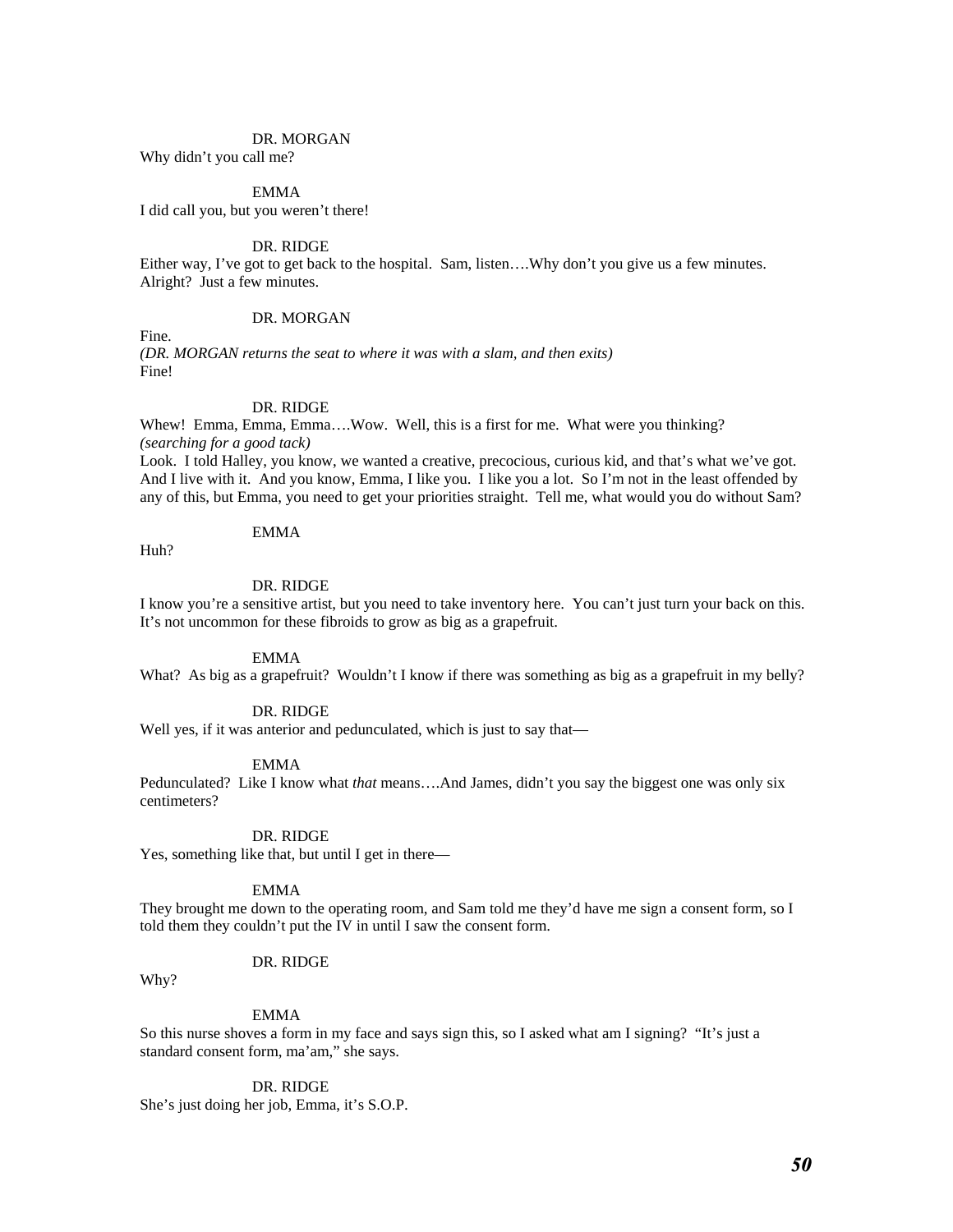DR. MORGAN

Why didn't you call me?

EMMA

I did call you, but you weren't there!

DR. RIDGE

Either way, I've got to get back to the hospital. Sam, listen….Why don't you give us a few minutes. Alright? Just a few minutes.

DR. MORGAN

Fine.

*(DR. MORGAN returns the seat to where it was with a slam, and then exits)*

Fine!

DR. RIDGE

Whew! Emma, Emma, Emma….Wow. Well, this is a first for me. What were you thinking?

*(searching for a good tack)*

Look. I told Halley, you know, we wanted a creative, precocious, curious kid, and that's what we've got. And I live with it. And you know, Emma, I like you. I like you a lot. So I'm not in the least offended by any of this, but Emma, you need to get your priorities straight. Tell me, what would you do without Sam?

EMMA

Huh?

DR. RIDGE

I know you're a sensitive artist, but you need to take inventory here. You can't just turn your back on this. It's not uncommon for these fibroids to grow as big as a grapefruit.

EMMA

What? As big as a grapefruit? Wouldn't I know if there was something as big as a grapefruit in my belly?

DR. RIDGE

Well yes, if it was anterior and pedunculated, which is just to say that—

EMMA

Pedunculated? Like I know what *that* means….And James, didn't you say the biggest one was only six centimeters?

DR. RIDGE

Yes, something like that, but until I get in there—

EMMA

They brought me down to the operating room, and Sam told me they'd have me sign a consent form, so I told them they couldn't put the IV in until I saw the consent form.

DR. RIDGE

Why?

EMMA

So this nurse shoves a form in my face and says sign this, so I asked what am I signing? "It's just a standard consent form, ma'am," she says.

DR. RIDGE

She's just doing her job, Emma, it's S.O.P.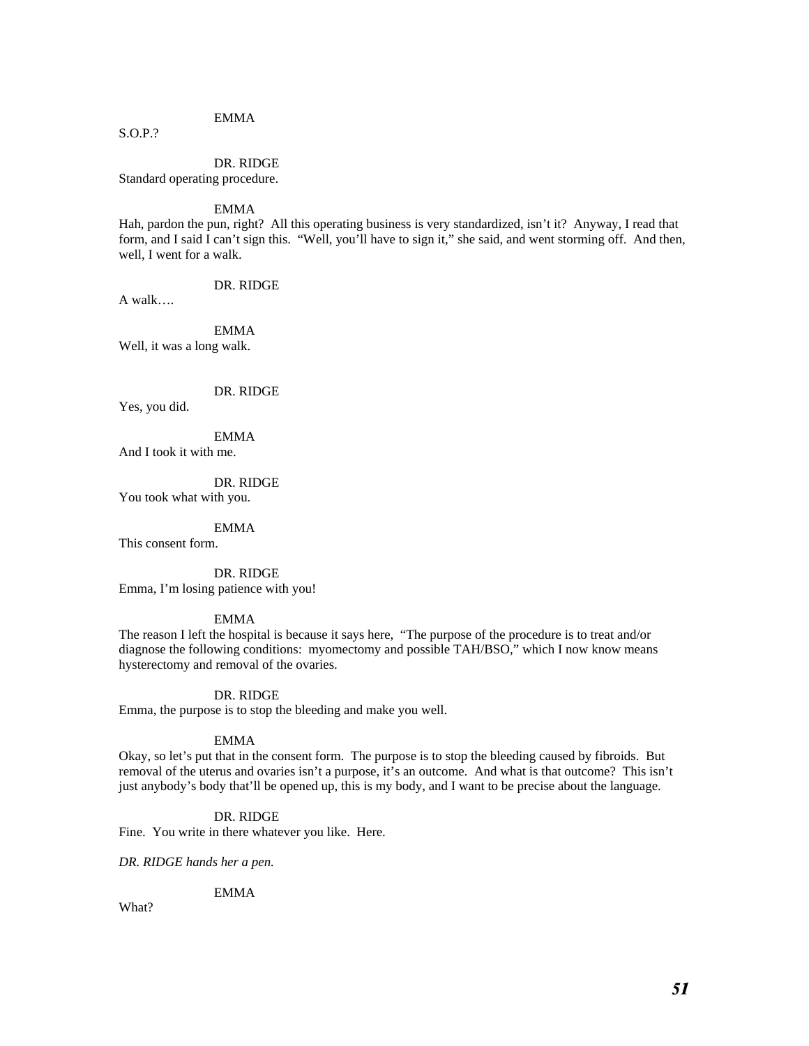EMMA

S.O.P.?

DR. RIDGE

Standard operating procedure.

EMMA

Hah, pardon the pun, right? All this operating business is very standardized, isn't it? Anyway, I read that form, and I said I can't sign this. "Well, you'll have to sign it," she said, and went storming off. And then, well, I went for a walk.

DR. RIDGE

A walk….

EMMA

Well, it was a long walk.

DR. RIDGE

Yes, you did.

EMMA

And I took it with me.

DR. RIDGE

You took what with you.

EMMA

This consent form.

DR. RIDGE

Emma, I'm losing patience with you!

EMMA

The reason I left the hospital is because it says here, "The purpose of the procedure is to treat and/or diagnose the following conditions: myomectomy and possible TAH/BSO," which I now know means hysterectomy and removal of the ovaries.

DR. RIDGE

Emma, the purpose is to stop the bleeding and make you well.

EMMA

Okay, so let's put that in the consent form. The purpose is to stop the bleeding caused by fibroids. But removal of the uterus and ovaries isn't a purpose, it's an outcome. And what is that outcome? This isn't just anybody's body that'll be opened up, this is my body, and I want to be precise about the language.

DR. RIDGE

Fine. You write in there whatever you like. Here.

*DR. RIDGE hands her a pen.*

EMMA

What?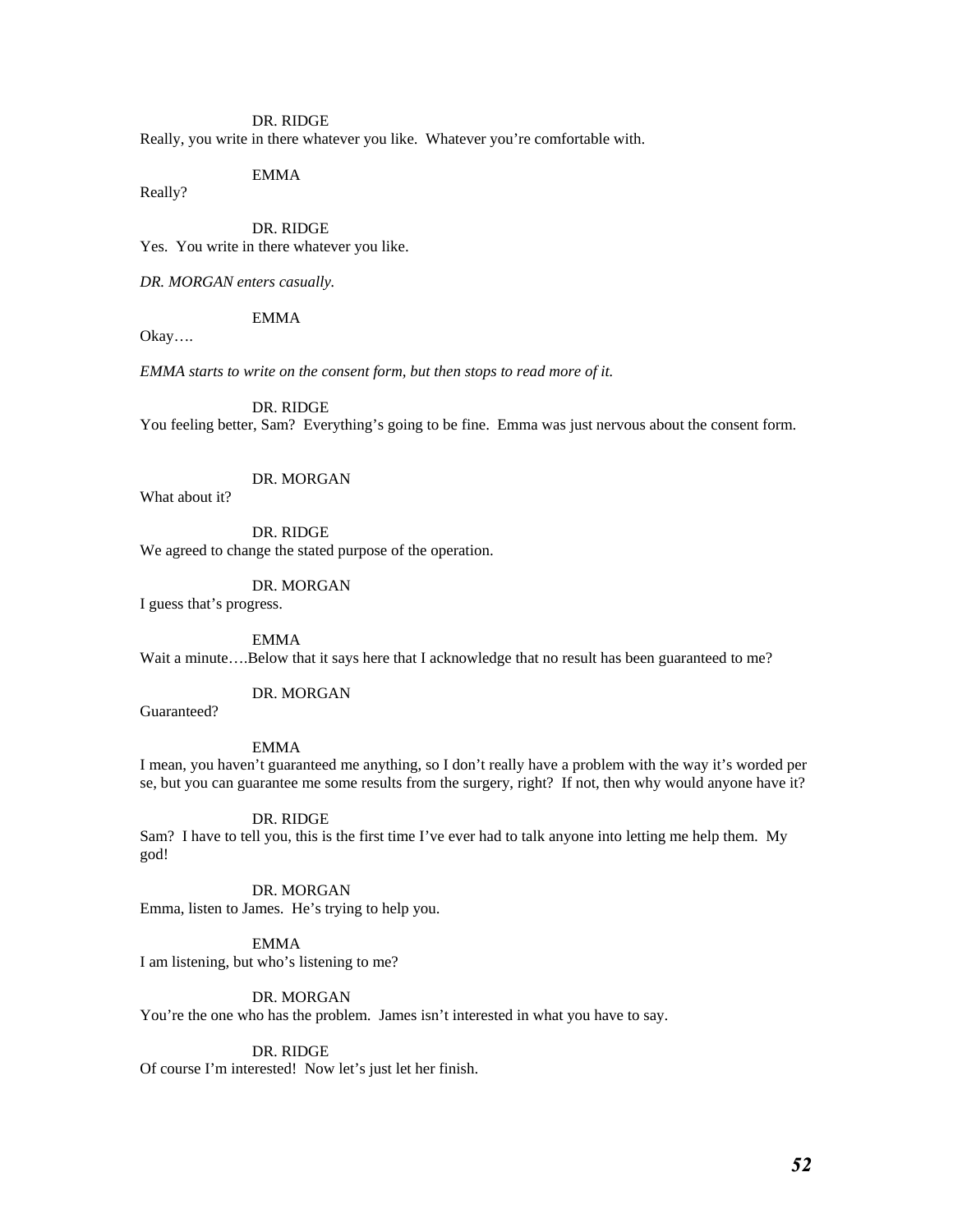DR. RIDGE

Really, you write in there whatever you like. Whatever you're comfortable with.

EMMA

Really?

DR. RIDGE

Yes. You write in there whatever you like.

*DR. MORGAN enters casually.*

EMMA

Okay….

*EMMA starts to write on the consent form, but then stops to read more of it.*

DR. RIDGE

You feeling better, Sam? Everything's going to be fine. Emma was just nervous about the consent form.

DR. MORGAN

What about it?

DR. RIDGE

We agreed to change the stated purpose of the operation.

DR. MORGAN

I guess that's progress.

EMMA

Wait a minute….Below that it says here that I acknowledge that no result has been guaranteed to me?

DR. MORGAN

Guaranteed?

EMMA

I mean, you haven't guaranteed me anything, so I don't really have a problem with the way it's worded per se, but you can guarantee me some results from the surgery, right? If not, then why would anyone have it?

DR. RIDGE

Sam? I have to tell you, this is the first time I've ever had to talk anyone into letting me help them. My god!

DR. MORGAN

Emma, listen to James. He's trying to help you.

EMMA

I am listening, but who's listening to me?

DR. MORGAN

You're the one who has the problem. James isn't interested in what you have to say.

DR. RIDGE

Of course I'm interested! Now let's just let her finish.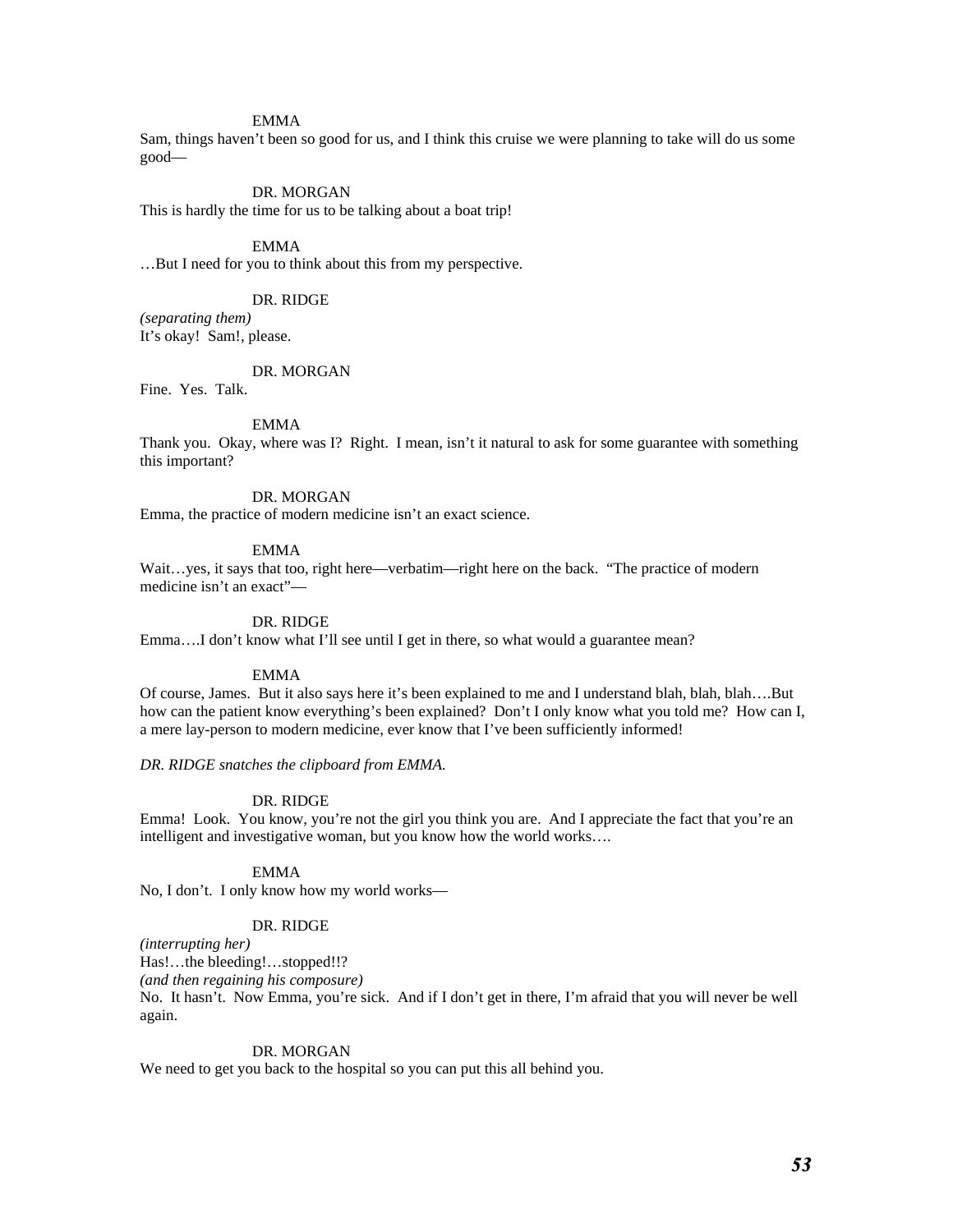EMMA

Sam, things haven't been so good for us, and I think this cruise we were planning to take will do us some good—

DR. MORGAN

This is hardly the time for us to be talking about a boat trip!

EMMA

…But I need for you to think about this from my perspective.

DR. RIDGE

*(separating them)*
It's okay! Sam!, please.

DR. MORGAN

Fine. Yes. Talk.

EMMA

Thank you. Okay, where was I? Right. I mean, isn't it natural to ask for some guarantee with something this important?

DR. MORGAN

Emma, the practice of modern medicine isn't an exact science.

EMMA

Wait…yes, it says that too, right here—verbatim—right here on the back. "The practice of modern medicine isn't an exact"—

DR. RIDGE

Emma….I don't know what I'll see until I get in there, so what would a guarantee mean?

EMMA

Of course, James. But it also says here it's been explained to me and I understand blah, blah, blah….But how can the patient know everything's been explained? Don't I only know what you told me? How can I, a mere lay-person to modern medicine, ever know that I've been sufficiently informed!

*DR. RIDGE snatches the clipboard from EMMA.*

DR. RIDGE

Emma! Look. You know, you're not the girl you think you are. And I appreciate the fact that you're an intelligent and investigative woman, but you know how the world works….

EMMA

No, I don't. I only know how my world works—

DR. RIDGE

*(interrupting her)*
Has!…the bleeding!…stopped!!?
*(and then regaining his composure)*
No. It hasn't. Now Emma, you're sick. And if I don't get in there, I'm afraid that you will never be well again.

DR. MORGAN

We need to get you back to the hospital so you can put this all behind you.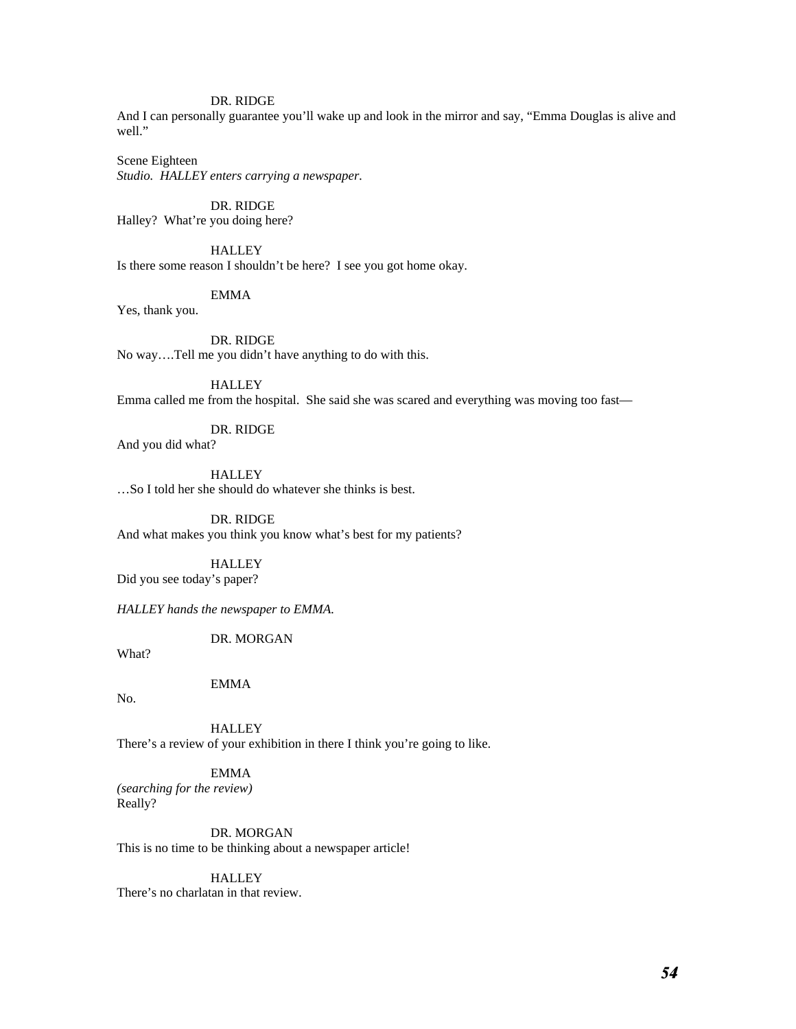DR. RIDGE

And I can personally guarantee you'll wake up and look in the mirror and say, "Emma Douglas is alive and well."

Scene Eighteen

*Studio. HALLEY enters carrying a newspaper.*

DR. RIDGE

Halley? What're you doing here?

HALLEY

Is there some reason I shouldn't be here? I see you got home okay.

EMMA

Yes, thank you.

DR. RIDGE

No way….Tell me you didn't have anything to do with this.

HALLEY

Emma called me from the hospital. She said she was scared and everything was moving too fast—

DR. RIDGE

And you did what?

HALLEY

…So I told her she should do whatever she thinks is best.

DR. RIDGE

And what makes you think you know what's best for my patients?

HALLEY

Did you see today's paper?

*HALLEY hands the newspaper to EMMA.*

DR. MORGAN

What?

EMMA

No.

HALLEY

There's a review of your exhibition in there I think you're going to like.

EMMA

*(searching for the review)*

Really?

DR. MORGAN

This is no time to be thinking about a newspaper article!

HALLEY

There's no charlatan in that review.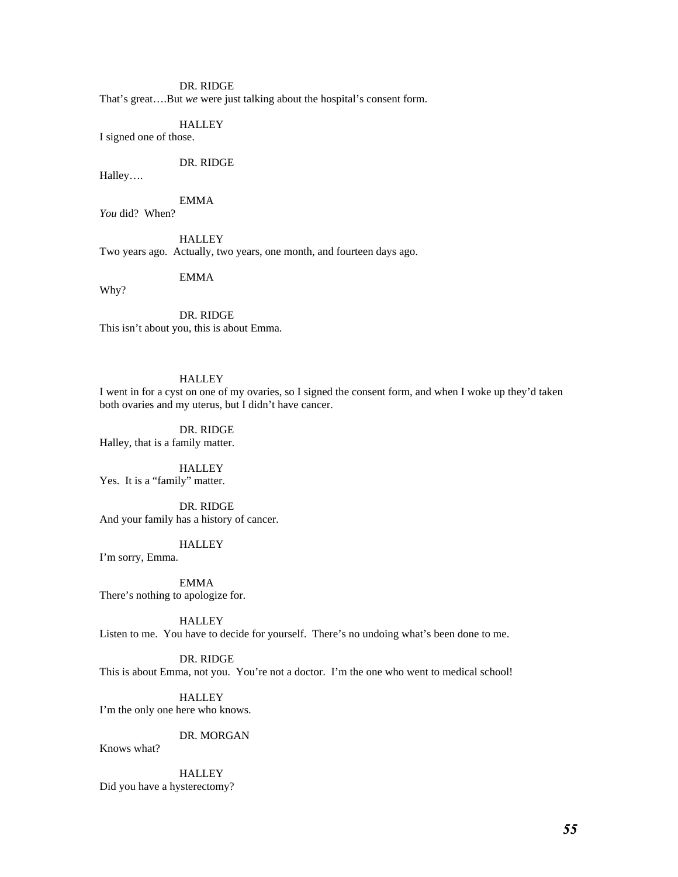DR. RIDGE

That's great….But *we* were just talking about the hospital's consent form.

HALLEY

I signed one of those.

DR. RIDGE

Halley….

EMMA

*You* did? When?

HALLEY

Two years ago. Actually, two years, one month, and fourteen days ago.

EMMA

Why?

DR. RIDGE

This isn't about you, this is about Emma.

HALLEY

I went in for a cyst on one of my ovaries, so I signed the consent form, and when I woke up they'd taken both ovaries and my uterus, but I didn't have cancer.

DR. RIDGE

Halley, that is a family matter.

HALLEY

Yes. It is a "family" matter.

DR. RIDGE

And your family has a history of cancer.

HALLEY

I'm sorry, Emma.

EMMA

There's nothing to apologize for.

HALLEY

Listen to me. You have to decide for yourself. There's no undoing what's been done to me.

DR. RIDGE

This is about Emma, not you. You're not a doctor. I'm the one who went to medical school!

HALLEY

I'm the only one here who knows.

DR. MORGAN

Knows what?

HALLEY

Did you have a hysterectomy?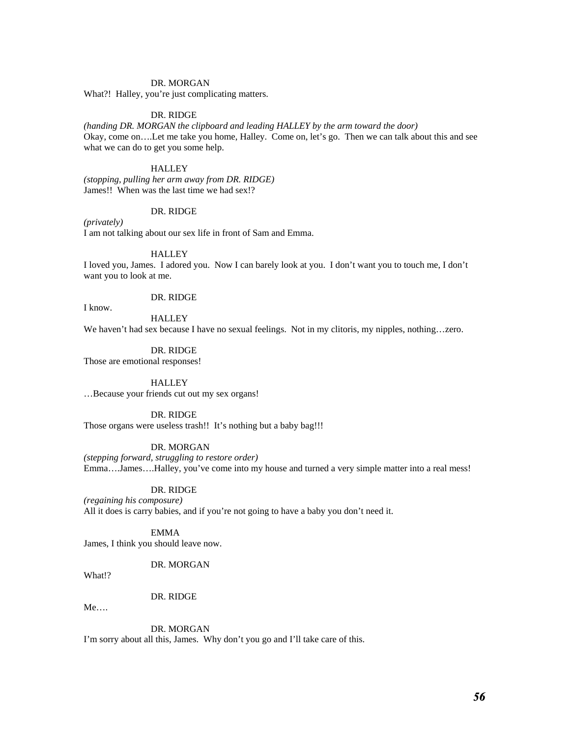DR. MORGAN

What?!  Halley, you're just complicating matters.

DR. RIDGE

*(handing DR. MORGAN the clipboard and leading HALLEY by the arm toward the door)*

Okay, come on….Let me take you home, Halley.  Come on, let's go.  Then we can talk about this and see what we can do to get you some help.

HALLEY

*(stopping, pulling her arm away from DR. RIDGE)*

James!!  When was the last time we had sex!?

DR. RIDGE

*(privately)*

I am not talking about our sex life in front of Sam and Emma.

HALLEY

I loved you, James.  I adored you.  Now I can barely look at you.  I don't want you to touch me, I don't want you to look at me.

DR. RIDGE

I know.

HALLEY

We haven't had sex because I have no sexual feelings.  Not in my clitoris, my nipples, nothing…zero.

DR. RIDGE

Those are emotional responses!

HALLEY

…Because your friends cut out my sex organs!

DR. RIDGE

Those organs were useless trash!!  It's nothing but a baby bag!!!

DR. MORGAN

*(stepping forward, struggling to restore order)*

Emma….James….Halley, you've come into my house and turned a very simple matter into a real mess!

DR. RIDGE

*(regaining his composure)*

All it does is carry babies, and if you're not going to have a baby you don't need it.

EMMA

James, I think you should leave now.

DR. MORGAN

What!?

DR. RIDGE

Me….

DR. MORGAN

I'm sorry about all this, James.  Why don't you go and I'll take care of this.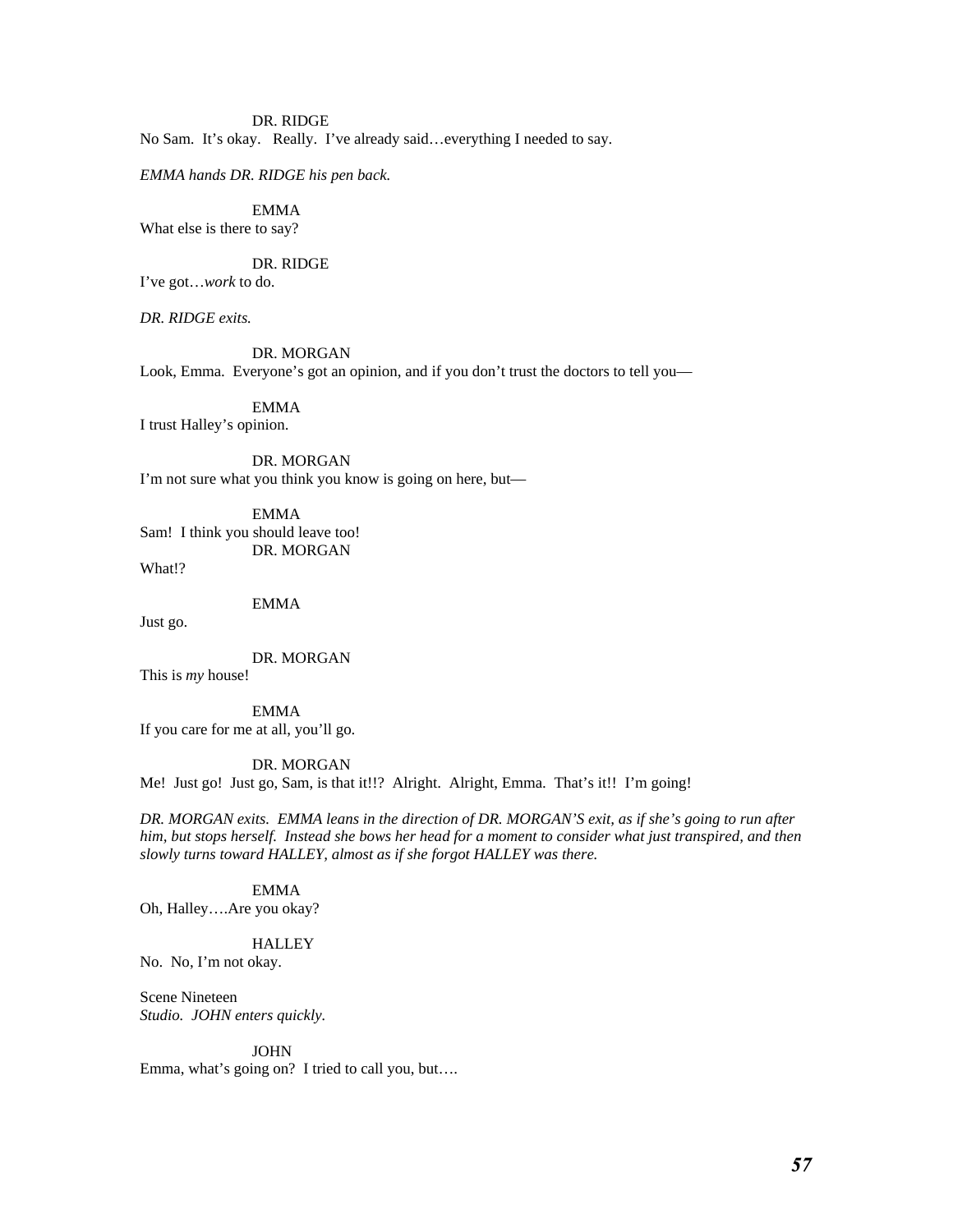DR. RIDGE

No Sam. It's okay. Really. I've already said…everything I needed to say.

*EMMA hands DR. RIDGE his pen back.*

EMMA

What else is there to say?

DR. RIDGE

I've got…*work* to do.

*DR. RIDGE exits.*

DR. MORGAN

Look, Emma. Everyone's got an opinion, and if you don't trust the doctors to tell you—

EMMA

I trust Halley's opinion.

DR. MORGAN

I'm not sure what you think you know is going on here, but—

EMMA

Sam! I think you should leave too!

DR. MORGAN

What!?

EMMA

Just go.

DR. MORGAN

This is *my* house!

EMMA

If you care for me at all, you'll go.

DR. MORGAN

Me! Just go! Just go, Sam, is that it!!? Alright. Alright, Emma. That's it!! I'm going!

*DR. MORGAN exits. EMMA leans in the direction of DR. MORGAN'S exit, as if she's going to run after him, but stops herself. Instead she bows her head for a moment to consider what just transpired, and then slowly turns toward HALLEY, almost as if she forgot HALLEY was there.*

EMMA

Oh, Halley….Are you okay?

HALLEY

No. No, I'm not okay.

Scene Nineteen

*Studio. JOHN enters quickly.*

JOHN

Emma, what's going on? I tried to call you, but….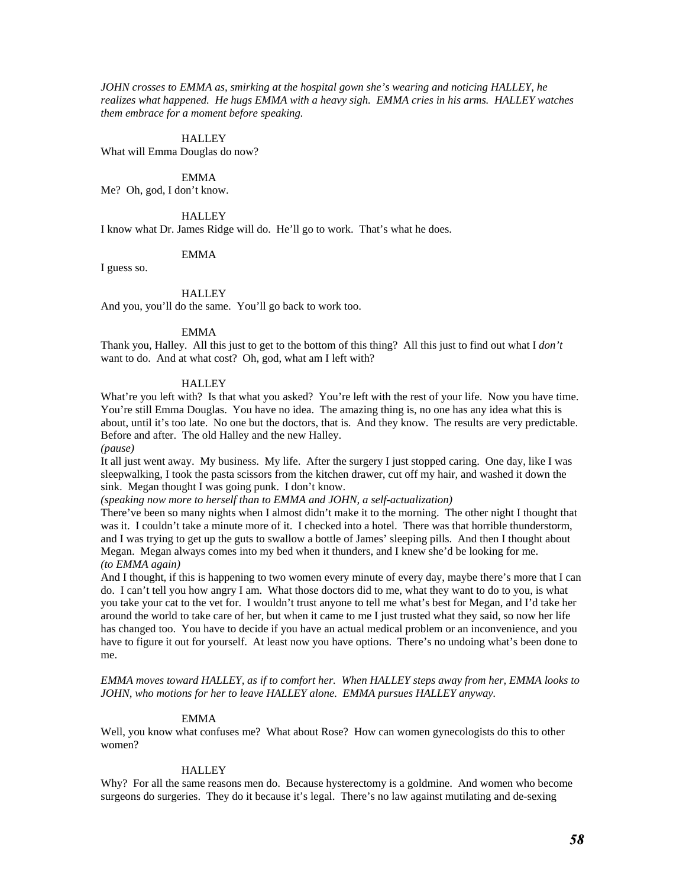*JOHN crosses to EMMA as, smirking at the hospital gown she's wearing and noticing HALLEY, he realizes what happened. He hugs EMMA with a heavy sigh. EMMA cries in his arms. HALLEY watches them embrace for a moment before speaking.*

HALLEY

What will Emma Douglas do now?

EMMA

Me? Oh, god, I don't know.

HALLEY

I know what Dr. James Ridge will do. He'll go to work. That's what he does.

EMMA

I guess so.

HALLEY

And you, you'll do the same. You'll go back to work too.

EMMA

Thank you, Halley. All this just to get to the bottom of this thing? All this just to find out what I *don't* want to do. And at what cost? Oh, god, what am I left with?

HALLEY

What're you left with? Is that what you asked? You're left with the rest of your life. Now you have time. You're still Emma Douglas. You have no idea. The amazing thing is, no one has any idea what this is about, until it's too late. No one but the doctors, that is. And they know. The results are very predictable. Before and after. The old Halley and the new Halley.

*(pause)*

It all just went away. My business. My life. After the surgery I just stopped caring. One day, like I was sleepwalking, I took the pasta scissors from the kitchen drawer, cut off my hair, and washed it down the sink. Megan thought I was going punk. I don't know.

*(speaking now more to herself than to EMMA and JOHN, a self-actualization)*

There've been so many nights when I almost didn't make it to the morning. The other night I thought that was it. I couldn't take a minute more of it. I checked into a hotel. There was that horrible thunderstorm, and I was trying to get up the guts to swallow a bottle of James' sleeping pills. And then I thought about Megan. Megan always comes into my bed when it thunders, and I knew she'd be looking for me.

*(to EMMA again)*

And I thought, if this is happening to two women every minute of every day, maybe there's more that I can do. I can't tell you how angry I am. What those doctors did to me, what they want to do to you, is what you take your cat to the vet for. I wouldn't trust anyone to tell me what's best for Megan, and I'd take her around the world to take care of her, but when it came to me I just trusted what they said, so now her life has changed too. You have to decide if you have an actual medical problem or an inconvenience, and you have to figure it out for yourself. At least now you have options. There's no undoing what's been done to me.

*EMMA moves toward HALLEY, as if to comfort her. When HALLEY steps away from her, EMMA looks to JOHN, who motions for her to leave HALLEY alone. EMMA pursues HALLEY anyway.*

EMMA

Well, you know what confuses me? What about Rose? How can women gynecologists do this to other women?

HALLEY

Why? For all the same reasons men do. Because hysterectomy is a goldmine. And women who become surgeons do surgeries. They do it because it's legal. There's no law against mutilating and de-sexing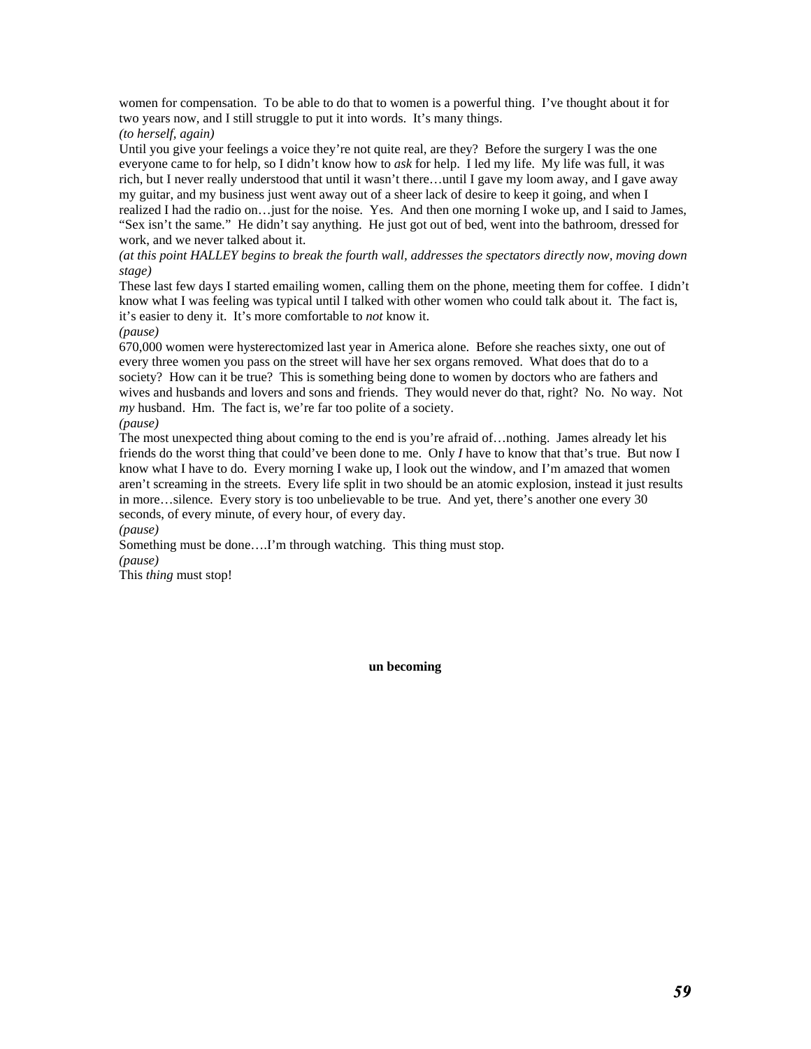women for compensation. To be able to do that to women is a powerful thing. I've thought about it for two years now, and I still struggle to put it into words. It's many things.

*(to herself, again)*

Until you give your feelings a voice they're not quite real, are they? Before the surgery I was the one everyone came to for help, so I didn't know how to *ask* for help. I led my life. My life was full, it was rich, but I never really understood that until it wasn't there…until I gave my loom away, and I gave away my guitar, and my business just went away out of a sheer lack of desire to keep it going, and when I realized I had the radio on…just for the noise. Yes. And then one morning I woke up, and I said to James, "Sex isn't the same." He didn't say anything. He just got out of bed, went into the bathroom, dressed for work, and we never talked about it.

*(at this point HALLEY begins to break the fourth wall, addresses the spectators directly now, moving down stage)*

These last few days I started emailing women, calling them on the phone, meeting them for coffee. I didn't know what I was feeling was typical until I talked with other women who could talk about it. The fact is, it's easier to deny it. It's more comfortable to *not* know it.

*(pause)*

670,000 women were hysterectomized last year in America alone. Before she reaches sixty, one out of every three women you pass on the street will have her sex organs removed. What does that do to a society? How can it be true? This is something being done to women by doctors who are fathers and wives and husbands and lovers and sons and friends. They would never do that, right? No. No way. Not *my* husband. Hm. The fact is, we're far too polite of a society.

*(pause)*

The most unexpected thing about coming to the end is you're afraid of…nothing. James already let his friends do the worst thing that could've been done to me. Only *I* have to know that that's true. But now I know what I have to do. Every morning I wake up, I look out the window, and I'm amazed that women aren't screaming in the streets. Every life split in two should be an atomic explosion, instead it just results in more…silence. Every story is too unbelievable to be true. And yet, there's another one every 30 seconds, of every minute, of every hour, of every day.

*(pause)*

Something must be done….I'm through watching. This thing must stop.

*(pause)*

This *thing* must stop!

**un becoming**